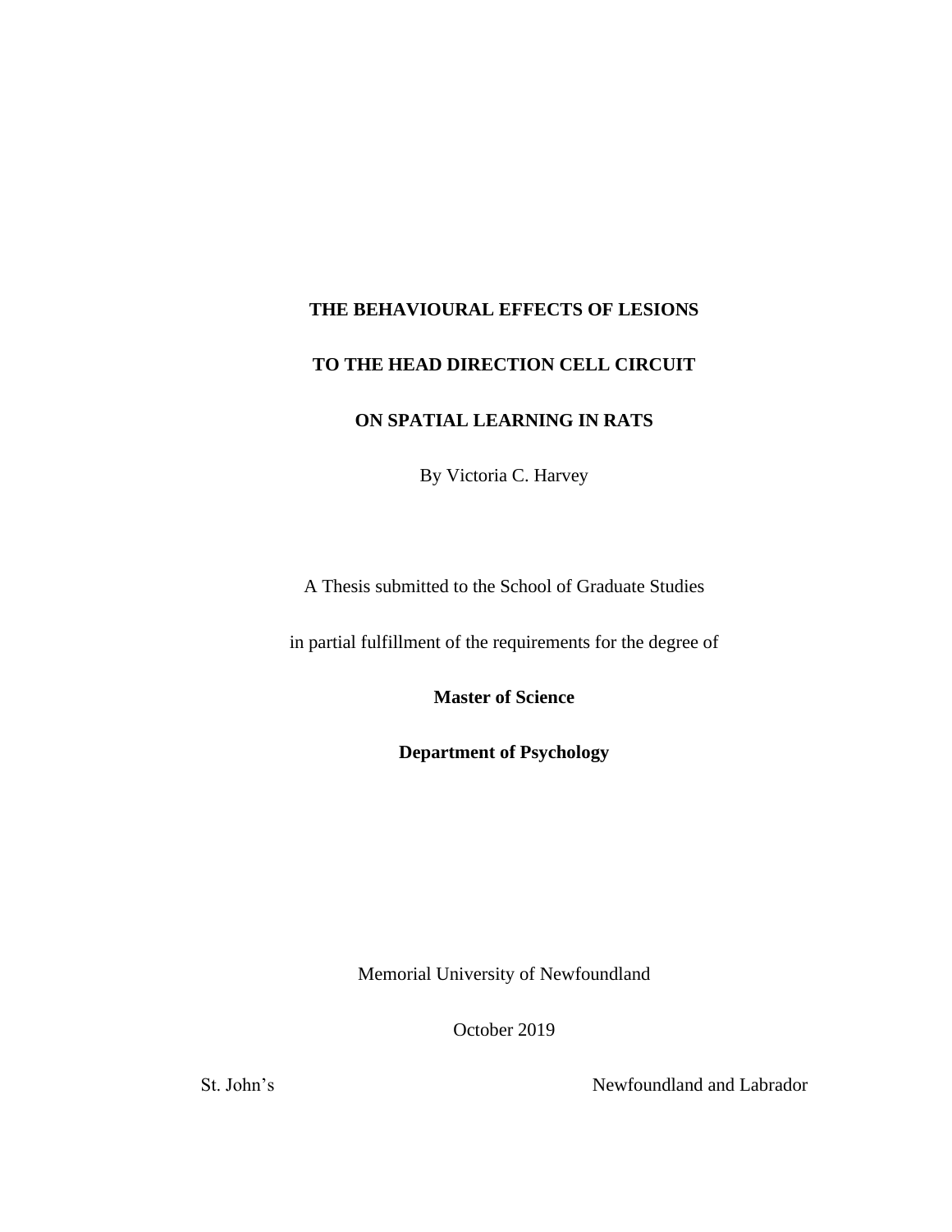# THE BEHAVIOURAL EFFECTS OF LESIONS TO THE HEAD DIRECTION CELL CIRCUIT ON SPATIAL LEARNING IN RATS

By Victoria C. Harvey

A Thesis submitted to the School of Graduate Studies

in partial fulfillment of the requirements for the degree of

**Master of Science**

**Department of Psychology**

Memorial University of Newfoundland

October 2019

St. John's Newfoundland and Labrador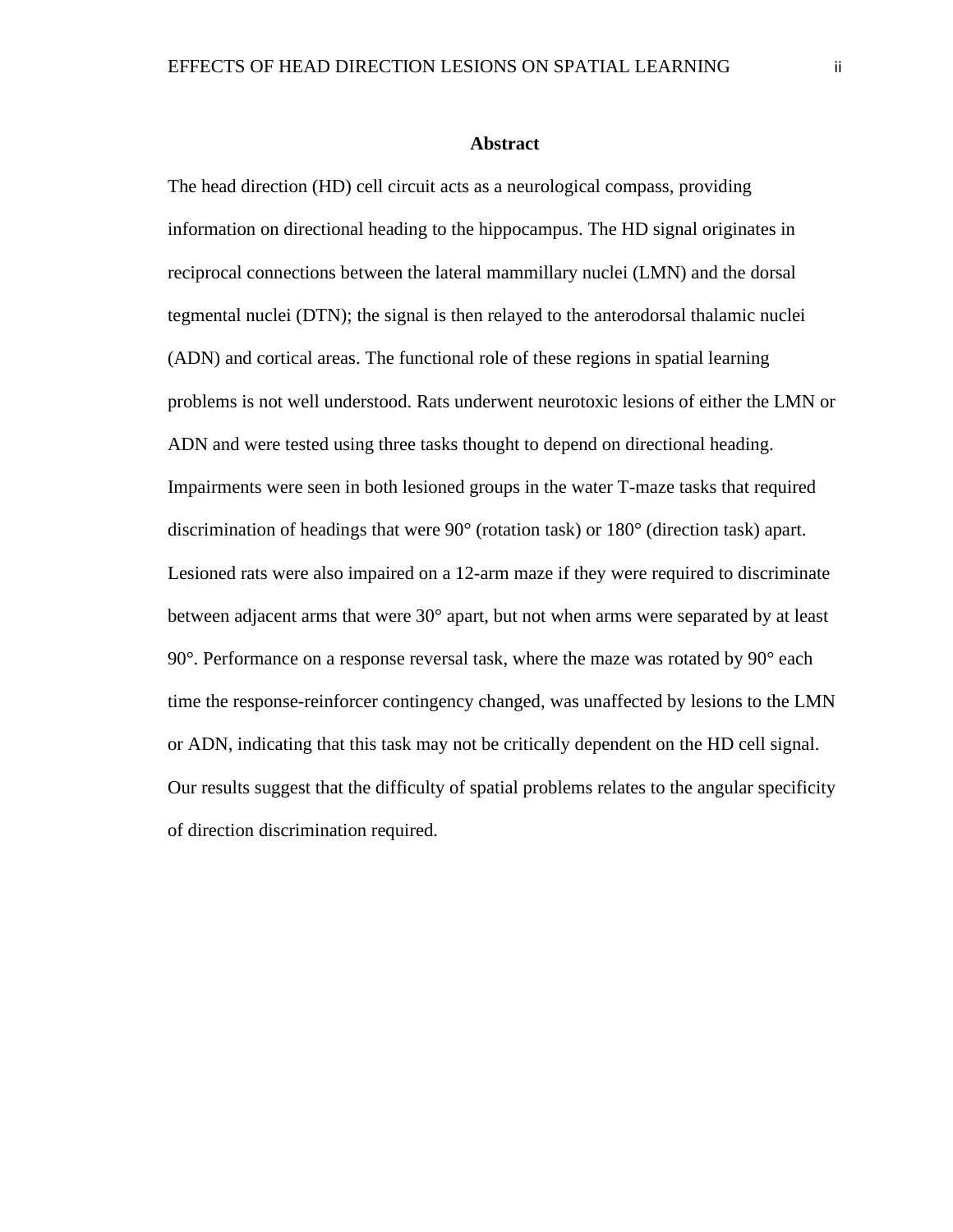## Abstract

The head direction (HD) cell circuit acts as a neurological compass, providing information on directional heading to the hippocampus. The HD signal originates in reciprocal connections between the lateral mammillary nuclei (LMN) and the dorsal tegmental nuclei (DTN); the signal is then relayed to the anterodorsal thalamic nuclei (ADN) and cortical areas. The functional role of these regions in spatial learning problems is not well understood. Rats underwent neurotoxic lesions of either the LMN or ADN and were tested using three tasks thought to depend on directional heading. Impairments were seen in both lesioned groups in the water T-maze tasks that required discrimination of headings that were 90° (rotation task) or 180° (direction task) apart. Lesioned rats were also impaired on a 12-arm maze if they were required to discriminate between adjacent arms that were 30° apart, but not when arms were separated by at least 90°. Performance on a response reversal task, where the maze was rotated by 90° each time the response-reinforcer contingency changed, was unaffected by lesions to the LMN or ADN, indicating that this task may not be critically dependent on the HD cell signal. Our results suggest that the difficulty of spatial problems relates to the angular specificity of direction discrimination required.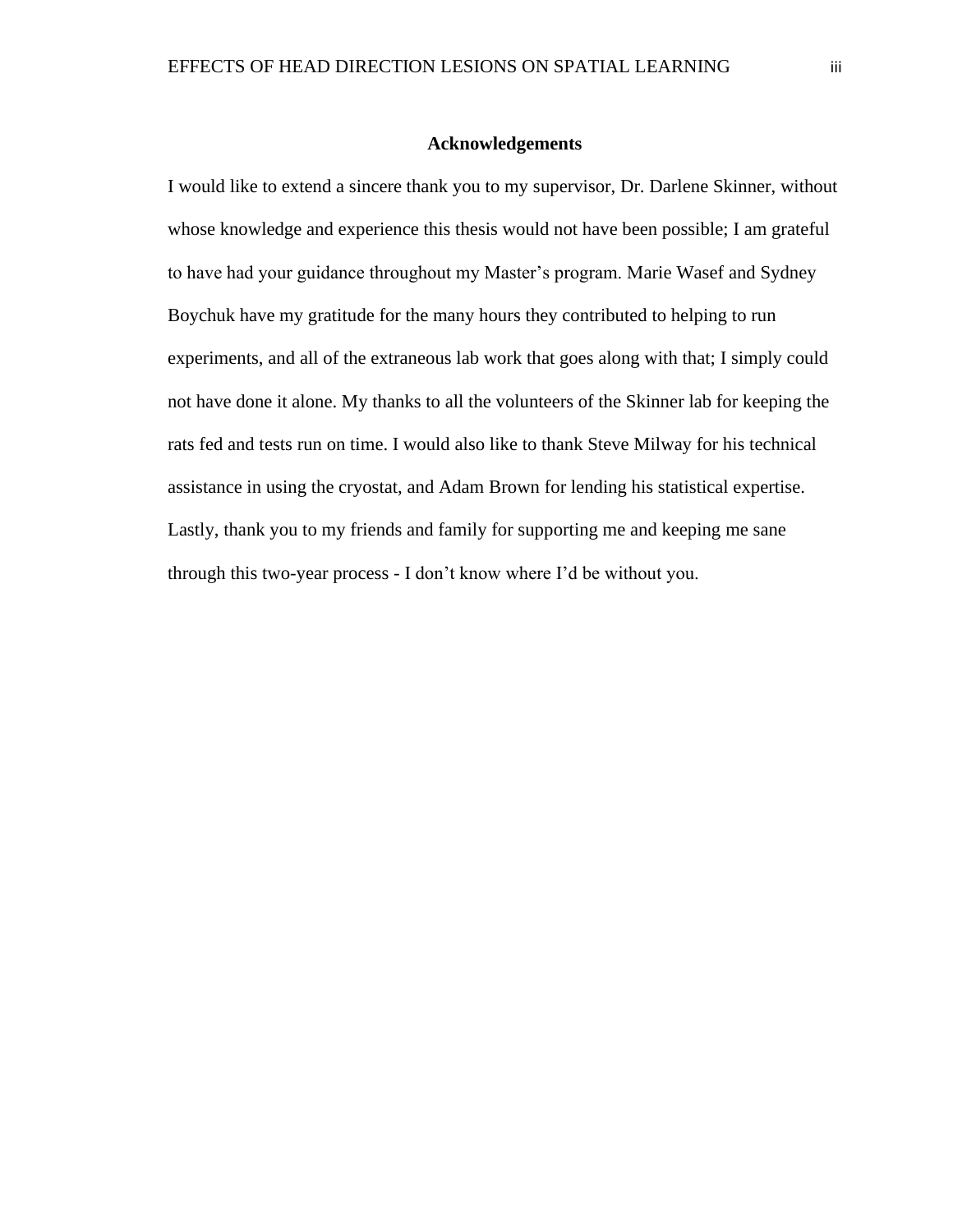## Acknowledgements

I would like to extend a sincere thank you to my supervisor, Dr. Darlene Skinner, without whose knowledge and experience this thesis would not have been possible; I am grateful to have had your guidance throughout my Master's program. Marie Wasef and Sydney Boychuk have my gratitude for the many hours they contributed to helping to run experiments, and all of the extraneous lab work that goes along with that; I simply could not have done it alone. My thanks to all the volunteers of the Skinner lab for keeping the rats fed and tests run on time. I would also like to thank Steve Milway for his technical assistance in using the cryostat, and Adam Brown for lending his statistical expertise. Lastly, thank you to my friends and family for supporting me and keeping me sane through this two-year process - I don't know where I'd be without you.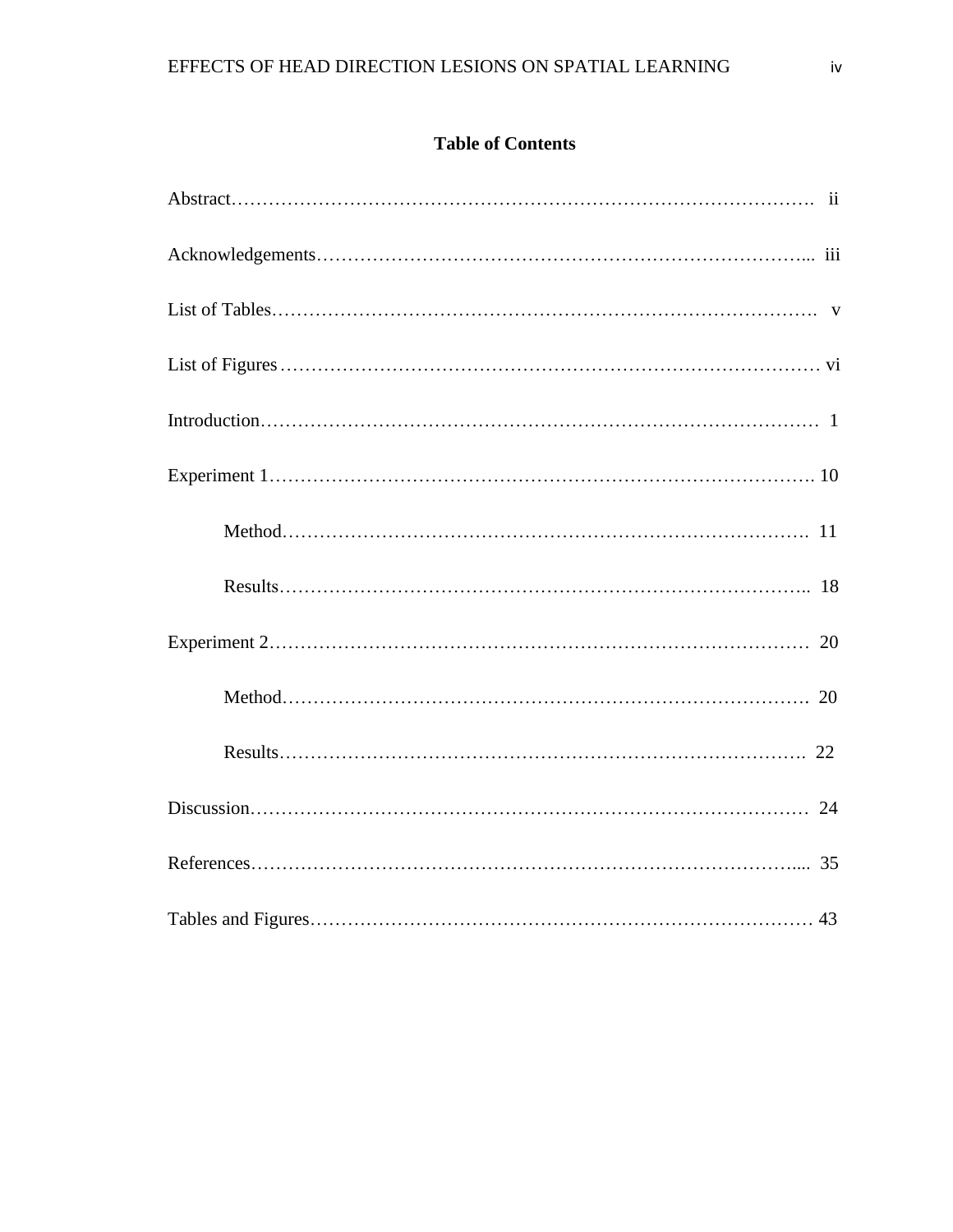# Table of Contents

Abstract……………………………………………………………………………… ii

Acknowledgements………………………………………………………………... iii

List of Tables………………………………………………………………………. v

List of Figures……………………………………………………………………… vi

Introduction………………………………………………………………………… 1

Experiment 1………………………………………………………………………. 10

  Method…………………………………………………………………………. 11

  Results………………………………………………………………………….. 18

Experiment 2……………………………………………………………………… 20

  Method…………………………………………………………………………. 20

  Results…………………………………………………………………………. 22

Discussion………………………………………………………………………… 24

References………………………………………………………………………... 35

Tables and Figures………………………………………………………………… 43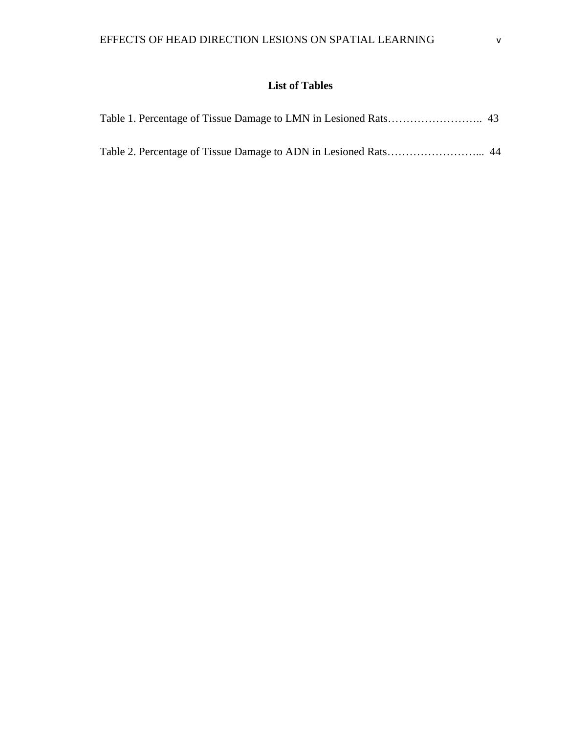## List of Tables

Table 1. Percentage of Tissue Damage to LMN in Lesioned Rats…………………….. 43

Table 2. Percentage of Tissue Damage to ADN in Lesioned Rats……………………... 44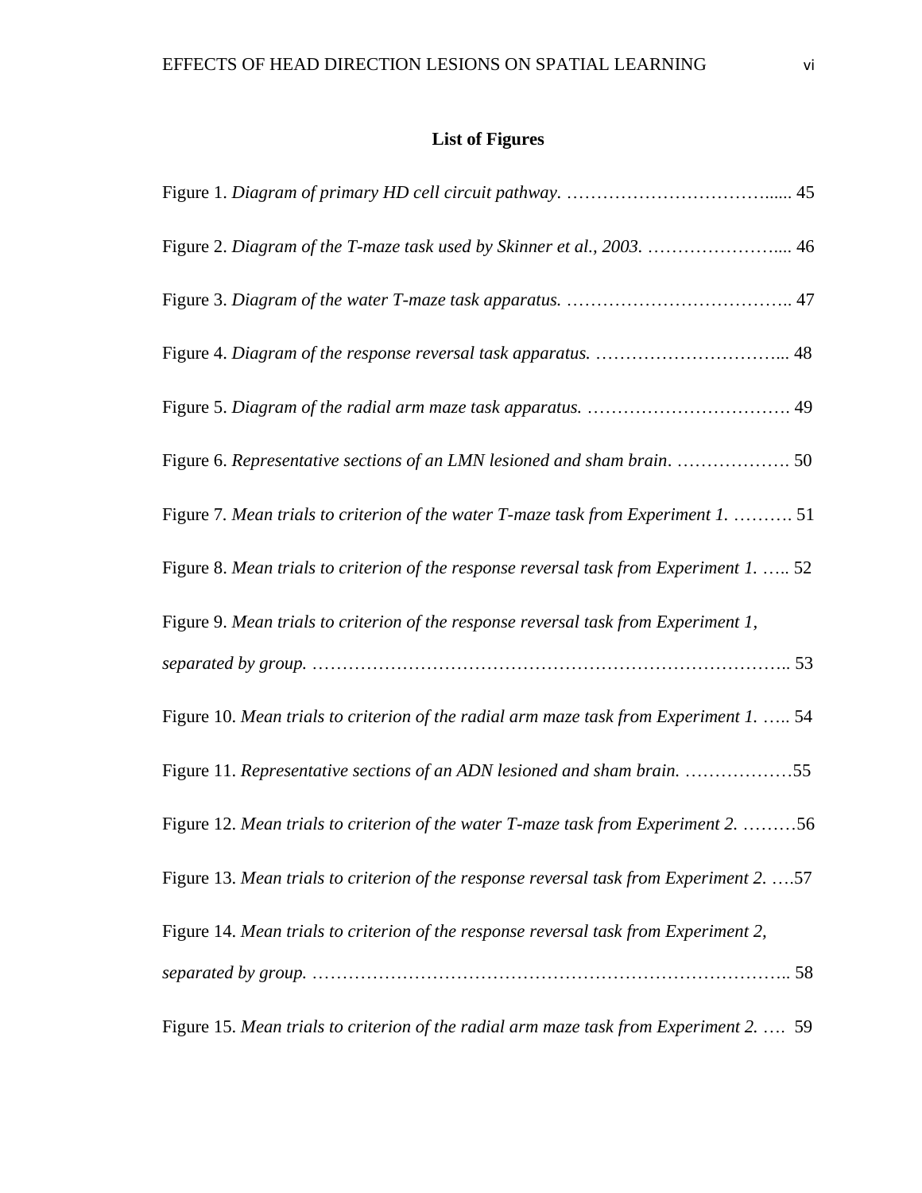## List of Figures

Figure 1. *Diagram of primary HD cell circuit pathway.* ……………………………...... 45

Figure 2. *Diagram of the T-maze task used by Skinner et al., 2003.* …………………... 46

Figure 3. *Diagram of the water T-maze task apparatus.* ……………………………….. 47

Figure 4. *Diagram of the response reversal task apparatus.* …………………………... 48

Figure 5. *Diagram of the radial arm maze task apparatus.* ……………………………. 49

Figure 6. *Representative sections of an LMN lesioned and sham brain.* ………………. 50

Figure 7. *Mean trials to criterion of the water T-maze task from Experiment 1.* ………. 51

Figure 8. *Mean trials to criterion of the response reversal task from Experiment 1.* ….. 52

Figure 9. *Mean trials to criterion of the response reversal task from Experiment 1, separated by group.* ………………………………………………………………….. 53

Figure 10. *Mean trials to criterion of the radial arm maze task from Experiment 1.* ….. 54

Figure 11. *Representative sections of an ADN lesioned and sham brain.* ………………55

Figure 12. *Mean trials to criterion of the water T-maze task from Experiment 2.* ………56

Figure 13. *Mean trials to criterion of the response reversal task from Experiment 2.* ….57

Figure 14. *Mean trials to criterion of the response reversal task from Experiment 2, separated by group.* ………………………………………………………………….. 58

Figure 15. *Mean trials to criterion of the radial arm maze task from Experiment 2.* …. 59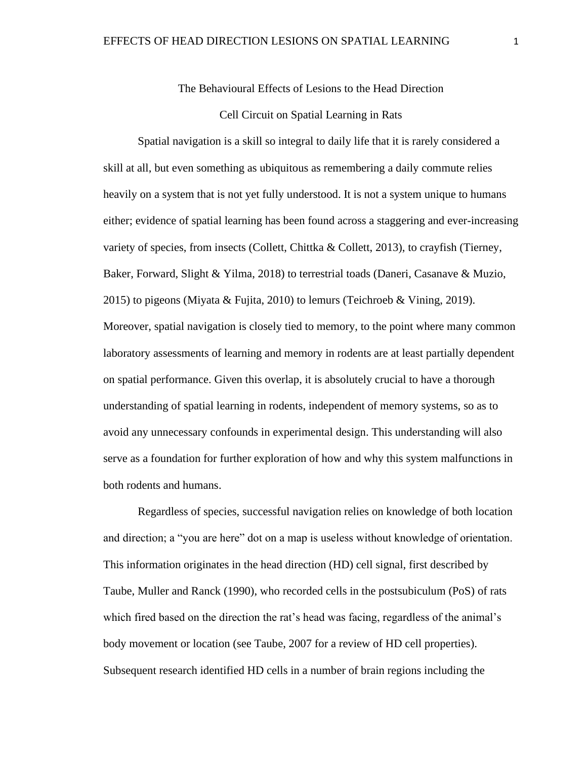# The Behavioural Effects of Lesions to the Head Direction Cell Circuit on Spatial Learning in Rats

Spatial navigation is a skill so integral to daily life that it is rarely considered a skill at all, but even something as ubiquitous as remembering a daily commute relies heavily on a system that is not yet fully understood. It is not a system unique to humans either; evidence of spatial learning has been found across a staggering and ever-increasing variety of species, from insects (Collett, Chittka & Collett, 2013), to crayfish (Tierney, Baker, Forward, Slight & Yilma, 2018) to terrestrial toads (Daneri, Casanave & Muzio, 2015) to pigeons (Miyata & Fujita, 2010) to lemurs (Teichroeb & Vining, 2019). Moreover, spatial navigation is closely tied to memory, to the point where many common laboratory assessments of learning and memory in rodents are at least partially dependent on spatial performance. Given this overlap, it is absolutely crucial to have a thorough understanding of spatial learning in rodents, independent of memory systems, so as to avoid any unnecessary confounds in experimental design. This understanding will also serve as a foundation for further exploration of how and why this system malfunctions in both rodents and humans.

Regardless of species, successful navigation relies on knowledge of both location and direction; a "you are here" dot on a map is useless without knowledge of orientation. This information originates in the head direction (HD) cell signal, first described by Taube, Muller and Ranck (1990), who recorded cells in the postsubiculum (PoS) of rats which fired based on the direction the rat's head was facing, regardless of the animal's body movement or location (see Taube, 2007 for a review of HD cell properties). Subsequent research identified HD cells in a number of brain regions including the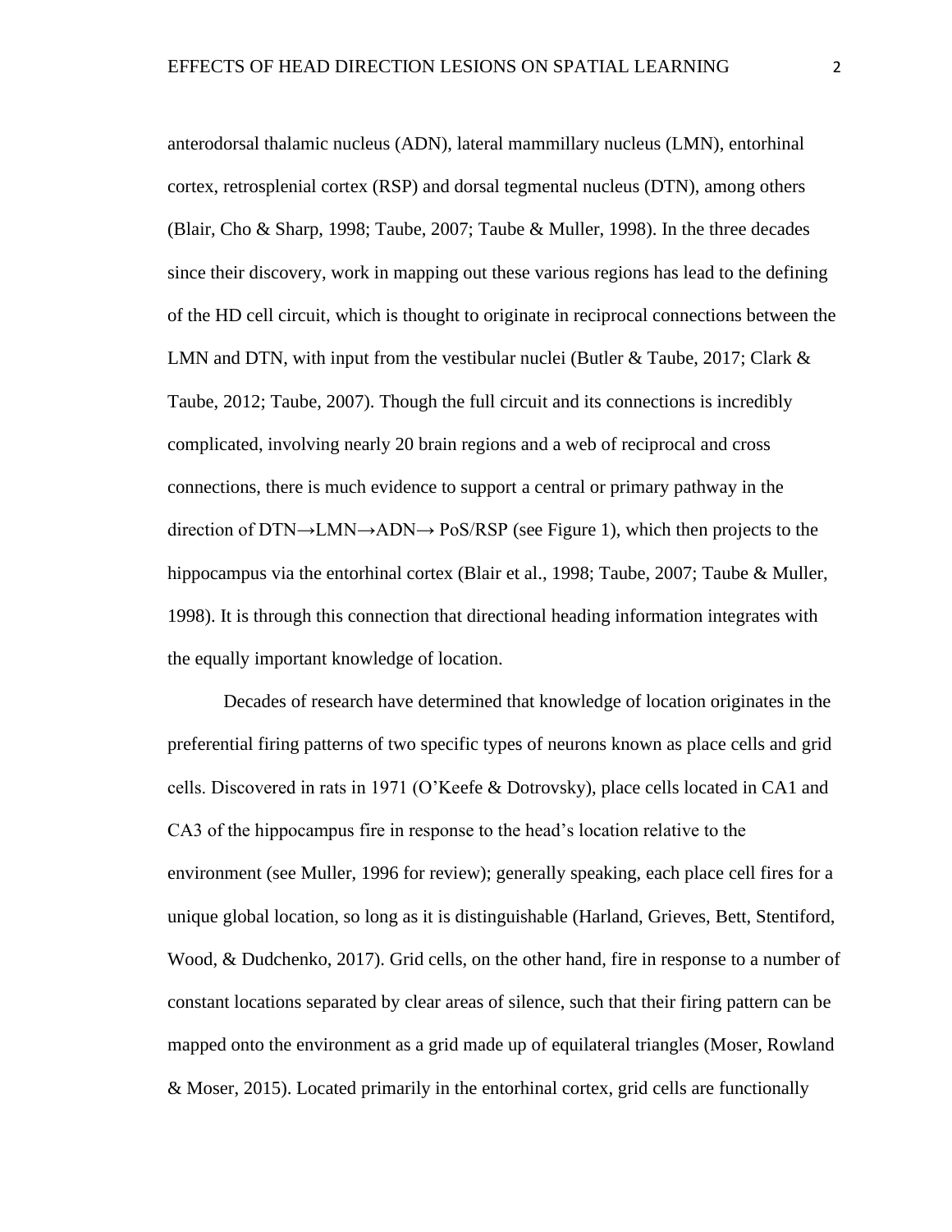anterodorsal thalamic nucleus (ADN), lateral mammillary nucleus (LMN), entorhinal cortex, retrosplenial cortex (RSP) and dorsal tegmental nucleus (DTN), among others (Blair, Cho & Sharp, 1998; Taube, 2007; Taube & Muller, 1998). In the three decades since their discovery, work in mapping out these various regions has lead to the defining of the HD cell circuit, which is thought to originate in reciprocal connections between the LMN and DTN, with input from the vestibular nuclei (Butler & Taube, 2017; Clark & Taube, 2012; Taube, 2007). Though the full circuit and its connections is incredibly complicated, involving nearly 20 brain regions and a web of reciprocal and cross connections, there is much evidence to support a central or primary pathway in the direction of DTN→LMN→ADN→ PoS/RSP (see Figure 1), which then projects to the hippocampus via the entorhinal cortex (Blair et al., 1998; Taube, 2007; Taube & Muller, 1998). It is through this connection that directional heading information integrates with the equally important knowledge of location.

Decades of research have determined that knowledge of location originates in the preferential firing patterns of two specific types of neurons known as place cells and grid cells. Discovered in rats in 1971 (O'Keefe & Dotrovsky), place cells located in CA1 and CA3 of the hippocampus fire in response to the head's location relative to the environment (see Muller, 1996 for review); generally speaking, each place cell fires for a unique global location, so long as it is distinguishable (Harland, Grieves, Bett, Stentiford, Wood, & Dudchenko, 2017). Grid cells, on the other hand, fire in response to a number of constant locations separated by clear areas of silence, such that their firing pattern can be mapped onto the environment as a grid made up of equilateral triangles (Moser, Rowland & Moser, 2015). Located primarily in the entorhinal cortex, grid cells are functionally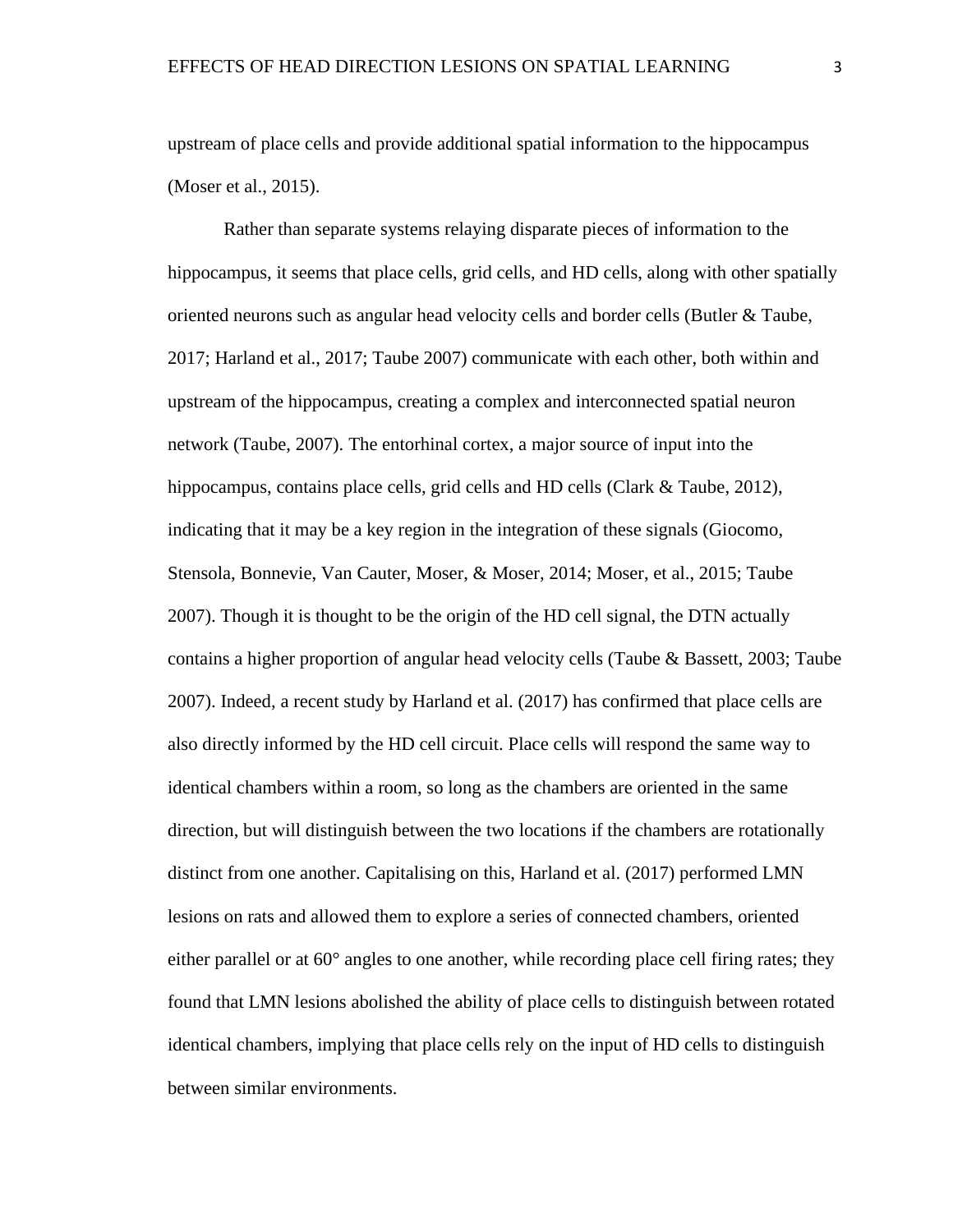upstream of place cells and provide additional spatial information to the hippocampus (Moser et al., 2015).

Rather than separate systems relaying disparate pieces of information to the hippocampus, it seems that place cells, grid cells, and HD cells, along with other spatially oriented neurons such as angular head velocity cells and border cells (Butler & Taube, 2017; Harland et al., 2017; Taube 2007) communicate with each other, both within and upstream of the hippocampus, creating a complex and interconnected spatial neuron network (Taube, 2007). The entorhinal cortex, a major source of input into the hippocampus, contains place cells, grid cells and HD cells (Clark & Taube, 2012), indicating that it may be a key region in the integration of these signals (Giocomo, Stensola, Bonnevie, Van Cauter, Moser, & Moser, 2014; Moser, et al., 2015; Taube 2007). Though it is thought to be the origin of the HD cell signal, the DTN actually contains a higher proportion of angular head velocity cells (Taube & Bassett, 2003; Taube 2007). Indeed, a recent study by Harland et al. (2017) has confirmed that place cells are also directly informed by the HD cell circuit. Place cells will respond the same way to identical chambers within a room, so long as the chambers are oriented in the same direction, but will distinguish between the two locations if the chambers are rotationally distinct from one another. Capitalising on this, Harland et al. (2017) performed LMN lesions on rats and allowed them to explore a series of connected chambers, oriented either parallel or at 60° angles to one another, while recording place cell firing rates; they found that LMN lesions abolished the ability of place cells to distinguish between rotated identical chambers, implying that place cells rely on the input of HD cells to distinguish between similar environments.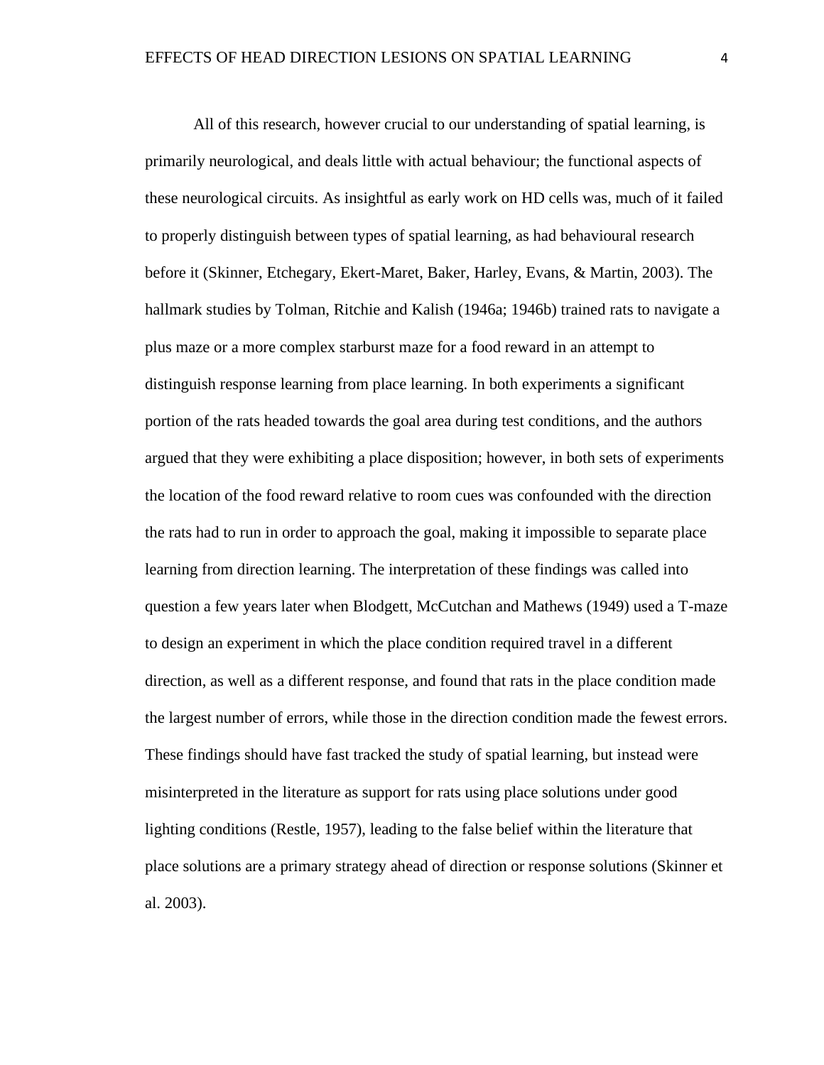All of this research, however crucial to our understanding of spatial learning, is primarily neurological, and deals little with actual behaviour; the functional aspects of these neurological circuits. As insightful as early work on HD cells was, much of it failed to properly distinguish between types of spatial learning, as had behavioural research before it (Skinner, Etchegary, Ekert-Maret, Baker, Harley, Evans, & Martin, 2003). The hallmark studies by Tolman, Ritchie and Kalish (1946a; 1946b) trained rats to navigate a plus maze or a more complex starburst maze for a food reward in an attempt to distinguish response learning from place learning. In both experiments a significant portion of the rats headed towards the goal area during test conditions, and the authors argued that they were exhibiting a place disposition; however, in both sets of experiments the location of the food reward relative to room cues was confounded with the direction the rats had to run in order to approach the goal, making it impossible to separate place learning from direction learning. The interpretation of these findings was called into question a few years later when Blodgett, McCutchan and Mathews (1949) used a T-maze to design an experiment in which the place condition required travel in a different direction, as well as a different response, and found that rats in the place condition made the largest number of errors, while those in the direction condition made the fewest errors. These findings should have fast tracked the study of spatial learning, but instead were misinterpreted in the literature as support for rats using place solutions under good lighting conditions (Restle, 1957), leading to the false belief within the literature that place solutions are a primary strategy ahead of direction or response solutions (Skinner et al. 2003).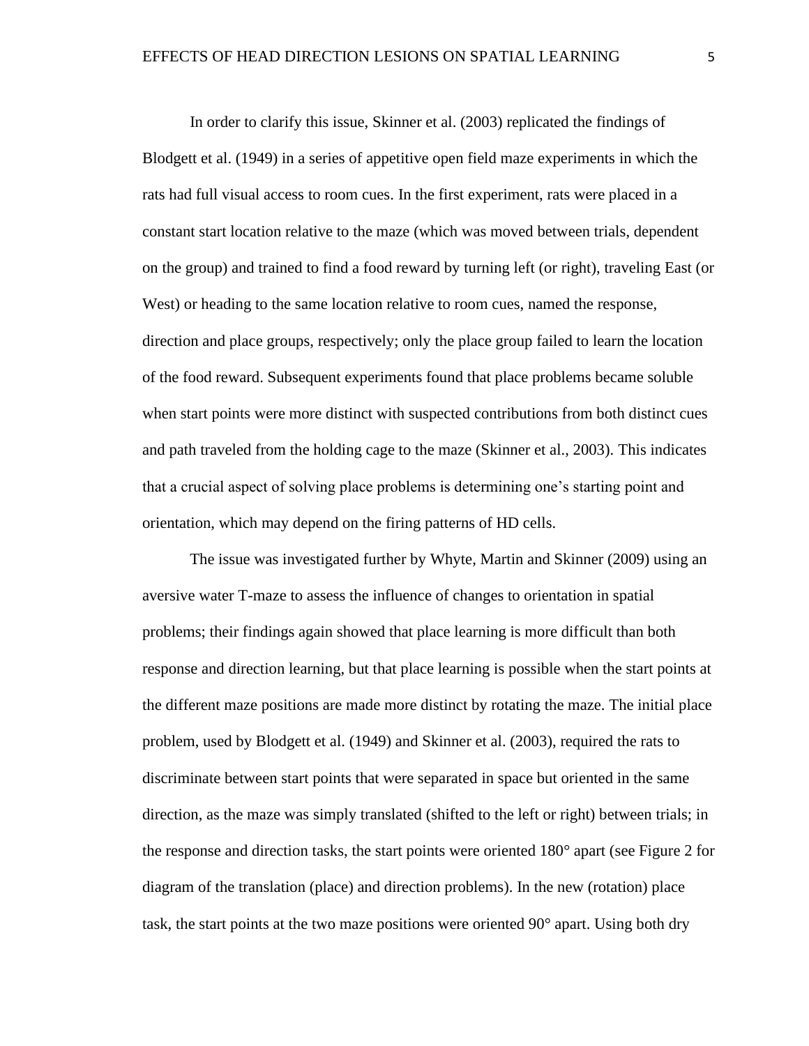In order to clarify this issue, Skinner et al. (2003) replicated the findings of Blodgett et al. (1949) in a series of appetitive open field maze experiments in which the rats had full visual access to room cues. In the first experiment, rats were placed in a constant start location relative to the maze (which was moved between trials, dependent on the group) and trained to find a food reward by turning left (or right), traveling East (or West) or heading to the same location relative to room cues, named the response, direction and place groups, respectively; only the place group failed to learn the location of the food reward. Subsequent experiments found that place problems became soluble when start points were more distinct with suspected contributions from both distinct cues and path traveled from the holding cage to the maze (Skinner et al., 2003). This indicates that a crucial aspect of solving place problems is determining one's starting point and orientation, which may depend on the firing patterns of HD cells.

The issue was investigated further by Whyte, Martin and Skinner (2009) using an aversive water T-maze to assess the influence of changes to orientation in spatial problems; their findings again showed that place learning is more difficult than both response and direction learning, but that place learning is possible when the start points at the different maze positions are made more distinct by rotating the maze. The initial place problem, used by Blodgett et al. (1949) and Skinner et al. (2003), required the rats to discriminate between start points that were separated in space but oriented in the same direction, as the maze was simply translated (shifted to the left or right) between trials; in the response and direction tasks, the start points were oriented 180° apart (see Figure 2 for diagram of the translation (place) and direction problems). In the new (rotation) place task, the start points at the two maze positions were oriented 90° apart. Using both dry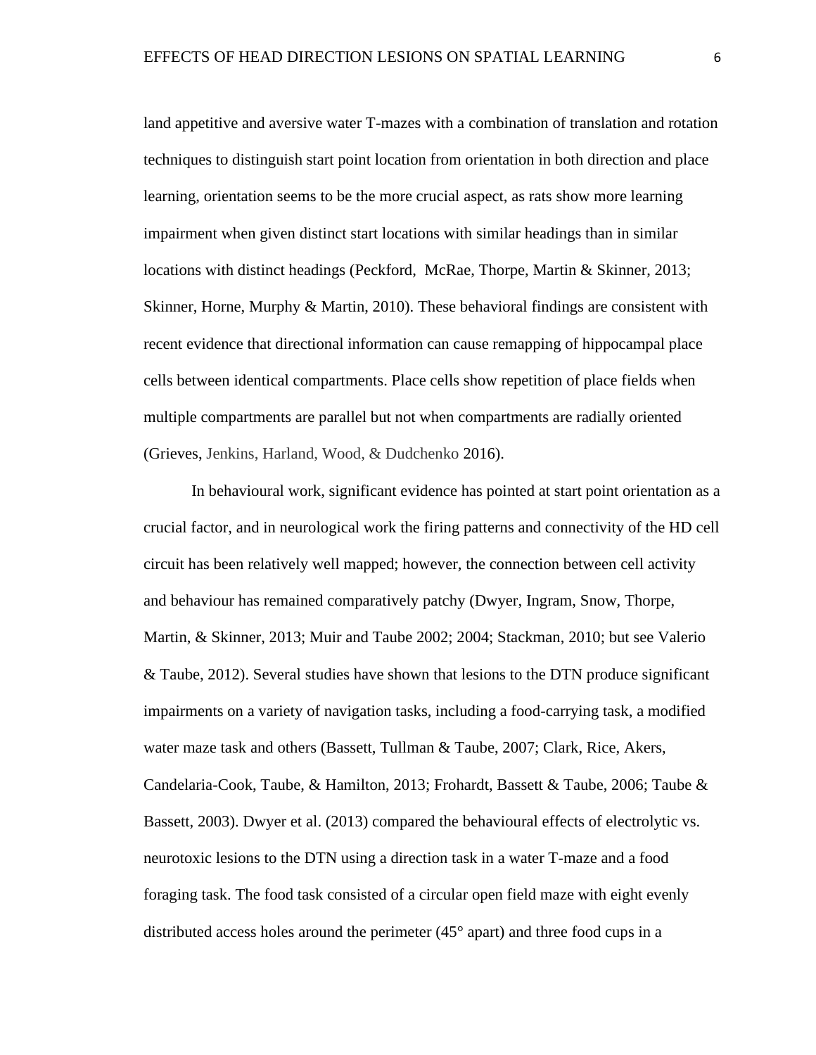land appetitive and aversive water T-mazes with a combination of translation and rotation techniques to distinguish start point location from orientation in both direction and place learning, orientation seems to be the more crucial aspect, as rats show more learning impairment when given distinct start locations with similar headings than in similar locations with distinct headings (Peckford,  McRae, Thorpe, Martin & Skinner, 2013; Skinner, Horne, Murphy & Martin, 2010). These behavioral findings are consistent with recent evidence that directional information can cause remapping of hippocampal place cells between identical compartments. Place cells show repetition of place fields when multiple compartments are parallel but not when compartments are radially oriented (Grieves, Jenkins, Harland, Wood, & Dudchenko 2016).

In behavioural work, significant evidence has pointed at start point orientation as a crucial factor, and in neurological work the firing patterns and connectivity of the HD cell circuit has been relatively well mapped; however, the connection between cell activity and behaviour has remained comparatively patchy (Dwyer, Ingram, Snow, Thorpe, Martin, & Skinner, 2013; Muir and Taube 2002; 2004; Stackman, 2010; but see Valerio & Taube, 2012). Several studies have shown that lesions to the DTN produce significant impairments on a variety of navigation tasks, including a food-carrying task, a modified water maze task and others (Bassett, Tullman & Taube, 2007; Clark, Rice, Akers, Candelaria-Cook, Taube, & Hamilton, 2013; Frohardt, Bassett & Taube, 2006; Taube & Bassett, 2003). Dwyer et al. (2013) compared the behavioural effects of electrolytic vs. neurotoxic lesions to the DTN using a direction task in a water T-maze and a food foraging task. The food task consisted of a circular open field maze with eight evenly distributed access holes around the perimeter (45° apart) and three food cups in a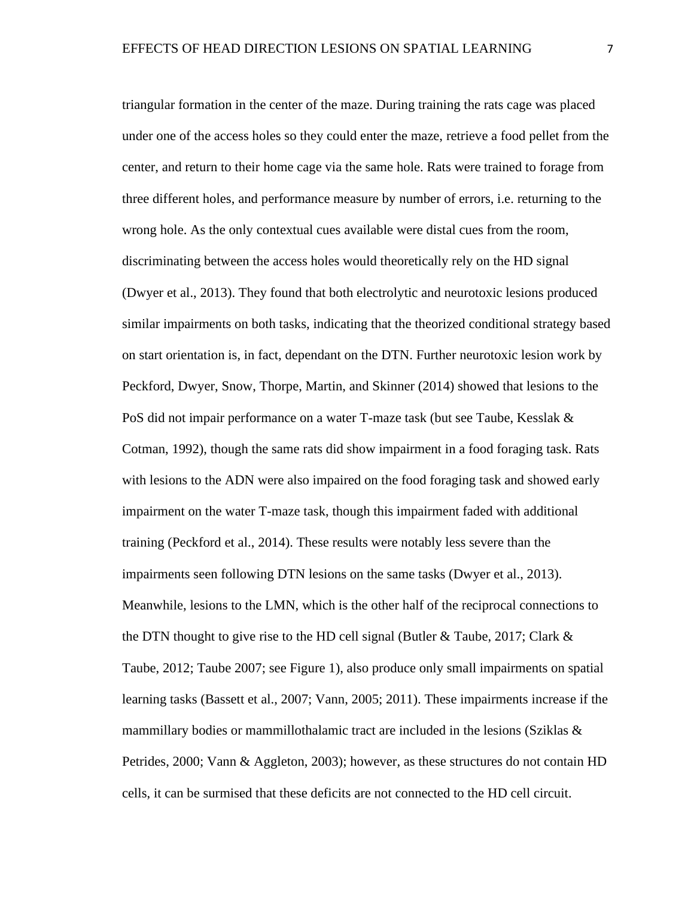triangular formation in the center of the maze. During training the rats cage was placed under one of the access holes so they could enter the maze, retrieve a food pellet from the center, and return to their home cage via the same hole. Rats were trained to forage from three different holes, and performance measure by number of errors, i.e. returning to the wrong hole. As the only contextual cues available were distal cues from the room, discriminating between the access holes would theoretically rely on the HD signal (Dwyer et al., 2013). They found that both electrolytic and neurotoxic lesions produced similar impairments on both tasks, indicating that the theorized conditional strategy based on start orientation is, in fact, dependant on the DTN. Further neurotoxic lesion work by Peckford, Dwyer, Snow, Thorpe, Martin, and Skinner (2014) showed that lesions to the PoS did not impair performance on a water T-maze task (but see Taube, Kesslak & Cotman, 1992), though the same rats did show impairment in a food foraging task. Rats with lesions to the ADN were also impaired on the food foraging task and showed early impairment on the water T-maze task, though this impairment faded with additional training (Peckford et al., 2014). These results were notably less severe than the impairments seen following DTN lesions on the same tasks (Dwyer et al., 2013). Meanwhile, lesions to the LMN, which is the other half of the reciprocal connections to the DTN thought to give rise to the HD cell signal (Butler & Taube, 2017; Clark & Taube, 2012; Taube 2007; see Figure 1), also produce only small impairments on spatial learning tasks (Bassett et al., 2007; Vann, 2005; 2011). These impairments increase if the mammillary bodies or mammillothalamic tract are included in the lesions (Sziklas & Petrides, 2000; Vann & Aggleton, 2003); however, as these structures do not contain HD cells, it can be surmised that these deficits are not connected to the HD cell circuit.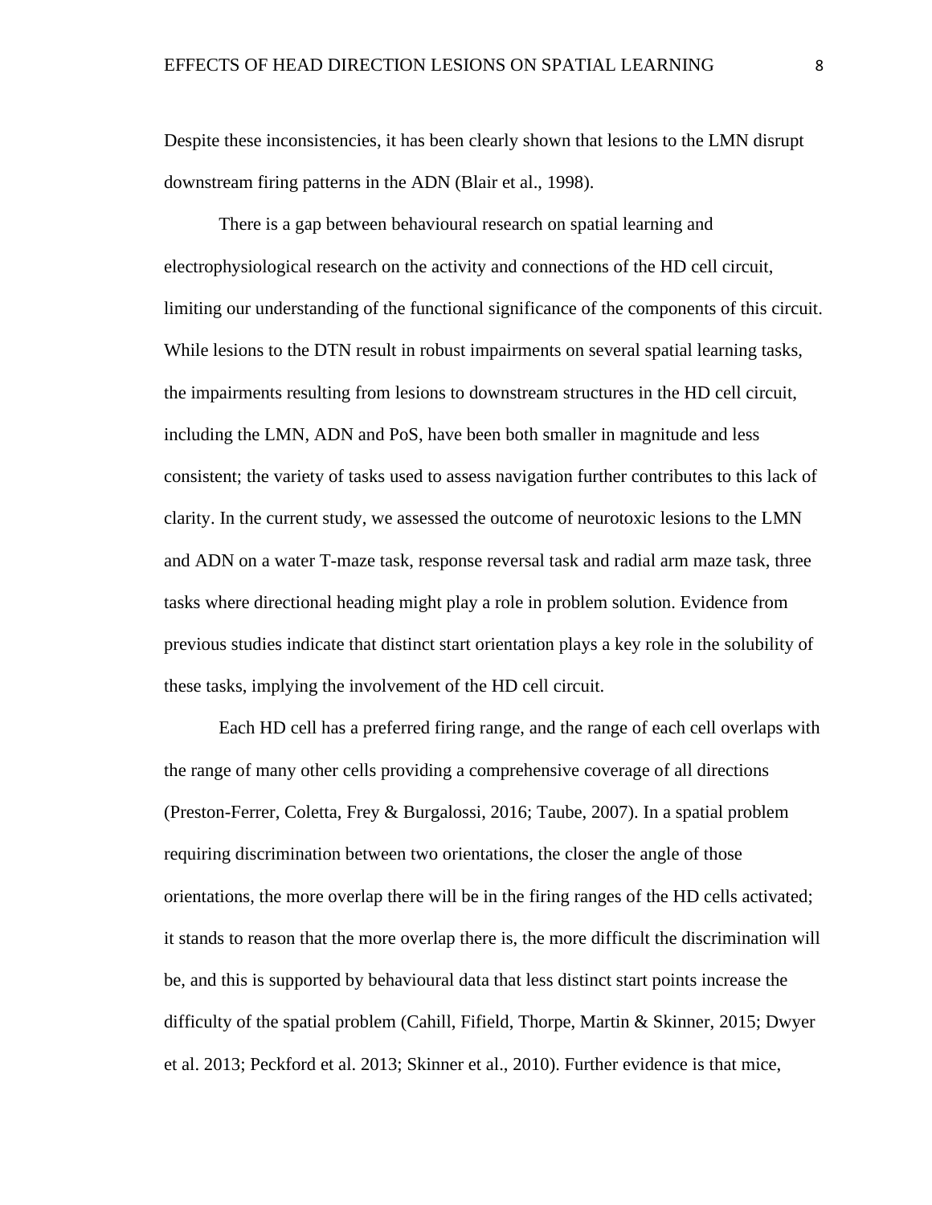Despite these inconsistencies, it has been clearly shown that lesions to the LMN disrupt downstream firing patterns in the ADN (Blair et al., 1998).

There is a gap between behavioural research on spatial learning and electrophysiological research on the activity and connections of the HD cell circuit, limiting our understanding of the functional significance of the components of this circuit. While lesions to the DTN result in robust impairments on several spatial learning tasks, the impairments resulting from lesions to downstream structures in the HD cell circuit, including the LMN, ADN and PoS, have been both smaller in magnitude and less consistent; the variety of tasks used to assess navigation further contributes to this lack of clarity. In the current study, we assessed the outcome of neurotoxic lesions to the LMN and ADN on a water T-maze task, response reversal task and radial arm maze task, three tasks where directional heading might play a role in problem solution. Evidence from previous studies indicate that distinct start orientation plays a key role in the solubility of these tasks, implying the involvement of the HD cell circuit.

Each HD cell has a preferred firing range, and the range of each cell overlaps with the range of many other cells providing a comprehensive coverage of all directions (Preston-Ferrer, Coletta, Frey & Burgalossi, 2016; Taube, 2007). In a spatial problem requiring discrimination between two orientations, the closer the angle of those orientations, the more overlap there will be in the firing ranges of the HD cells activated; it stands to reason that the more overlap there is, the more difficult the discrimination will be, and this is supported by behavioural data that less distinct start points increase the difficulty of the spatial problem (Cahill, Fifield, Thorpe, Martin & Skinner, 2015; Dwyer et al. 2013; Peckford et al. 2013; Skinner et al., 2010). Further evidence is that mice,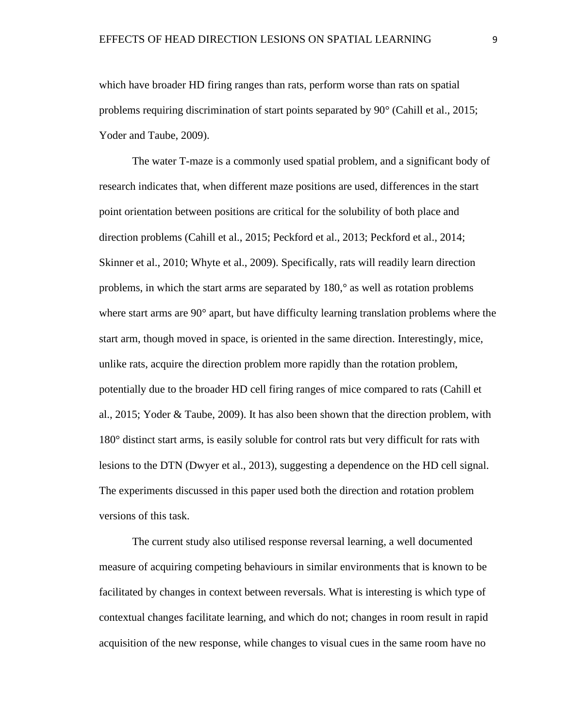which have broader HD firing ranges than rats, perform worse than rats on spatial problems requiring discrimination of start points separated by 90° (Cahill et al., 2015; Yoder and Taube, 2009).

The water T-maze is a commonly used spatial problem, and a significant body of research indicates that, when different maze positions are used, differences in the start point orientation between positions are critical for the solubility of both place and direction problems (Cahill et al., 2015; Peckford et al., 2013; Peckford et al., 2014; Skinner et al., 2010; Whyte et al., 2009). Specifically, rats will readily learn direction problems, in which the start arms are separated by 180,° as well as rotation problems where start arms are 90° apart, but have difficulty learning translation problems where the start arm, though moved in space, is oriented in the same direction. Interestingly, mice, unlike rats, acquire the direction problem more rapidly than the rotation problem, potentially due to the broader HD cell firing ranges of mice compared to rats (Cahill et al., 2015; Yoder & Taube, 2009). It has also been shown that the direction problem, with 180° distinct start arms, is easily soluble for control rats but very difficult for rats with lesions to the DTN (Dwyer et al., 2013), suggesting a dependence on the HD cell signal. The experiments discussed in this paper used both the direction and rotation problem versions of this task.

The current study also utilised response reversal learning, a well documented measure of acquiring competing behaviours in similar environments that is known to be facilitated by changes in context between reversals. What is interesting is which type of contextual changes facilitate learning, and which do not; changes in room result in rapid acquisition of the new response, while changes to visual cues in the same room have no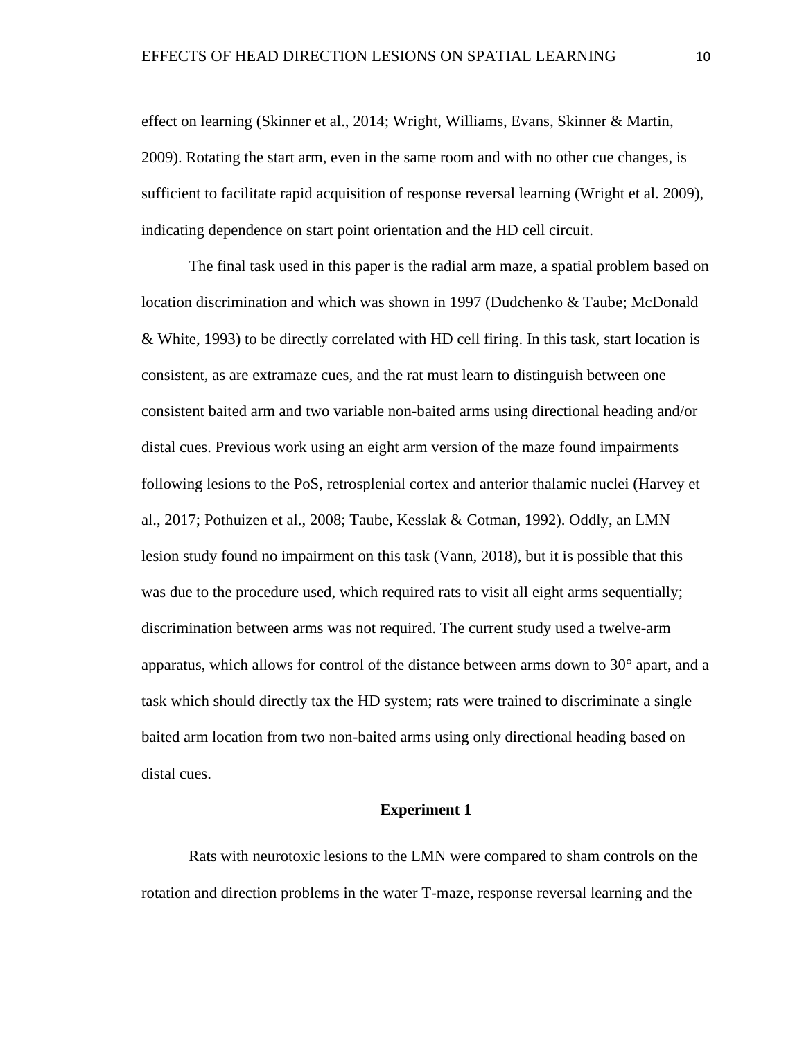effect on learning (Skinner et al., 2014; Wright, Williams, Evans, Skinner & Martin, 2009). Rotating the start arm, even in the same room and with no other cue changes, is sufficient to facilitate rapid acquisition of response reversal learning (Wright et al. 2009), indicating dependence on start point orientation and the HD cell circuit.

The final task used in this paper is the radial arm maze, a spatial problem based on location discrimination and which was shown in 1997 (Dudchenko & Taube; McDonald & White, 1993) to be directly correlated with HD cell firing. In this task, start location is consistent, as are extramaze cues, and the rat must learn to distinguish between one consistent baited arm and two variable non-baited arms using directional heading and/or distal cues. Previous work using an eight arm version of the maze found impairments following lesions to the PoS, retrosplenial cortex and anterior thalamic nuclei (Harvey et al., 2017; Pothuizen et al., 2008; Taube, Kesslak & Cotman, 1992). Oddly, an LMN lesion study found no impairment on this task (Vann, 2018), but it is possible that this was due to the procedure used, which required rats to visit all eight arms sequentially; discrimination between arms was not required. The current study used a twelve-arm apparatus, which allows for control of the distance between arms down to 30° apart, and a task which should directly tax the HD system; rats were trained to discriminate a single baited arm location from two non-baited arms using only directional heading based on distal cues.

## Experiment 1

Rats with neurotoxic lesions to the LMN were compared to sham controls on the rotation and direction problems in the water T-maze, response reversal learning and the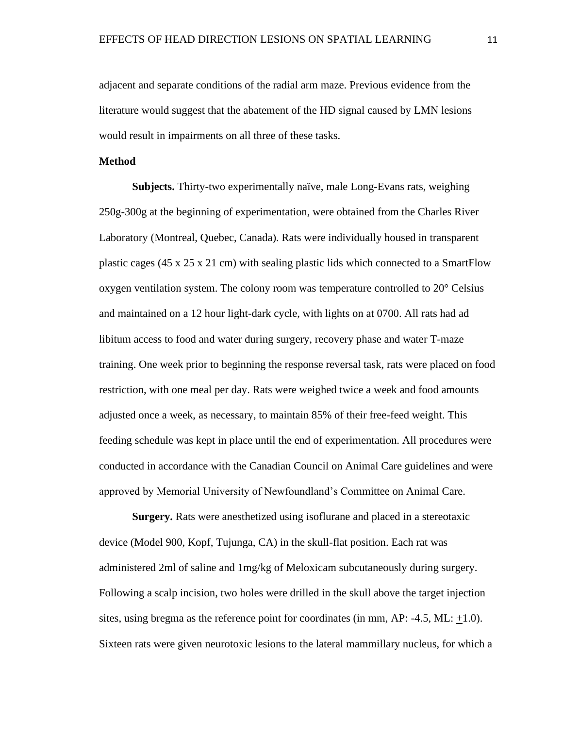adjacent and separate conditions of the radial arm maze. Previous evidence from the literature would suggest that the abatement of the HD signal caused by LMN lesions would result in impairments on all three of these tasks.

**Method**

**Subjects.** Thirty-two experimentally naïve, male Long-Evans rats, weighing 250g-300g at the beginning of experimentation, were obtained from the Charles River Laboratory (Montreal, Quebec, Canada). Rats were individually housed in transparent plastic cages (45 x 25 x 21 cm) with sealing plastic lids which connected to a SmartFlow oxygen ventilation system. The colony room was temperature controlled to 20° Celsius and maintained on a 12 hour light-dark cycle, with lights on at 0700. All rats had ad libitum access to food and water during surgery, recovery phase and water T-maze training. One week prior to beginning the response reversal task, rats were placed on food restriction, with one meal per day. Rats were weighed twice a week and food amounts adjusted once a week, as necessary, to maintain 85% of their free-feed weight. This feeding schedule was kept in place until the end of experimentation. All procedures were conducted in accordance with the Canadian Council on Animal Care guidelines and were approved by Memorial University of Newfoundland's Committee on Animal Care.

**Surgery.** Rats were anesthetized using isoflurane and placed in a stereotaxic device (Model 900, Kopf, Tujunga, CA) in the skull-flat position. Each rat was administered 2ml of saline and 1mg/kg of Meloxicam subcutaneously during surgery. Following a scalp incision, two holes were drilled in the skull above the target injection sites, using bregma as the reference point for coordinates (in mm, AP: -4.5, ML: $\pm$1.0). Sixteen rats were given neurotoxic lesions to the lateral mammillary nucleus, for which a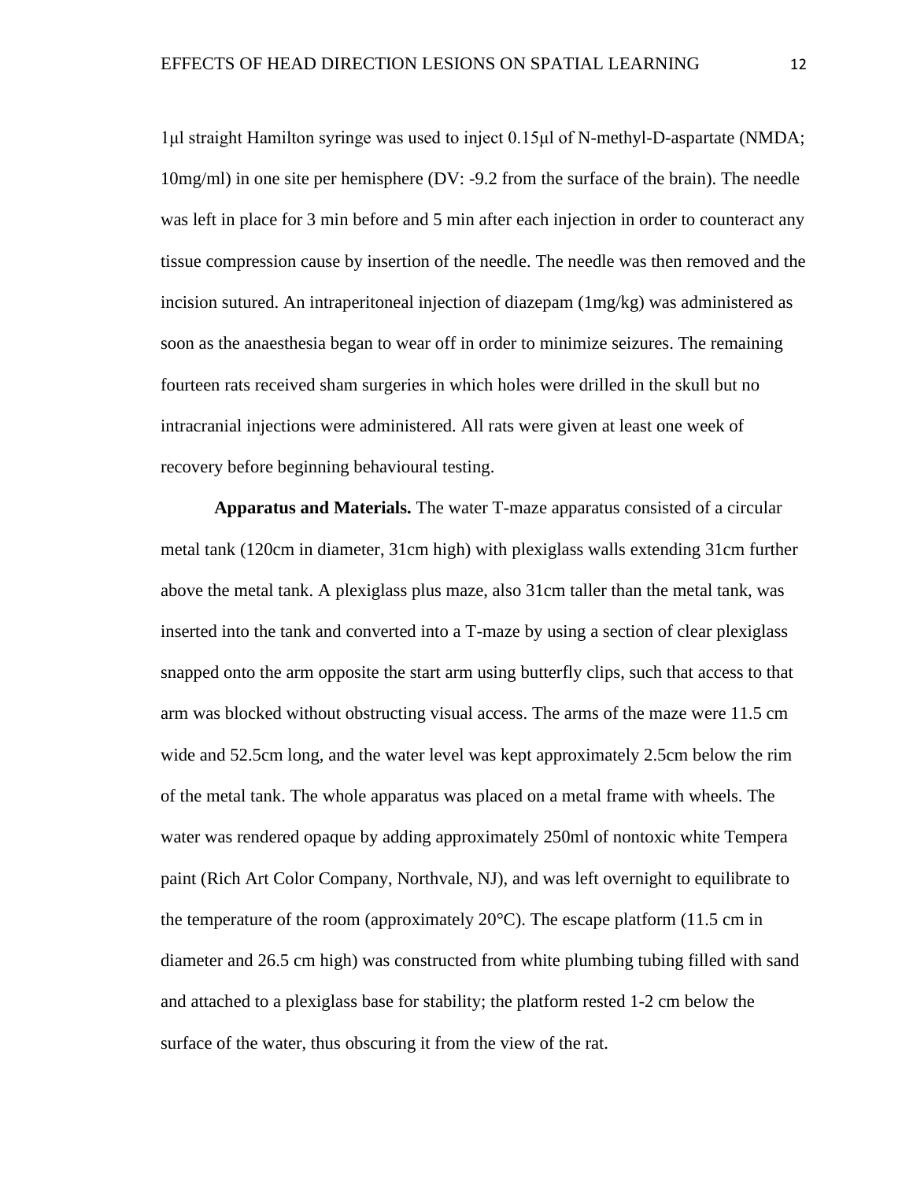1μl straight Hamilton syringe was used to inject 0.15μl of N-methyl-D-aspartate (NMDA; 10mg/ml) in one site per hemisphere (DV: -9.2 from the surface of the brain). The needle was left in place for 3 min before and 5 min after each injection in order to counteract any tissue compression cause by insertion of the needle. The needle was then removed and the incision sutured. An intraperitoneal injection of diazepam (1mg/kg) was administered as soon as the anaesthesia began to wear off in order to minimize seizures. The remaining fourteen rats received sham surgeries in which holes were drilled in the skull but no intracranial injections were administered. All rats were given at least one week of recovery before beginning behavioural testing.

**Apparatus and Materials.** The water T-maze apparatus consisted of a circular metal tank (120cm in diameter, 31cm high) with plexiglass walls extending 31cm further above the metal tank. A plexiglass plus maze, also 31cm taller than the metal tank, was inserted into the tank and converted into a T-maze by using a section of clear plexiglass snapped onto the arm opposite the start arm using butterfly clips, such that access to that arm was blocked without obstructing visual access. The arms of the maze were 11.5 cm wide and 52.5cm long, and the water level was kept approximately 2.5cm below the rim of the metal tank. The whole apparatus was placed on a metal frame with wheels. The water was rendered opaque by adding approximately 250ml of nontoxic white Tempera paint (Rich Art Color Company, Northvale, NJ), and was left overnight to equilibrate to the temperature of the room (approximately 20°C). The escape platform (11.5 cm in diameter and 26.5 cm high) was constructed from white plumbing tubing filled with sand and attached to a plexiglass base for stability; the platform rested 1-2 cm below the surface of the water, thus obscuring it from the view of the rat.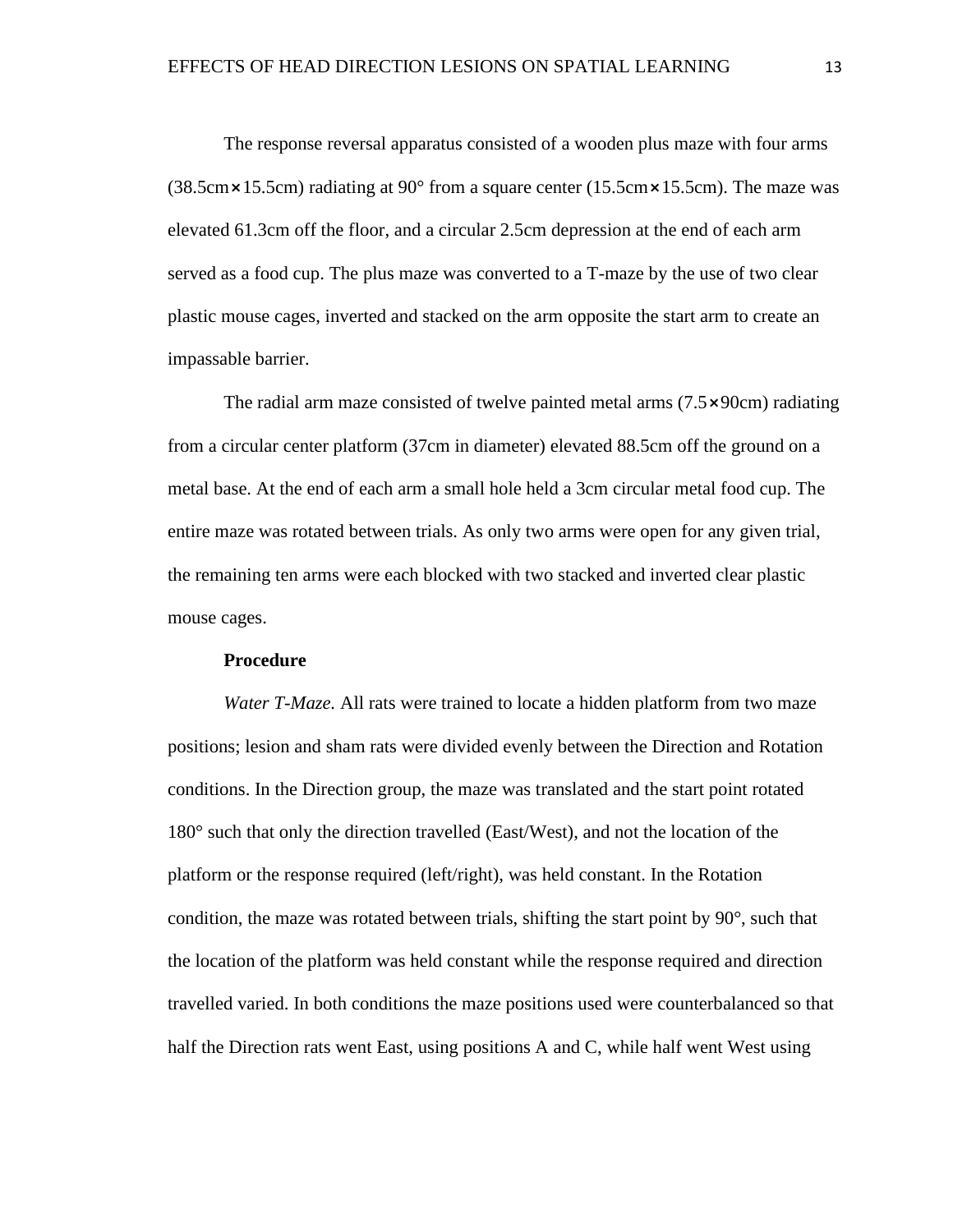The response reversal apparatus consisted of a wooden plus maze with four arms (38.5cm×15.5cm) radiating at 90° from a square center (15.5cm×15.5cm). The maze was elevated 61.3cm off the floor, and a circular 2.5cm depression at the end of each arm served as a food cup. The plus maze was converted to a T-maze by the use of two clear plastic mouse cages, inverted and stacked on the arm opposite the start arm to create an impassable barrier.

The radial arm maze consisted of twelve painted metal arms (7.5×90cm) radiating from a circular center platform (37cm in diameter) elevated 88.5cm off the ground on a metal base. At the end of each arm a small hole held a 3cm circular metal food cup. The entire maze was rotated between trials. As only two arms were open for any given trial, the remaining ten arms were each blocked with two stacked and inverted clear plastic mouse cages.

### Procedure

*Water T-Maze.* All rats were trained to locate a hidden platform from two maze positions; lesion and sham rats were divided evenly between the Direction and Rotation conditions. In the Direction group, the maze was translated and the start point rotated 180° such that only the direction travelled (East/West), and not the location of the platform or the response required (left/right), was held constant. In the Rotation condition, the maze was rotated between trials, shifting the start point by 90°, such that the location of the platform was held constant while the response required and direction travelled varied. In both conditions the maze positions used were counterbalanced so that half the Direction rats went East, using positions A and C, while half went West using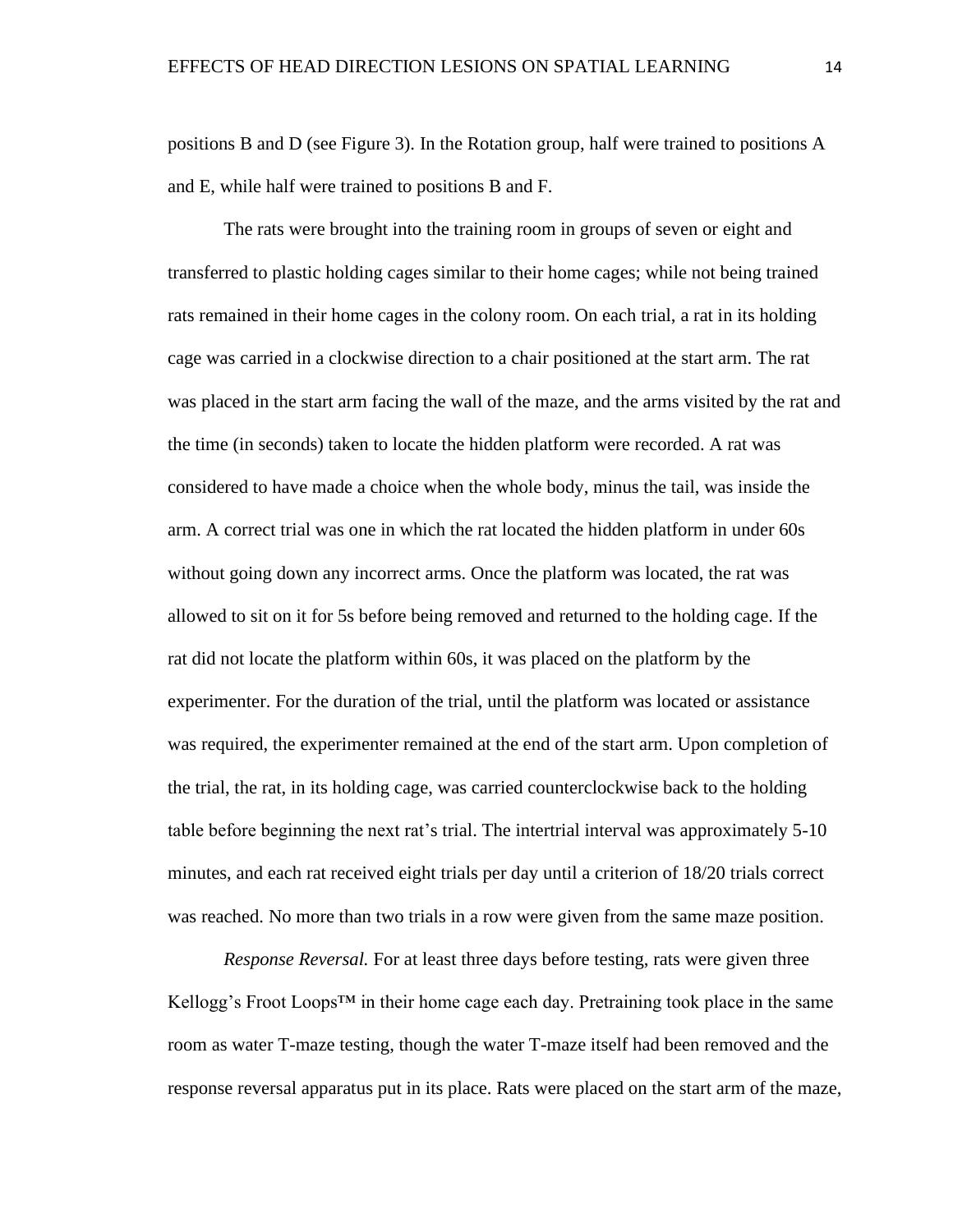positions B and D (see Figure 3). In the Rotation group, half were trained to positions A and E, while half were trained to positions B and F.

The rats were brought into the training room in groups of seven or eight and transferred to plastic holding cages similar to their home cages; while not being trained rats remained in their home cages in the colony room. On each trial, a rat in its holding cage was carried in a clockwise direction to a chair positioned at the start arm. The rat was placed in the start arm facing the wall of the maze, and the arms visited by the rat and the time (in seconds) taken to locate the hidden platform were recorded. A rat was considered to have made a choice when the whole body, minus the tail, was inside the arm. A correct trial was one in which the rat located the hidden platform in under 60s without going down any incorrect arms. Once the platform was located, the rat was allowed to sit on it for 5s before being removed and returned to the holding cage. If the rat did not locate the platform within 60s, it was placed on the platform by the experimenter. For the duration of the trial, until the platform was located or assistance was required, the experimenter remained at the end of the start arm. Upon completion of the trial, the rat, in its holding cage, was carried counterclockwise back to the holding table before beginning the next rat's trial. The intertrial interval was approximately 5-10 minutes, and each rat received eight trials per day until a criterion of 18/20 trials correct was reached. No more than two trials in a row were given from the same maze position.

*Response Reversal.* For at least three days before testing, rats were given three Kellogg's Froot Loops™ in their home cage each day. Pretraining took place in the same room as water T-maze testing, though the water T-maze itself had been removed and the response reversal apparatus put in its place. Rats were placed on the start arm of the maze,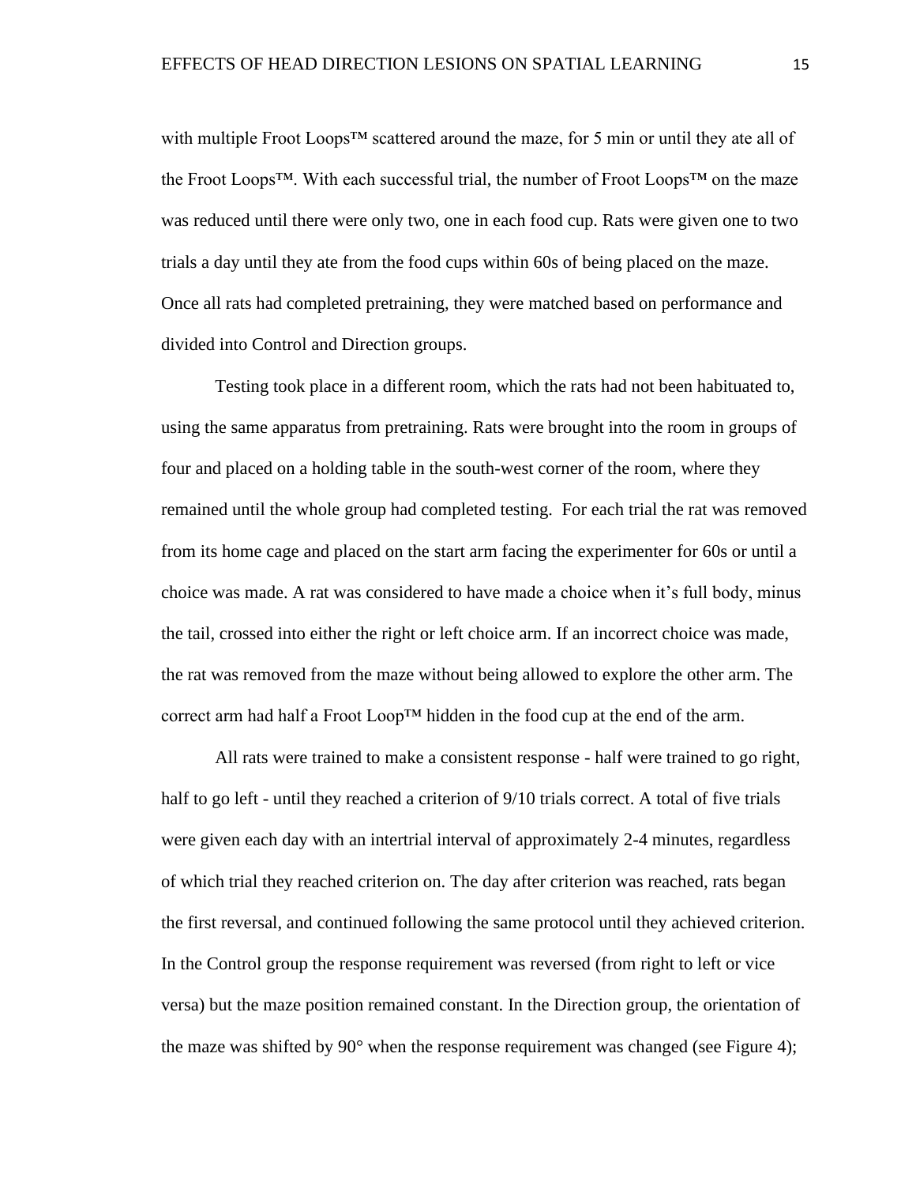with multiple Froot Loops™ scattered around the maze, for 5 min or until they ate all of the Froot Loops™. With each successful trial, the number of Froot Loops™ on the maze was reduced until there were only two, one in each food cup. Rats were given one to two trials a day until they ate from the food cups within 60s of being placed on the maze. Once all rats had completed pretraining, they were matched based on performance and divided into Control and Direction groups.

Testing took place in a different room, which the rats had not been habituated to, using the same apparatus from pretraining. Rats were brought into the room in groups of four and placed on a holding table in the south-west corner of the room, where they remained until the whole group had completed testing. For each trial the rat was removed from its home cage and placed on the start arm facing the experimenter for 60s or until a choice was made. A rat was considered to have made a choice when it's full body, minus the tail, crossed into either the right or left choice arm. If an incorrect choice was made, the rat was removed from the maze without being allowed to explore the other arm. The correct arm had half a Froot Loop™ hidden in the food cup at the end of the arm.

All rats were trained to make a consistent response - half were trained to go right, half to go left - until they reached a criterion of 9/10 trials correct. A total of five trials were given each day with an intertrial interval of approximately 2-4 minutes, regardless of which trial they reached criterion on. The day after criterion was reached, rats began the first reversal, and continued following the same protocol until they achieved criterion. In the Control group the response requirement was reversed (from right to left or vice versa) but the maze position remained constant. In the Direction group, the orientation of the maze was shifted by 90° when the response requirement was changed (see Figure 4);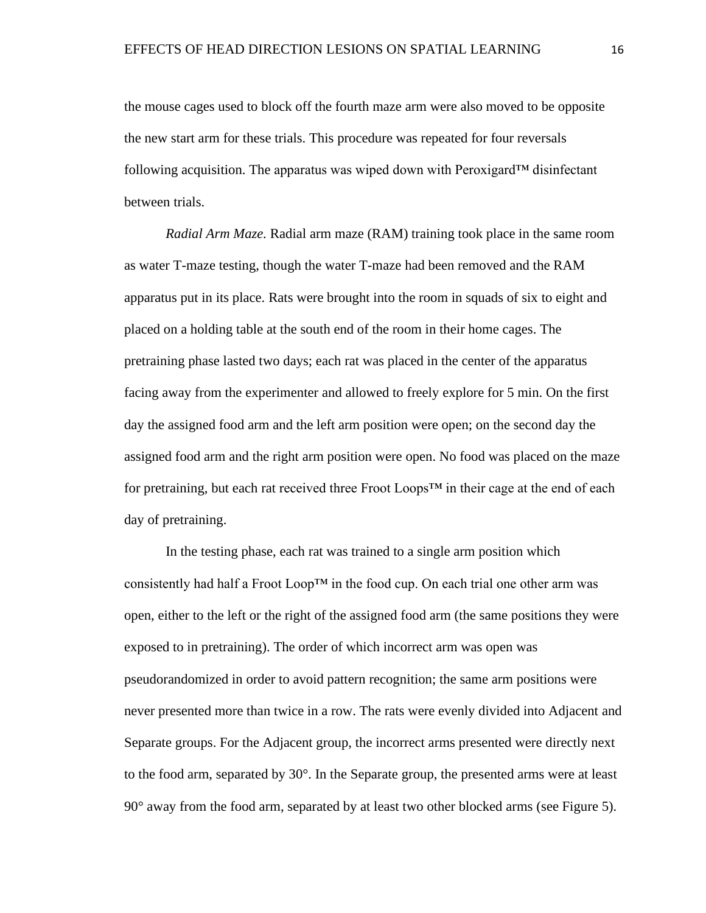the mouse cages used to block off the fourth maze arm were also moved to be opposite the new start arm for these trials. This procedure was repeated for four reversals following acquisition. The apparatus was wiped down with Peroxigard™ disinfectant between trials.

*Radial Arm Maze.* Radial arm maze (RAM) training took place in the same room as water T-maze testing, though the water T-maze had been removed and the RAM apparatus put in its place. Rats were brought into the room in squads of six to eight and placed on a holding table at the south end of the room in their home cages. The pretraining phase lasted two days; each rat was placed in the center of the apparatus facing away from the experimenter and allowed to freely explore for 5 min. On the first day the assigned food arm and the left arm position were open; on the second day the assigned food arm and the right arm position were open. No food was placed on the maze for pretraining, but each rat received three Froot Loops™ in their cage at the end of each day of pretraining.

In the testing phase, each rat was trained to a single arm position which consistently had half a Froot Loop™ in the food cup. On each trial one other arm was open, either to the left or the right of the assigned food arm (the same positions they were exposed to in pretraining). The order of which incorrect arm was open was pseudorandomized in order to avoid pattern recognition; the same arm positions were never presented more than twice in a row. The rats were evenly divided into Adjacent and Separate groups. For the Adjacent group, the incorrect arms presented were directly next to the food arm, separated by 30°. In the Separate group, the presented arms were at least 90° away from the food arm, separated by at least two other blocked arms (see Figure 5).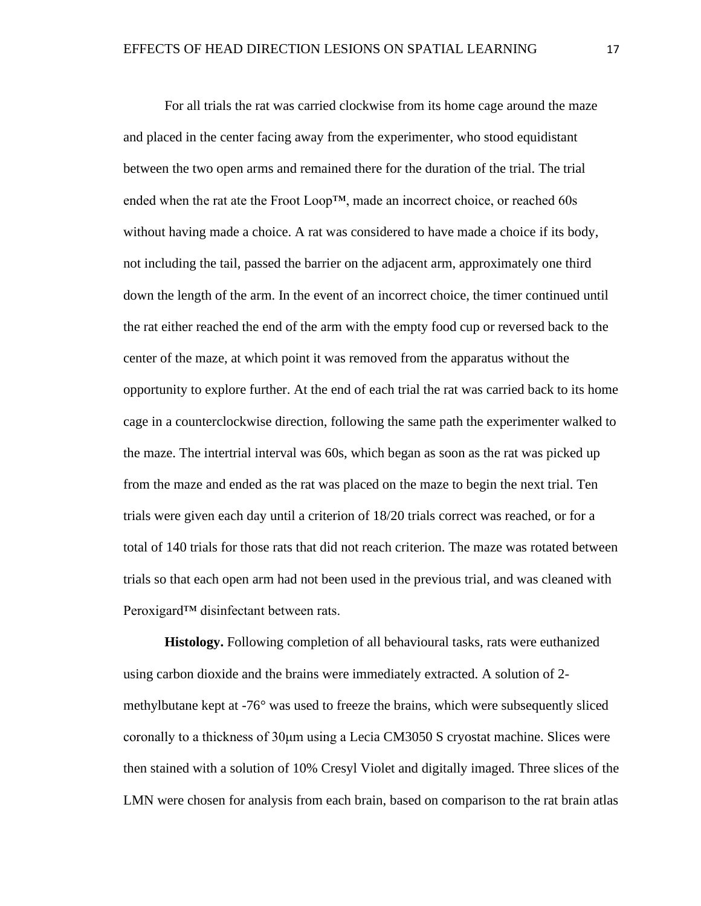For all trials the rat was carried clockwise from its home cage around the maze and placed in the center facing away from the experimenter, who stood equidistant between the two open arms and remained there for the duration of the trial. The trial ended when the rat ate the Froot Loop™, made an incorrect choice, or reached 60s without having made a choice. A rat was considered to have made a choice if its body, not including the tail, passed the barrier on the adjacent arm, approximately one third down the length of the arm. In the event of an incorrect choice, the timer continued until the rat either reached the end of the arm with the empty food cup or reversed back to the center of the maze, at which point it was removed from the apparatus without the opportunity to explore further. At the end of each trial the rat was carried back to its home cage in a counterclockwise direction, following the same path the experimenter walked to the maze. The intertrial interval was 60s, which began as soon as the rat was picked up from the maze and ended as the rat was placed on the maze to begin the next trial. Ten trials were given each day until a criterion of 18/20 trials correct was reached, or for a total of 140 trials for those rats that did not reach criterion. The maze was rotated between trials so that each open arm had not been used in the previous trial, and was cleaned with Peroxigard™ disinfectant between rats.

**Histology.** Following completion of all behavioural tasks, rats were euthanized using carbon dioxide and the brains were immediately extracted. A solution of 2-methylbutane kept at -76° was used to freeze the brains, which were subsequently sliced coronally to a thickness of 30μm using a Lecia CM3050 S cryostat machine. Slices were then stained with a solution of 10% Cresyl Violet and digitally imaged. Three slices of the LMN were chosen for analysis from each brain, based on comparison to the rat brain atlas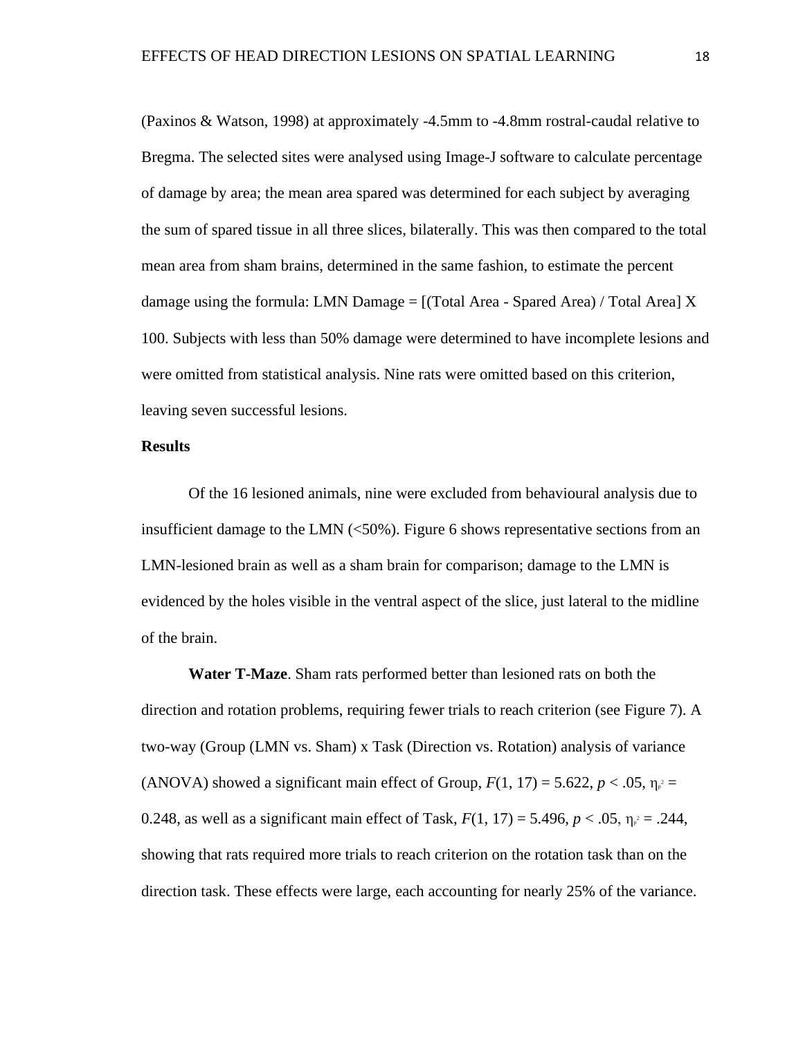(Paxinos & Watson, 1998) at approximately -4.5mm to -4.8mm rostral-caudal relative to Bregma. The selected sites were analysed using Image-J software to calculate percentage of damage by area; the mean area spared was determined for each subject by averaging the sum of spared tissue in all three slices, bilaterally. This was then compared to the total mean area from sham brains, determined in the same fashion, to estimate the percent damage using the formula: LMN Damage = [(Total Area - Spared Area) / Total Area] X 100. Subjects with less than 50% damage were determined to have incomplete lesions and were omitted from statistical analysis. Nine rats were omitted based on this criterion, leaving seven successful lesions.

**Results**

Of the 16 lesioned animals, nine were excluded from behavioural analysis due to insufficient damage to the LMN (<50%). Figure 6 shows representative sections from an LMN-lesioned brain as well as a sham brain for comparison; damage to the LMN is evidenced by the holes visible in the ventral aspect of the slice, just lateral to the midline of the brain.

**Water T-Maze**. Sham rats performed better than lesioned rats on both the direction and rotation problems, requiring fewer trials to reach criterion (see Figure 7). A two-way (Group (LMN vs. Sham) x Task (Direction vs. Rotation) analysis of variance (ANOVA) showed a significant main effect of Group, $F(1, 17) = 5.622$, $p < .05$, $\eta_p^2 = 0.248$, as well as a significant main effect of Task, $F(1, 17) = 5.496$, $p < .05$, $\eta_p^2 = .244$, showing that rats required more trials to reach criterion on the rotation task than on the direction task. These effects were large, each accounting for nearly 25% of the variance.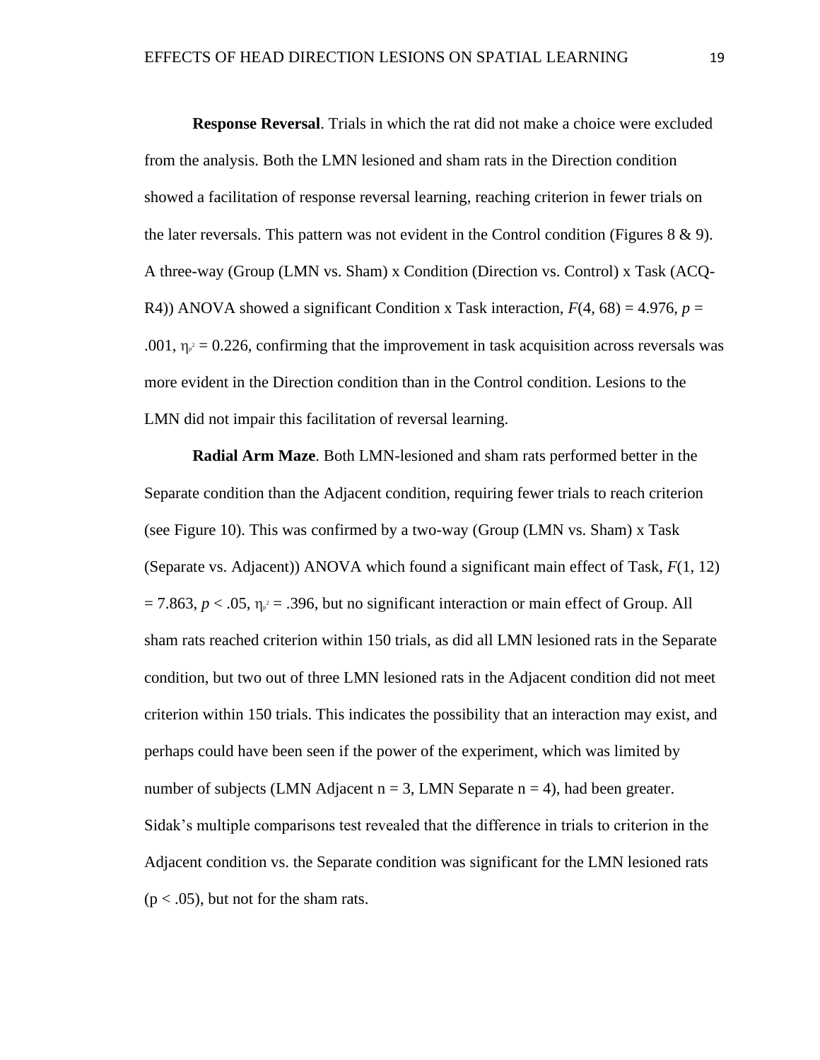**Response Reversal**. Trials in which the rat did not make a choice were excluded from the analysis. Both the LMN lesioned and sham rats in the Direction condition showed a facilitation of response reversal learning, reaching criterion in fewer trials on the later reversals. This pattern was not evident in the Control condition (Figures 8 & 9). A three-way (Group (LMN vs. Sham) x Condition (Direction vs. Control) x Task (ACQ-R4)) ANOVA showed a significant Condition x Task interaction, $F(4, 68) = 4.976$, $p = .001$, $\eta_p^2 = 0.226$, confirming that the improvement in task acquisition across reversals was more evident in the Direction condition than in the Control condition. Lesions to the LMN did not impair this facilitation of reversal learning.

**Radial Arm Maze**. Both LMN-lesioned and sham rats performed better in the Separate condition than the Adjacent condition, requiring fewer trials to reach criterion (see Figure 10). This was confirmed by a two-way (Group (LMN vs. Sham) x Task (Separate vs. Adjacent)) ANOVA which found a significant main effect of Task, $F(1, 12) = 7.863$, $p < .05$, $\eta_p^2 = .396$, but no significant interaction or main effect of Group. All sham rats reached criterion within 150 trials, as did all LMN lesioned rats in the Separate condition, but two out of three LMN lesioned rats in the Adjacent condition did not meet criterion within 150 trials. This indicates the possibility that an interaction may exist, and perhaps could have been seen if the power of the experiment, which was limited by number of subjects (LMN Adjacent $n = 3$, LMN Separate $n = 4$), had been greater. Sidak's multiple comparisons test revealed that the difference in trials to criterion in the Adjacent condition vs. the Separate condition was significant for the LMN lesioned rats ($p < .05$), but not for the sham rats.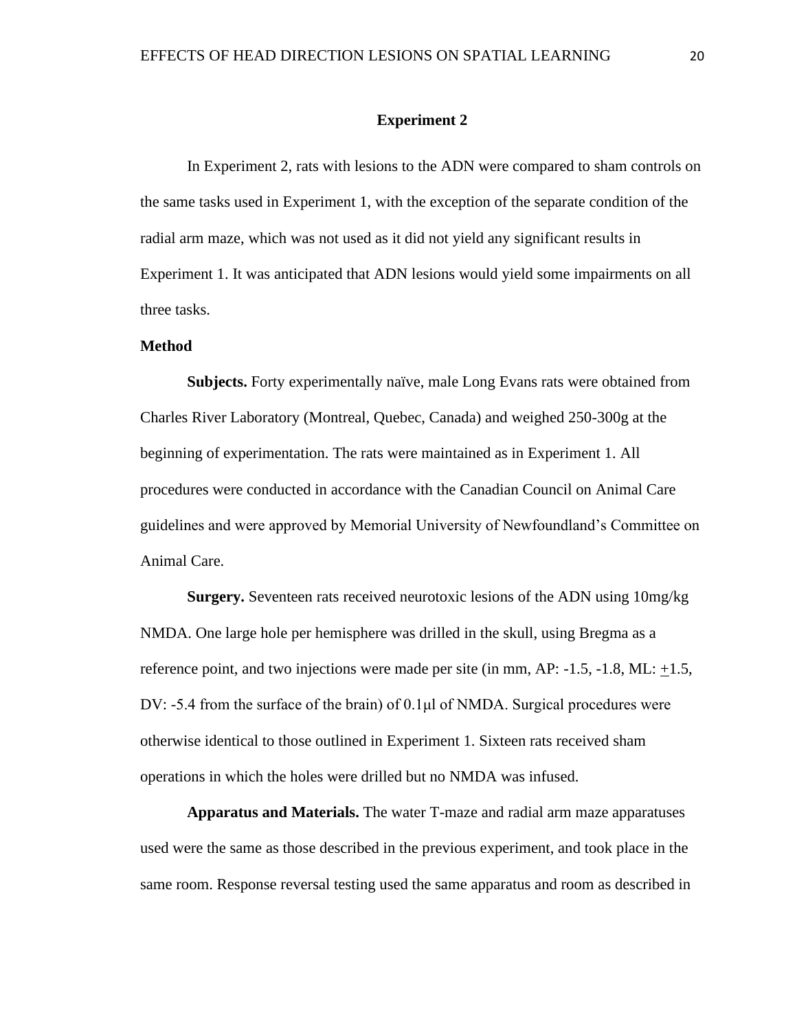## Experiment 2

In Experiment 2, rats with lesions to the ADN were compared to sham controls on the same tasks used in Experiment 1, with the exception of the separate condition of the radial arm maze, which was not used as it did not yield any significant results in Experiment 1. It was anticipated that ADN lesions would yield some impairments on all three tasks.

### Method

**Subjects.** Forty experimentally naïve, male Long Evans rats were obtained from Charles River Laboratory (Montreal, Quebec, Canada) and weighed 250-300g at the beginning of experimentation. The rats were maintained as in Experiment 1. All procedures were conducted in accordance with the Canadian Council on Animal Care guidelines and were approved by Memorial University of Newfoundland's Committee on Animal Care.

**Surgery.** Seventeen rats received neurotoxic lesions of the ADN using 10mg/kg NMDA. One large hole per hemisphere was drilled in the skull, using Bregma as a reference point, and two injections were made per site (in mm, AP: -1.5, -1.8, ML: $\pm$1.5, DV: -5.4 from the surface of the brain) of 0.1μl of NMDA. Surgical procedures were otherwise identical to those outlined in Experiment 1. Sixteen rats received sham operations in which the holes were drilled but no NMDA was infused.

**Apparatus and Materials.** The water T-maze and radial arm maze apparatuses used were the same as those described in the previous experiment, and took place in the same room. Response reversal testing used the same apparatus and room as described in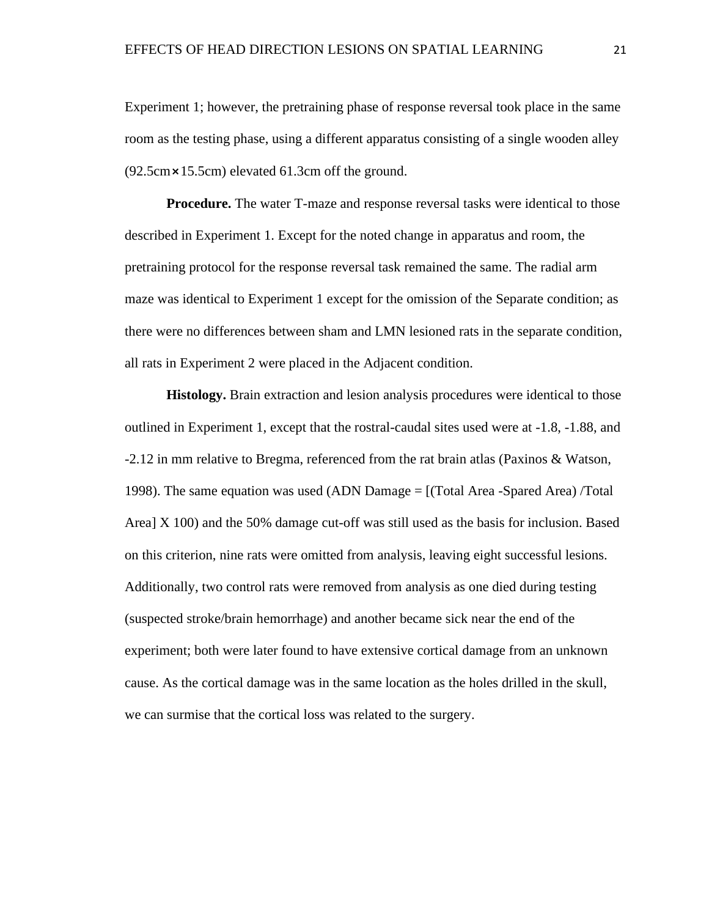Experiment 1; however, the pretraining phase of response reversal took place in the same room as the testing phase, using a different apparatus consisting of a single wooden alley (92.5cm × 15.5cm) elevated 61.3cm off the ground.

**Procedure.** The water T-maze and response reversal tasks were identical to those described in Experiment 1. Except for the noted change in apparatus and room, the pretraining protocol for the response reversal task remained the same. The radial arm maze was identical to Experiment 1 except for the omission of the Separate condition; as there were no differences between sham and LMN lesioned rats in the separate condition, all rats in Experiment 2 were placed in the Adjacent condition.

**Histology.** Brain extraction and lesion analysis procedures were identical to those outlined in Experiment 1, except that the rostral-caudal sites used were at -1.8, -1.88, and -2.12 in mm relative to Bregma, referenced from the rat brain atlas (Paxinos & Watson, 1998). The same equation was used (ADN Damage = [(Total Area -Spared Area) /Total Area] X 100) and the 50% damage cut-off was still used as the basis for inclusion. Based on this criterion, nine rats were omitted from analysis, leaving eight successful lesions. Additionally, two control rats were removed from analysis as one died during testing (suspected stroke/brain hemorrhage) and another became sick near the end of the experiment; both were later found to have extensive cortical damage from an unknown cause. As the cortical damage was in the same location as the holes drilled in the skull, we can surmise that the cortical loss was related to the surgery.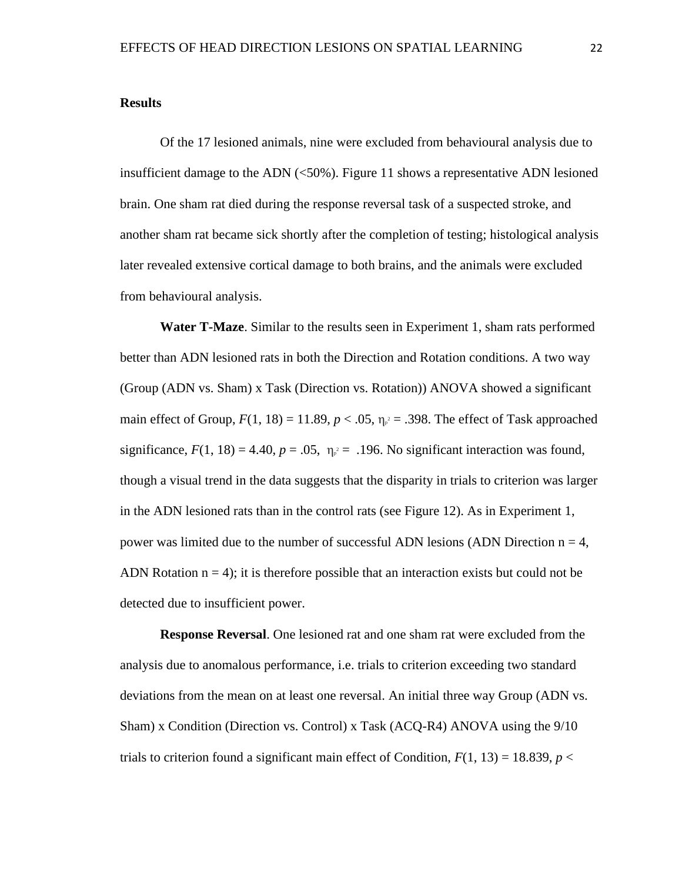**Results**

Of the 17 lesioned animals, nine were excluded from behavioural analysis due to insufficient damage to the ADN (<50%). Figure 11 shows a representative ADN lesioned brain. One sham rat died during the response reversal task of a suspected stroke, and another sham rat became sick shortly after the completion of testing; histological analysis later revealed extensive cortical damage to both brains, and the animals were excluded from behavioural analysis.

**Water T-Maze**. Similar to the results seen in Experiment 1, sham rats performed better than ADN lesioned rats in both the Direction and Rotation conditions. A two way (Group (ADN vs. Sham) x Task (Direction vs. Rotation)) ANOVA showed a significant main effect of Group, $F(1, 18) = 11.89$, $p < .05$, $\eta_p^2 = .398$. The effect of Task approached significance, $F(1, 18) = 4.40$, $p = .05$, $\eta_p^2 = .196$. No significant interaction was found, though a visual trend in the data suggests that the disparity in trials to criterion was larger in the ADN lesioned rats than in the control rats (see Figure 12). As in Experiment 1, power was limited due to the number of successful ADN lesions (ADN Direction n = 4, ADN Rotation n = 4); it is therefore possible that an interaction exists but could not be detected due to insufficient power.

**Response Reversal**. One lesioned rat and one sham rat were excluded from the analysis due to anomalous performance, i.e. trials to criterion exceeding two standard deviations from the mean on at least one reversal. An initial three way Group (ADN vs. Sham) x Condition (Direction vs. Control) x Task (ACQ-R4) ANOVA using the 9/10 trials to criterion found a significant main effect of Condition, $F(1, 13) = 18.839$, $p <$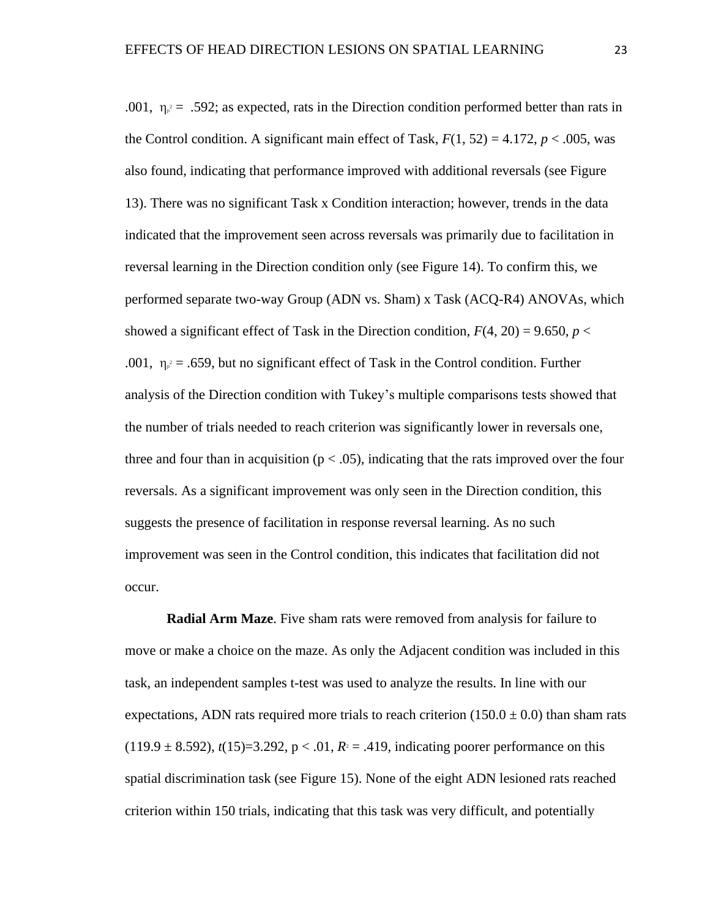.001, $\eta_p^2$ = .592; as expected, rats in the Direction condition performed better than rats in the Control condition. A significant main effect of Task, $F(1, 52) = 4.172$, $p < .005$, was also found, indicating that performance improved with additional reversals (see Figure 13). There was no significant Task x Condition interaction; however, trends in the data indicated that the improvement seen across reversals was primarily due to facilitation in reversal learning in the Direction condition only (see Figure 14). To confirm this, we performed separate two-way Group (ADN vs. Sham) x Task (ACQ-R4) ANOVAs, which showed a significant effect of Task in the Direction condition, $F(4, 20) = 9.650$, $p < .001$, $\eta_p^2 = .659$, but no significant effect of Task in the Control condition. Further analysis of the Direction condition with Tukey's multiple comparisons tests showed that the number of trials needed to reach criterion was significantly lower in reversals one, three and four than in acquisition ($p < .05$), indicating that the rats improved over the four reversals. As a significant improvement was only seen in the Direction condition, this suggests the presence of facilitation in response reversal learning. As no such improvement was seen in the Control condition, this indicates that facilitation did not occur.

**Radial Arm Maze**. Five sham rats were removed from analysis for failure to move or make a choice on the maze. As only the Adjacent condition was included in this task, an independent samples t-test was used to analyze the results. In line with our expectations, ADN rats required more trials to reach criterion (150.0 ± 0.0) than sham rats (119.9 ± 8.592), $t(15)=3.292$, $p < .01$, $R^2 = .419$, indicating poorer performance on this spatial discrimination task (see Figure 15). None of the eight ADN lesioned rats reached criterion within 150 trials, indicating that this task was very difficult, and potentially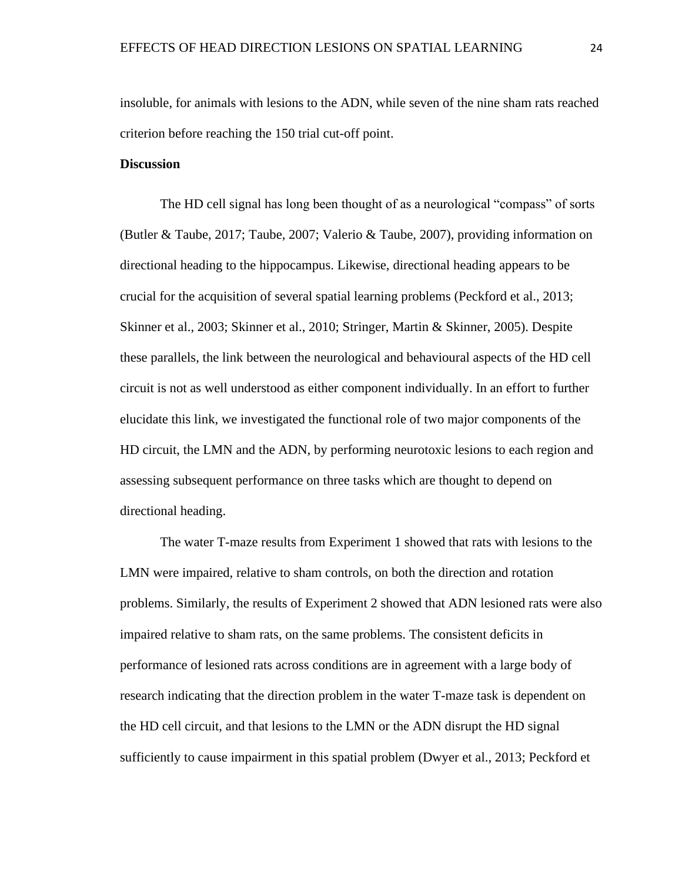insoluble, for animals with lesions to the ADN, while seven of the nine sham rats reached criterion before reaching the 150 trial cut-off point.

**Discussion**

The HD cell signal has long been thought of as a neurological "compass" of sorts (Butler & Taube, 2017; Taube, 2007; Valerio & Taube, 2007), providing information on directional heading to the hippocampus. Likewise, directional heading appears to be crucial for the acquisition of several spatial learning problems (Peckford et al., 2013; Skinner et al., 2003; Skinner et al., 2010; Stringer, Martin & Skinner, 2005). Despite these parallels, the link between the neurological and behavioural aspects of the HD cell circuit is not as well understood as either component individually. In an effort to further elucidate this link, we investigated the functional role of two major components of the HD circuit, the LMN and the ADN, by performing neurotoxic lesions to each region and assessing subsequent performance on three tasks which are thought to depend on directional heading.

The water T-maze results from Experiment 1 showed that rats with lesions to the LMN were impaired, relative to sham controls, on both the direction and rotation problems. Similarly, the results of Experiment 2 showed that ADN lesioned rats were also impaired relative to sham rats, on the same problems. The consistent deficits in performance of lesioned rats across conditions are in agreement with a large body of research indicating that the direction problem in the water T-maze task is dependent on the HD cell circuit, and that lesions to the LMN or the ADN disrupt the HD signal sufficiently to cause impairment in this spatial problem (Dwyer et al., 2013; Peckford et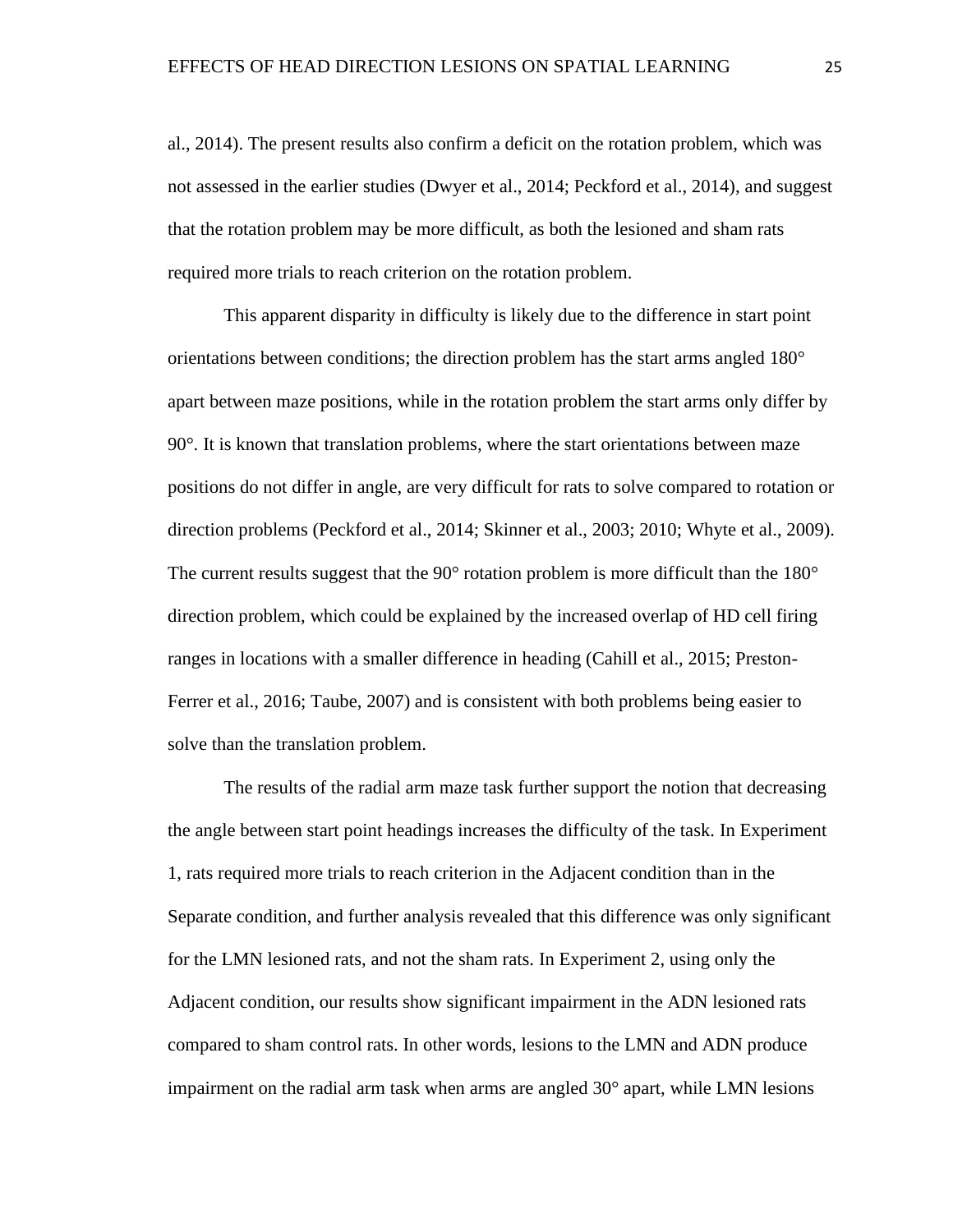al., 2014). The present results also confirm a deficit on the rotation problem, which was not assessed in the earlier studies (Dwyer et al., 2014; Peckford et al., 2014), and suggest that the rotation problem may be more difficult, as both the lesioned and sham rats required more trials to reach criterion on the rotation problem.

This apparent disparity in difficulty is likely due to the difference in start point orientations between conditions; the direction problem has the start arms angled 180° apart between maze positions, while in the rotation problem the start arms only differ by 90°. It is known that translation problems, where the start orientations between maze positions do not differ in angle, are very difficult for rats to solve compared to rotation or direction problems (Peckford et al., 2014; Skinner et al., 2003; 2010; Whyte et al., 2009). The current results suggest that the 90° rotation problem is more difficult than the 180° direction problem, which could be explained by the increased overlap of HD cell firing ranges in locations with a smaller difference in heading (Cahill et al., 2015; Preston-Ferrer et al., 2016; Taube, 2007) and is consistent with both problems being easier to solve than the translation problem.

The results of the radial arm maze task further support the notion that decreasing the angle between start point headings increases the difficulty of the task. In Experiment 1, rats required more trials to reach criterion in the Adjacent condition than in the Separate condition, and further analysis revealed that this difference was only significant for the LMN lesioned rats, and not the sham rats. In Experiment 2, using only the Adjacent condition, our results show significant impairment in the ADN lesioned rats compared to sham control rats. In other words, lesions to the LMN and ADN produce impairment on the radial arm task when arms are angled 30° apart, while LMN lesions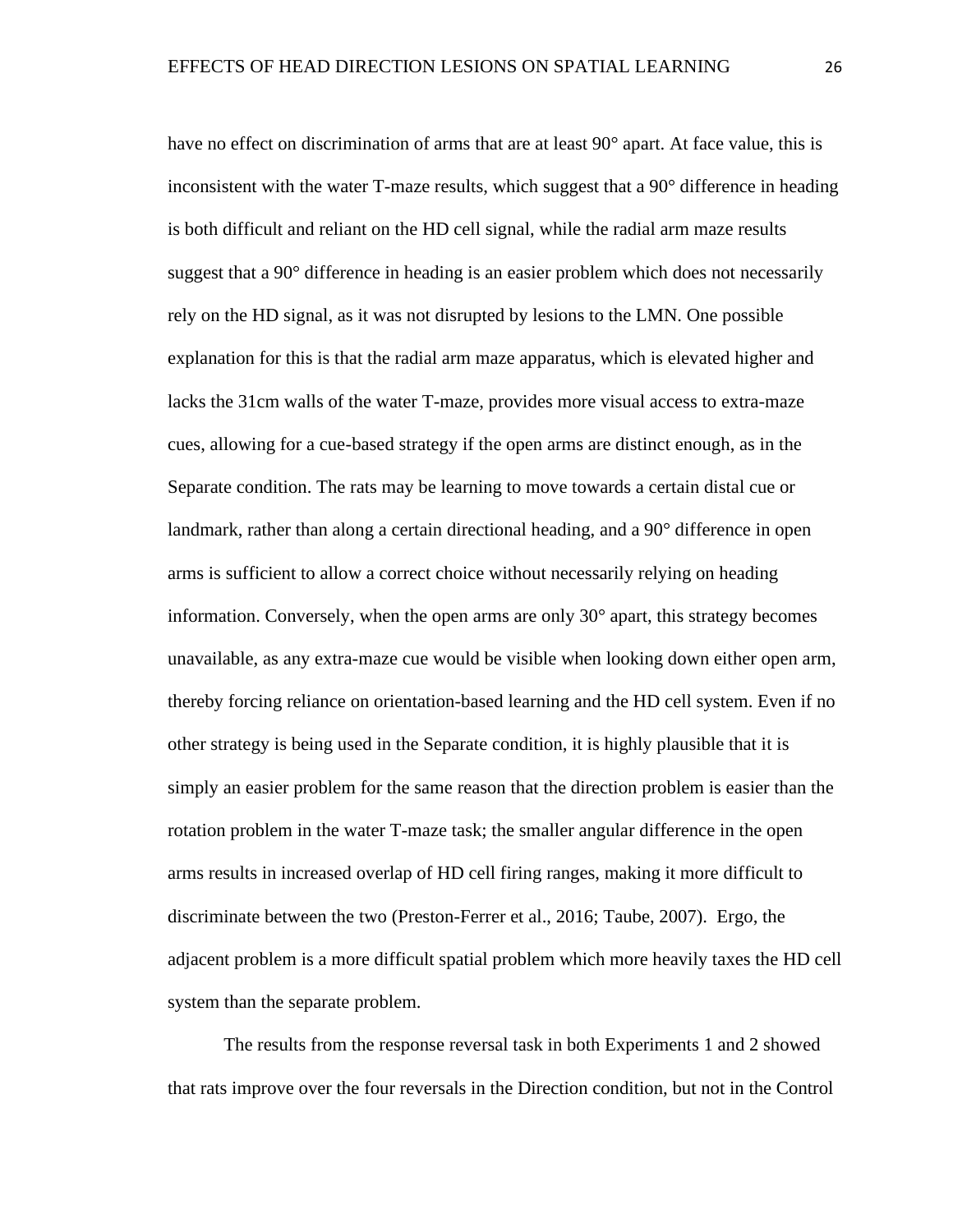have no effect on discrimination of arms that are at least 90° apart. At face value, this is inconsistent with the water T-maze results, which suggest that a 90° difference in heading is both difficult and reliant on the HD cell signal, while the radial arm maze results suggest that a 90° difference in heading is an easier problem which does not necessarily rely on the HD signal, as it was not disrupted by lesions to the LMN. One possible explanation for this is that the radial arm maze apparatus, which is elevated higher and lacks the 31cm walls of the water T-maze, provides more visual access to extra-maze cues, allowing for a cue-based strategy if the open arms are distinct enough, as in the Separate condition. The rats may be learning to move towards a certain distal cue or landmark, rather than along a certain directional heading, and a 90° difference in open arms is sufficient to allow a correct choice without necessarily relying on heading information. Conversely, when the open arms are only 30° apart, this strategy becomes unavailable, as any extra-maze cue would be visible when looking down either open arm, thereby forcing reliance on orientation-based learning and the HD cell system. Even if no other strategy is being used in the Separate condition, it is highly plausible that it is simply an easier problem for the same reason that the direction problem is easier than the rotation problem in the water T-maze task; the smaller angular difference in the open arms results in increased overlap of HD cell firing ranges, making it more difficult to discriminate between the two (Preston-Ferrer et al., 2016; Taube, 2007). Ergo, the adjacent problem is a more difficult spatial problem which more heavily taxes the HD cell system than the separate problem.

The results from the response reversal task in both Experiments 1 and 2 showed that rats improve over the four reversals in the Direction condition, but not in the Control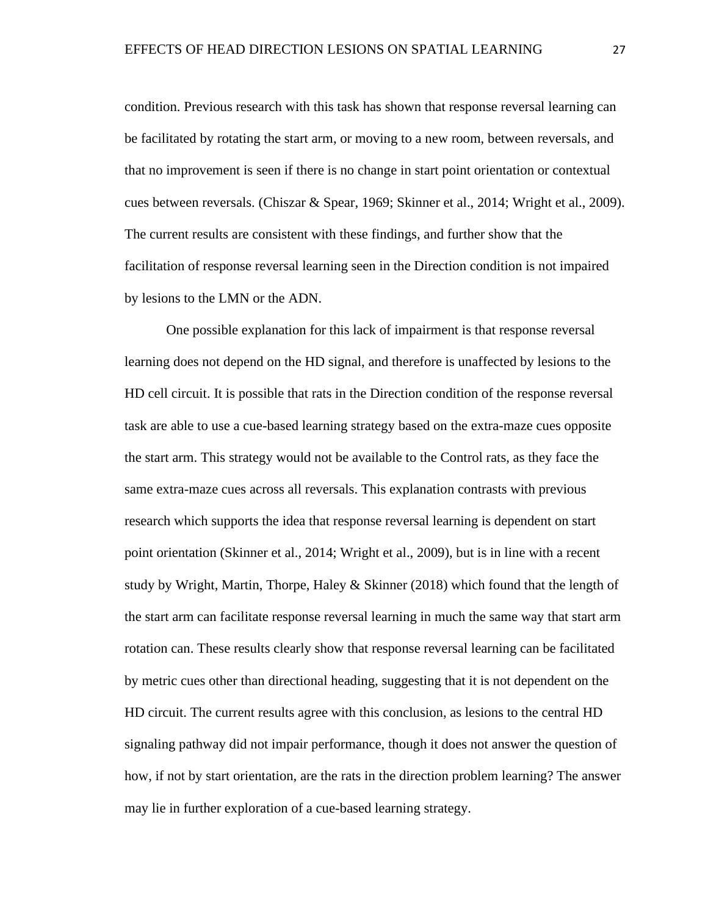condition. Previous research with this task has shown that response reversal learning can be facilitated by rotating the start arm, or moving to a new room, between reversals, and that no improvement is seen if there is no change in start point orientation or contextual cues between reversals. (Chiszar & Spear, 1969; Skinner et al., 2014; Wright et al., 2009). The current results are consistent with these findings, and further show that the facilitation of response reversal learning seen in the Direction condition is not impaired by lesions to the LMN or the ADN.

One possible explanation for this lack of impairment is that response reversal learning does not depend on the HD signal, and therefore is unaffected by lesions to the HD cell circuit. It is possible that rats in the Direction condition of the response reversal task are able to use a cue-based learning strategy based on the extra-maze cues opposite the start arm. This strategy would not be available to the Control rats, as they face the same extra-maze cues across all reversals. This explanation contrasts with previous research which supports the idea that response reversal learning is dependent on start point orientation (Skinner et al., 2014; Wright et al., 2009), but is in line with a recent study by Wright, Martin, Thorpe, Haley & Skinner (2018) which found that the length of the start arm can facilitate response reversal learning in much the same way that start arm rotation can. These results clearly show that response reversal learning can be facilitated by metric cues other than directional heading, suggesting that it is not dependent on the HD circuit. The current results agree with this conclusion, as lesions to the central HD signaling pathway did not impair performance, though it does not answer the question of how, if not by start orientation, are the rats in the direction problem learning? The answer may lie in further exploration of a cue-based learning strategy.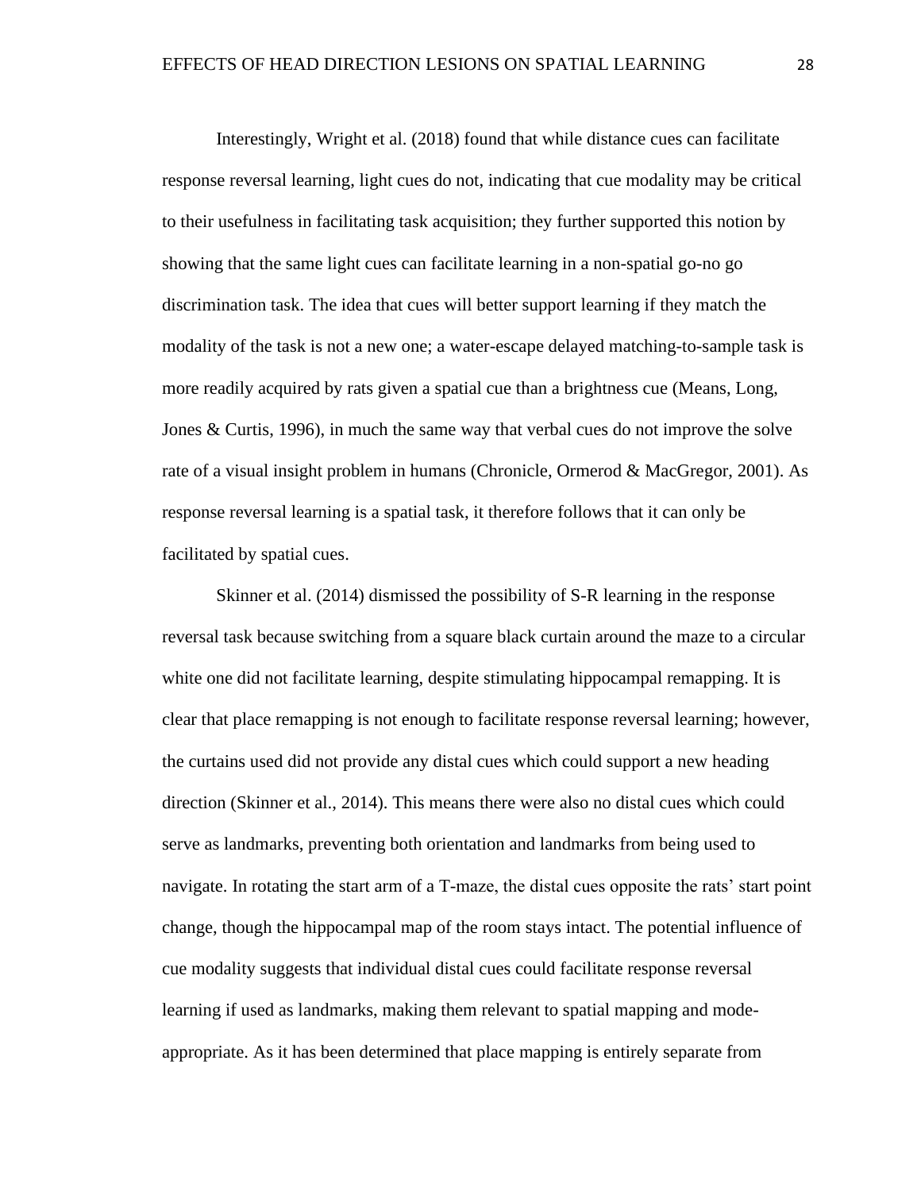Interestingly, Wright et al. (2018) found that while distance cues can facilitate response reversal learning, light cues do not, indicating that cue modality may be critical to their usefulness in facilitating task acquisition; they further supported this notion by showing that the same light cues can facilitate learning in a non-spatial go-no go discrimination task. The idea that cues will better support learning if they match the modality of the task is not a new one; a water-escape delayed matching-to-sample task is more readily acquired by rats given a spatial cue than a brightness cue (Means, Long, Jones & Curtis, 1996), in much the same way that verbal cues do not improve the solve rate of a visual insight problem in humans (Chronicle, Ormerod & MacGregor, 2001). As response reversal learning is a spatial task, it therefore follows that it can only be facilitated by spatial cues.

Skinner et al. (2014) dismissed the possibility of S-R learning in the response reversal task because switching from a square black curtain around the maze to a circular white one did not facilitate learning, despite stimulating hippocampal remapping. It is clear that place remapping is not enough to facilitate response reversal learning; however, the curtains used did not provide any distal cues which could support a new heading direction (Skinner et al., 2014). This means there were also no distal cues which could serve as landmarks, preventing both orientation and landmarks from being used to navigate. In rotating the start arm of a T-maze, the distal cues opposite the rats' start point change, though the hippocampal map of the room stays intact. The potential influence of cue modality suggests that individual distal cues could facilitate response reversal learning if used as landmarks, making them relevant to spatial mapping and mode-appropriate. As it has been determined that place mapping is entirely separate from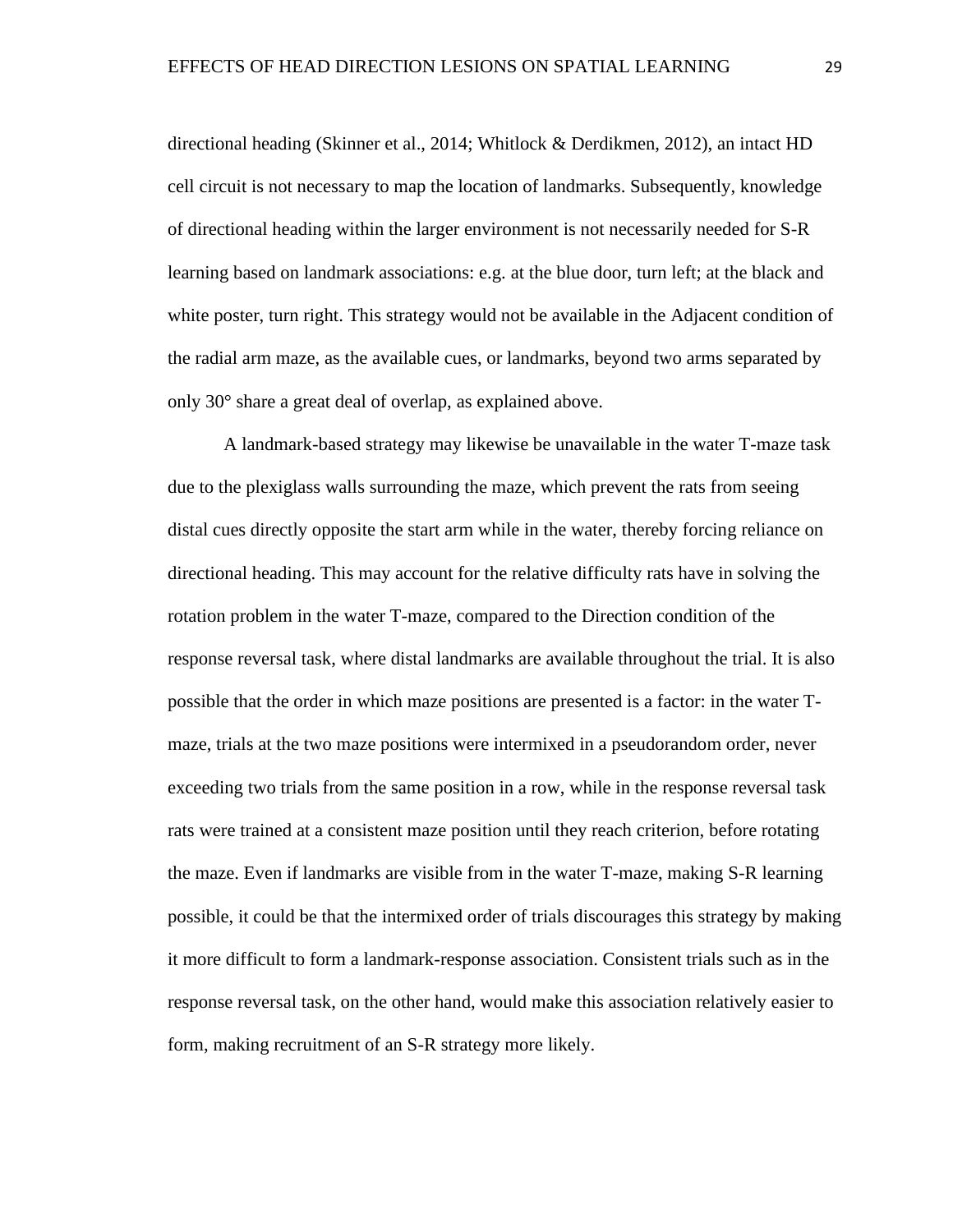directional heading (Skinner et al., 2014; Whitlock & Derdikmen, 2012), an intact HD cell circuit is not necessary to map the location of landmarks. Subsequently, knowledge of directional heading within the larger environment is not necessarily needed for S-R learning based on landmark associations: e.g. at the blue door, turn left; at the black and white poster, turn right. This strategy would not be available in the Adjacent condition of the radial arm maze, as the available cues, or landmarks, beyond two arms separated by only 30° share a great deal of overlap, as explained above.

A landmark-based strategy may likewise be unavailable in the water T-maze task due to the plexiglass walls surrounding the maze, which prevent the rats from seeing distal cues directly opposite the start arm while in the water, thereby forcing reliance on directional heading. This may account for the relative difficulty rats have in solving the rotation problem in the water T-maze, compared to the Direction condition of the response reversal task, where distal landmarks are available throughout the trial. It is also possible that the order in which maze positions are presented is a factor: in the water T-maze, trials at the two maze positions were intermixed in a pseudorandom order, never exceeding two trials from the same position in a row, while in the response reversal task rats were trained at a consistent maze position until they reach criterion, before rotating the maze. Even if landmarks are visible from in the water T-maze, making S-R learning possible, it could be that the intermixed order of trials discourages this strategy by making it more difficult to form a landmark-response association. Consistent trials such as in the response reversal task, on the other hand, would make this association relatively easier to form, making recruitment of an S-R strategy more likely.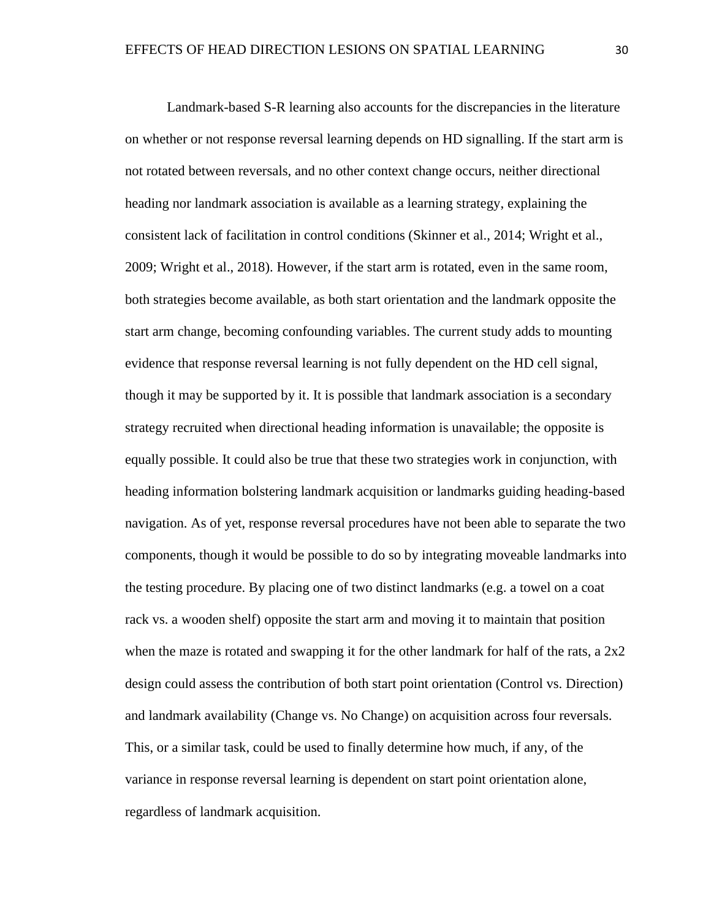Landmark-based S-R learning also accounts for the discrepancies in the literature on whether or not response reversal learning depends on HD signalling. If the start arm is not rotated between reversals, and no other context change occurs, neither directional heading nor landmark association is available as a learning strategy, explaining the consistent lack of facilitation in control conditions (Skinner et al., 2014; Wright et al., 2009; Wright et al., 2018). However, if the start arm is rotated, even in the same room, both strategies become available, as both start orientation and the landmark opposite the start arm change, becoming confounding variables. The current study adds to mounting evidence that response reversal learning is not fully dependent on the HD cell signal, though it may be supported by it. It is possible that landmark association is a secondary strategy recruited when directional heading information is unavailable; the opposite is equally possible. It could also be true that these two strategies work in conjunction, with heading information bolstering landmark acquisition or landmarks guiding heading-based navigation. As of yet, response reversal procedures have not been able to separate the two components, though it would be possible to do so by integrating moveable landmarks into the testing procedure. By placing one of two distinct landmarks (e.g. a towel on a coat rack vs. a wooden shelf) opposite the start arm and moving it to maintain that position when the maze is rotated and swapping it for the other landmark for half of the rats, a 2x2 design could assess the contribution of both start point orientation (Control vs. Direction) and landmark availability (Change vs. No Change) on acquisition across four reversals. This, or a similar task, could be used to finally determine how much, if any, of the variance in response reversal learning is dependent on start point orientation alone, regardless of landmark acquisition.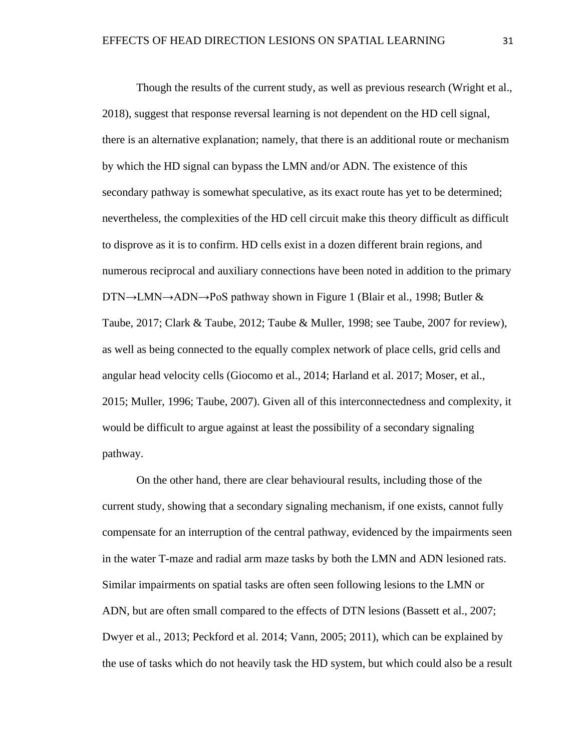Though the results of the current study, as well as previous research (Wright et al., 2018), suggest that response reversal learning is not dependent on the HD cell signal, there is an alternative explanation; namely, that there is an additional route or mechanism by which the HD signal can bypass the LMN and/or ADN. The existence of this secondary pathway is somewhat speculative, as its exact route has yet to be determined; nevertheless, the complexities of the HD cell circuit make this theory difficult as difficult to disprove as it is to confirm. HD cells exist in a dozen different brain regions, and numerous reciprocal and auxiliary connections have been noted in addition to the primary DTN→LMN→ADN→PoS pathway shown in Figure 1 (Blair et al., 1998; Butler & Taube, 2017; Clark & Taube, 2012; Taube & Muller, 1998; see Taube, 2007 for review), as well as being connected to the equally complex network of place cells, grid cells and angular head velocity cells (Giocomo et al., 2014; Harland et al. 2017; Moser, et al., 2015; Muller, 1996; Taube, 2007). Given all of this interconnectedness and complexity, it would be difficult to argue against at least the possibility of a secondary signaling pathway.

On the other hand, there are clear behavioural results, including those of the current study, showing that a secondary signaling mechanism, if one exists, cannot fully compensate for an interruption of the central pathway, evidenced by the impairments seen in the water T-maze and radial arm maze tasks by both the LMN and ADN lesioned rats. Similar impairments on spatial tasks are often seen following lesions to the LMN or ADN, but are often small compared to the effects of DTN lesions (Bassett et al., 2007; Dwyer et al., 2013; Peckford et al. 2014; Vann, 2005; 2011), which can be explained by the use of tasks which do not heavily task the HD system, but which could also be a result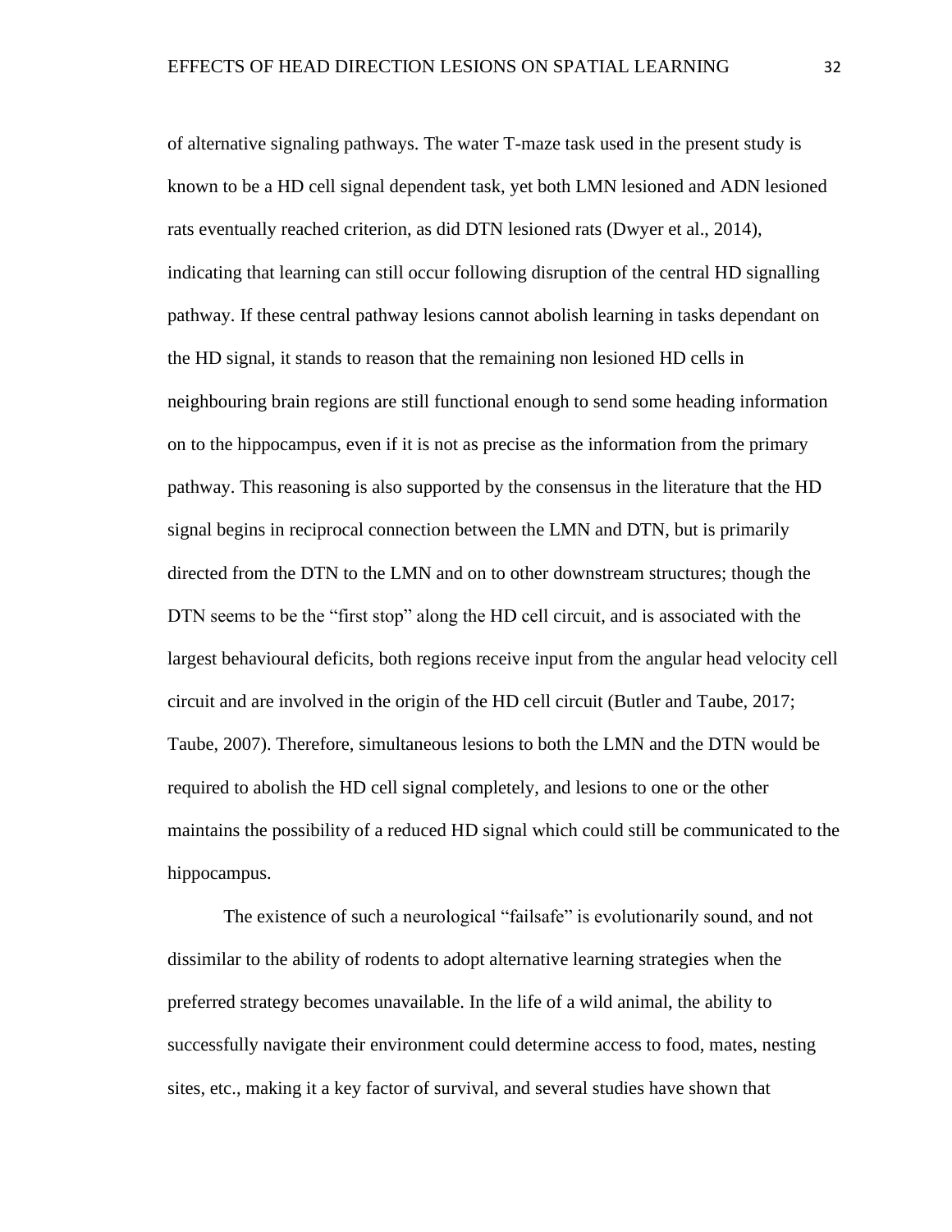of alternative signaling pathways. The water T-maze task used in the present study is known to be a HD cell signal dependent task, yet both LMN lesioned and ADN lesioned rats eventually reached criterion, as did DTN lesioned rats (Dwyer et al., 2014), indicating that learning can still occur following disruption of the central HD signalling pathway. If these central pathway lesions cannot abolish learning in tasks dependant on the HD signal, it stands to reason that the remaining non lesioned HD cells in neighbouring brain regions are still functional enough to send some heading information on to the hippocampus, even if it is not as precise as the information from the primary pathway. This reasoning is also supported by the consensus in the literature that the HD signal begins in reciprocal connection between the LMN and DTN, but is primarily directed from the DTN to the LMN and on to other downstream structures; though the DTN seems to be the "first stop" along the HD cell circuit, and is associated with the largest behavioural deficits, both regions receive input from the angular head velocity cell circuit and are involved in the origin of the HD cell circuit (Butler and Taube, 2017; Taube, 2007). Therefore, simultaneous lesions to both the LMN and the DTN would be required to abolish the HD cell signal completely, and lesions to one or the other maintains the possibility of a reduced HD signal which could still be communicated to the hippocampus.

The existence of such a neurological "failsafe" is evolutionarily sound, and not dissimilar to the ability of rodents to adopt alternative learning strategies when the preferred strategy becomes unavailable. In the life of a wild animal, the ability to successfully navigate their environment could determine access to food, mates, nesting sites, etc., making it a key factor of survival, and several studies have shown that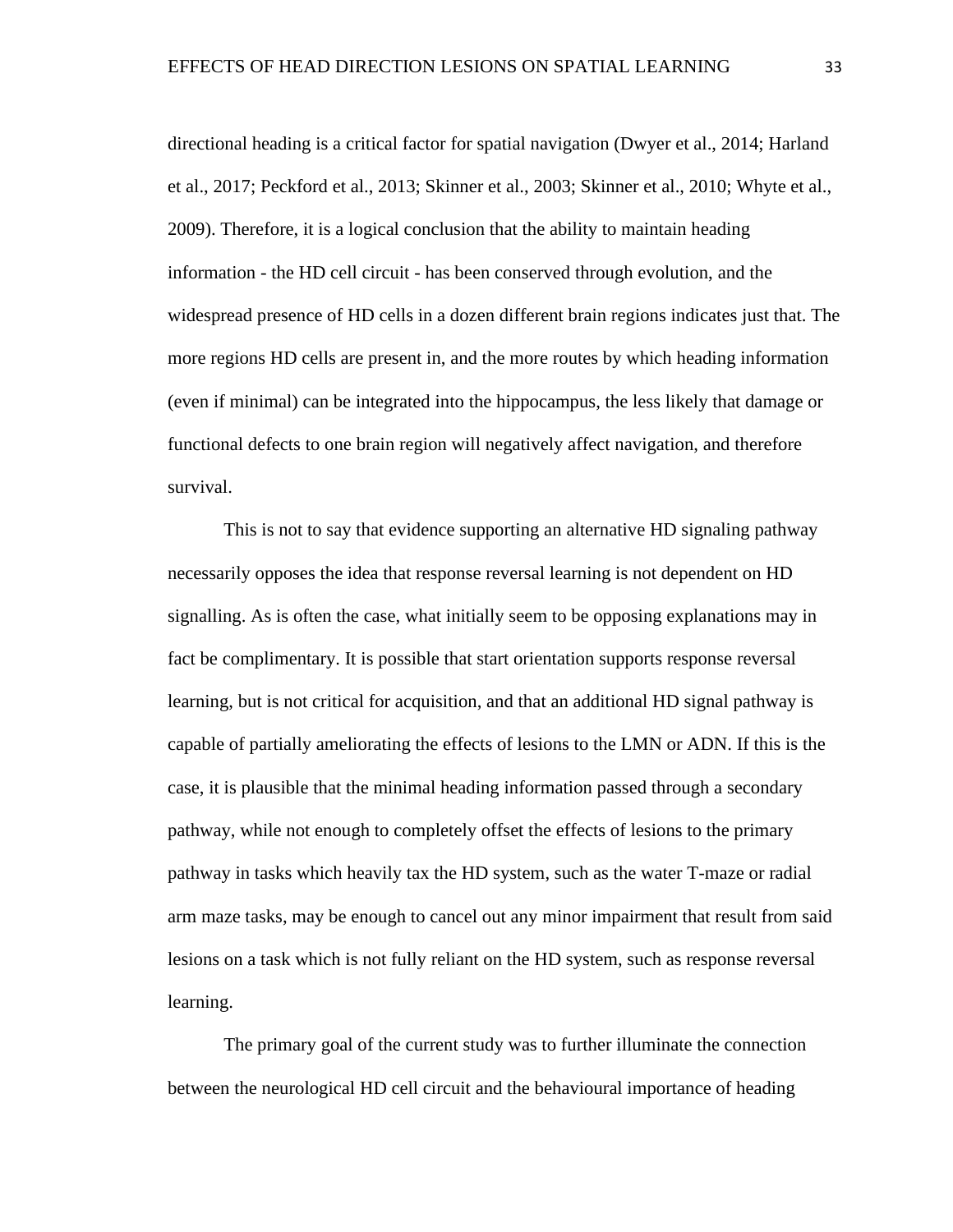directional heading is a critical factor for spatial navigation (Dwyer et al., 2014; Harland et al., 2017; Peckford et al., 2013; Skinner et al., 2003; Skinner et al., 2010; Whyte et al., 2009). Therefore, it is a logical conclusion that the ability to maintain heading information - the HD cell circuit - has been conserved through evolution, and the widespread presence of HD cells in a dozen different brain regions indicates just that. The more regions HD cells are present in, and the more routes by which heading information (even if minimal) can be integrated into the hippocampus, the less likely that damage or functional defects to one brain region will negatively affect navigation, and therefore survival.

This is not to say that evidence supporting an alternative HD signaling pathway necessarily opposes the idea that response reversal learning is not dependent on HD signalling. As is often the case, what initially seem to be opposing explanations may in fact be complimentary. It is possible that start orientation supports response reversal learning, but is not critical for acquisition, and that an additional HD signal pathway is capable of partially ameliorating the effects of lesions to the LMN or ADN. If this is the case, it is plausible that the minimal heading information passed through a secondary pathway, while not enough to completely offset the effects of lesions to the primary pathway in tasks which heavily tax the HD system, such as the water T-maze or radial arm maze tasks, may be enough to cancel out any minor impairment that result from said lesions on a task which is not fully reliant on the HD system, such as response reversal learning.

The primary goal of the current study was to further illuminate the connection between the neurological HD cell circuit and the behavioural importance of heading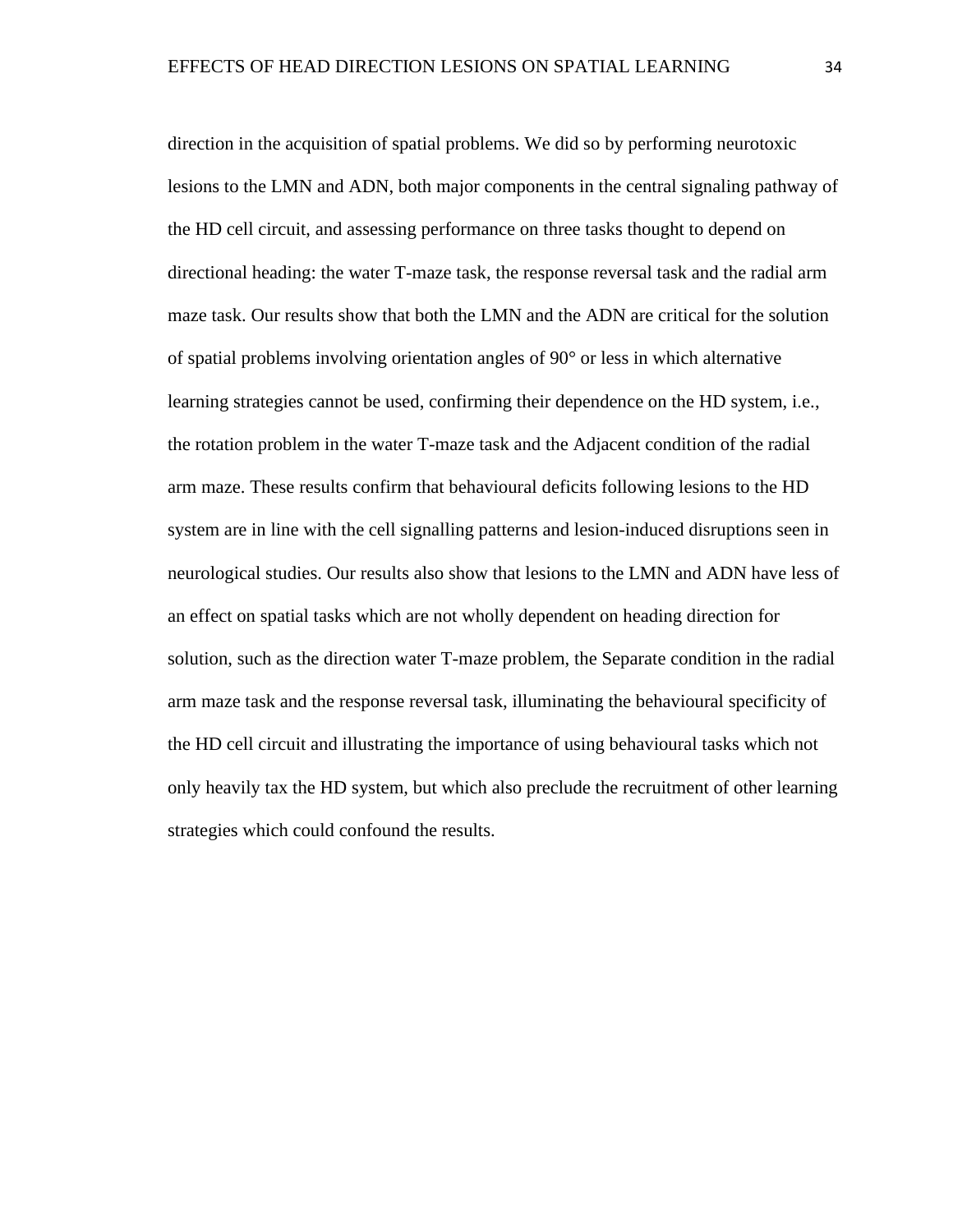direction in the acquisition of spatial problems. We did so by performing neurotoxic lesions to the LMN and ADN, both major components in the central signaling pathway of the HD cell circuit, and assessing performance on three tasks thought to depend on directional heading: the water T-maze task, the response reversal task and the radial arm maze task. Our results show that both the LMN and the ADN are critical for the solution of spatial problems involving orientation angles of 90° or less in which alternative learning strategies cannot be used, confirming their dependence on the HD system, i.e., the rotation problem in the water T-maze task and the Adjacent condition of the radial arm maze. These results confirm that behavioural deficits following lesions to the HD system are in line with the cell signalling patterns and lesion-induced disruptions seen in neurological studies. Our results also show that lesions to the LMN and ADN have less of an effect on spatial tasks which are not wholly dependent on heading direction for solution, such as the direction water T-maze problem, the Separate condition in the radial arm maze task and the response reversal task, illuminating the behavioural specificity of the HD cell circuit and illustrating the importance of using behavioural tasks which not only heavily tax the HD system, but which also preclude the recruitment of other learning strategies which could confound the results.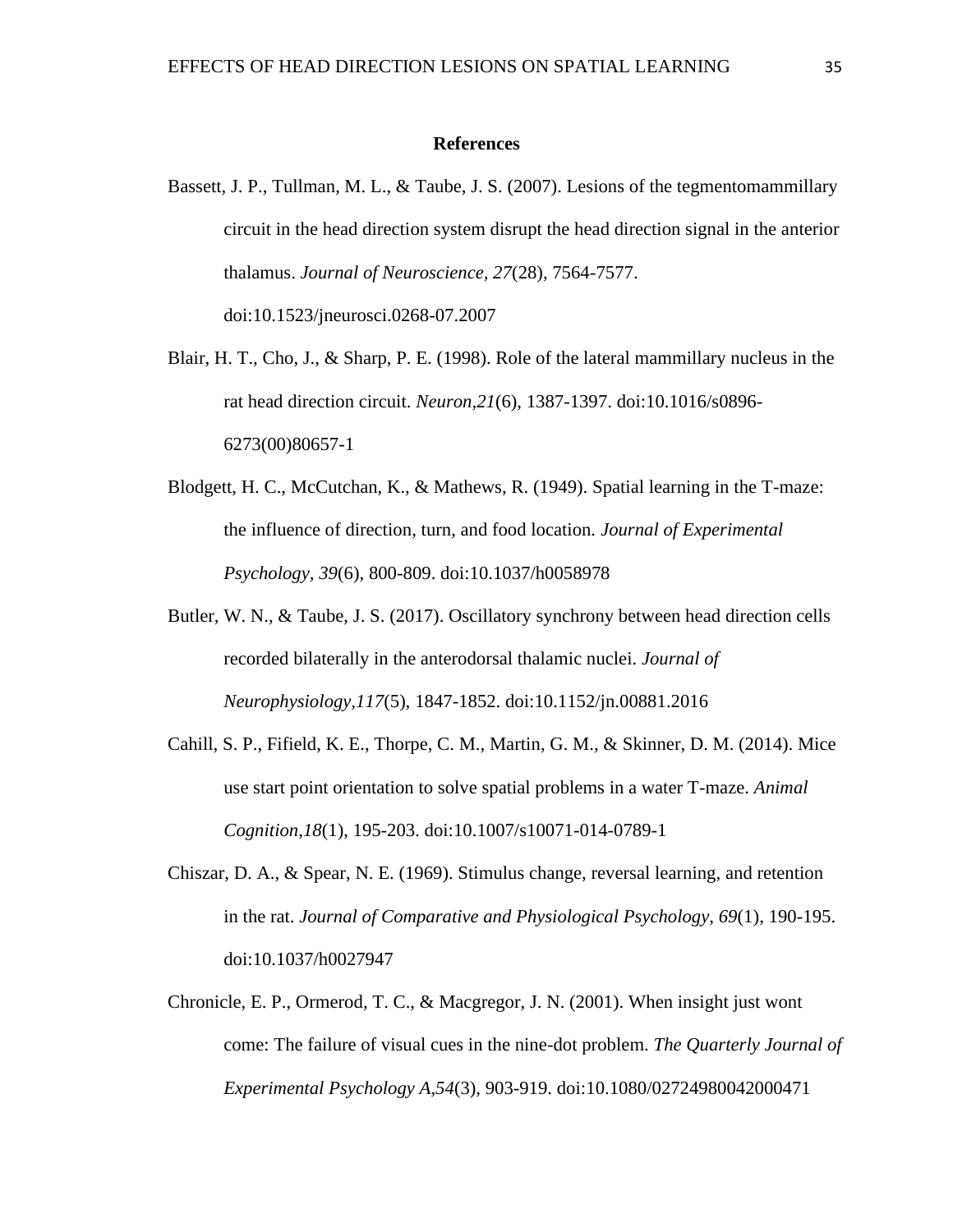# References

Bassett, J. P., Tullman, M. L., & Taube, J. S. (2007). Lesions of the tegmentomammillary circuit in the head direction system disrupt the head direction signal in the anterior thalamus. *Journal of Neuroscience, 27*(28), 7564-7577. doi:10.1523/jneurosci.0268-07.2007

Blair, H. T., Cho, J., & Sharp, P. E. (1998). Role of the lateral mammillary nucleus in the rat head direction circuit. *Neuron,21*(6), 1387-1397. doi:10.1016/s0896-6273(00)80657-1

Blodgett, H. C., McCutchan, K., & Mathews, R. (1949). Spatial learning in the T-maze: the influence of direction, turn, and food location. *Journal of Experimental Psychology, 39*(6), 800-809. doi:10.1037/h0058978

Butler, W. N., & Taube, J. S. (2017). Oscillatory synchrony between head direction cells recorded bilaterally in the anterodorsal thalamic nuclei. *Journal of Neurophysiology,117*(5), 1847-1852. doi:10.1152/jn.00881.2016

Cahill, S. P., Fifield, K. E., Thorpe, C. M., Martin, G. M., & Skinner, D. M. (2014). Mice use start point orientation to solve spatial problems in a water T-maze. *Animal Cognition,18*(1), 195-203. doi:10.1007/s10071-014-0789-1

Chiszar, D. A., & Spear, N. E. (1969). Stimulus change, reversal learning, and retention in the rat. *Journal of Comparative and Physiological Psychology, 69*(1), 190-195. doi:10.1037/h0027947

Chronicle, E. P., Ormerod, T. C., & Macgregor, J. N. (2001). When insight just wont come: The failure of visual cues in the nine-dot problem. *The Quarterly Journal of Experimental Psychology A,54*(3), 903-919. doi:10.1080/02724980042000471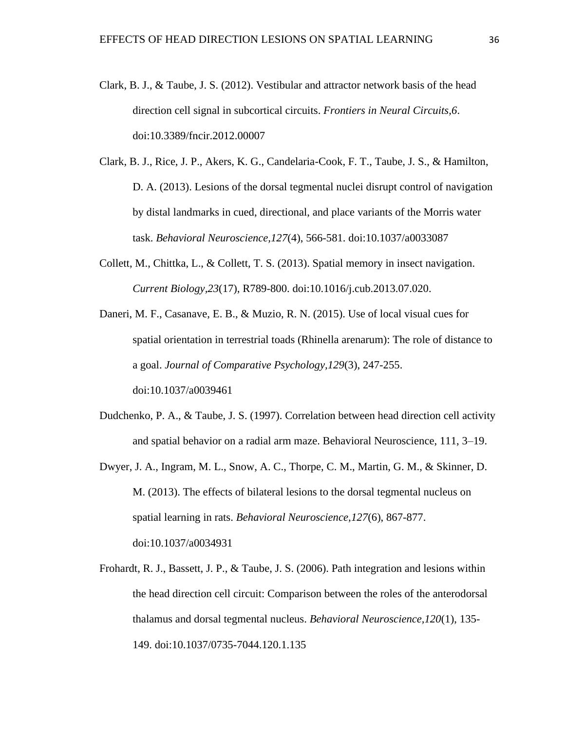Clark, B. J., & Taube, J. S. (2012). Vestibular and attractor network basis of the head direction cell signal in subcortical circuits. *Frontiers in Neural Circuits,6*. doi:10.3389/fncir.2012.00007

Clark, B. J., Rice, J. P., Akers, K. G., Candelaria-Cook, F. T., Taube, J. S., & Hamilton, D. A. (2013). Lesions of the dorsal tegmental nuclei disrupt control of navigation by distal landmarks in cued, directional, and place variants of the Morris water task. *Behavioral Neuroscience,127*(4), 566-581. doi:10.1037/a0033087

Collett, M., Chittka, L., & Collett, T. S. (2013). Spatial memory in insect navigation. *Current Biology*,*23*(17), R789-800. doi:10.1016/j.cub.2013.07.020.

Daneri, M. F., Casanave, E. B., & Muzio, R. N. (2015). Use of local visual cues for spatial orientation in terrestrial toads (Rhinella arenarum): The role of distance to a goal. *Journal of Comparative Psychology*,*129*(3), 247-255. doi:10.1037/a0039461

Dudchenko, P. A., & Taube, J. S. (1997). Correlation between head direction cell activity and spatial behavior on a radial arm maze. Behavioral Neuroscience, 111, 3–19.

Dwyer, J. A., Ingram, M. L., Snow, A. C., Thorpe, C. M., Martin, G. M., & Skinner, D. M. (2013). The effects of bilateral lesions to the dorsal tegmental nucleus on spatial learning in rats. *Behavioral Neuroscience*,*127*(6), 867-877. doi:10.1037/a0034931

Frohardt, R. J., Bassett, J. P., & Taube, J. S. (2006). Path integration and lesions within the head direction cell circuit: Comparison between the roles of the anterodorsal thalamus and dorsal tegmental nucleus. *Behavioral Neuroscience,120*(1), 135-149. doi:10.1037/0735-7044.120.1.135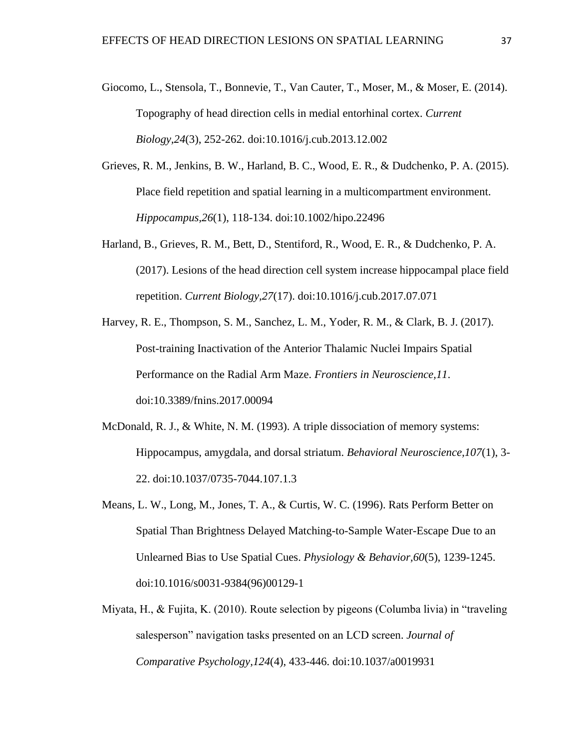Giocomo, L., Stensola, T., Bonnevie, T., Van Cauter, T., Moser, M., & Moser, E. (2014). Topography of head direction cells in medial entorhinal cortex. *Current Biology,24*(3), 252-262. doi:10.1016/j.cub.2013.12.002

Grieves, R. M., Jenkins, B. W., Harland, B. C., Wood, E. R., & Dudchenko, P. A. (2015). Place field repetition and spatial learning in a multicompartment environment. *Hippocampus,26*(1), 118-134. doi:10.1002/hipo.22496

Harland, B., Grieves, R. M., Bett, D., Stentiford, R., Wood, E. R., & Dudchenko, P. A. (2017). Lesions of the head direction cell system increase hippocampal place field repetition. *Current Biology,27*(17). doi:10.1016/j.cub.2017.07.071

Harvey, R. E., Thompson, S. M., Sanchez, L. M., Yoder, R. M., & Clark, B. J. (2017). Post-training Inactivation of the Anterior Thalamic Nuclei Impairs Spatial Performance on the Radial Arm Maze. *Frontiers in Neuroscience,11*. doi:10.3389/fnins.2017.00094

McDonald, R. J., & White, N. M. (1993). A triple dissociation of memory systems: Hippocampus, amygdala, and dorsal striatum. *Behavioral Neuroscience,107*(1), 3-22. doi:10.1037/0735-7044.107.1.3

Means, L. W., Long, M., Jones, T. A., & Curtis, W. C. (1996). Rats Perform Better on Spatial Than Brightness Delayed Matching-to-Sample Water-Escape Due to an Unlearned Bias to Use Spatial Cues. *Physiology & Behavior,60*(5), 1239-1245. doi:10.1016/s0031-9384(96)00129-1

Miyata, H., & Fujita, K. (2010). Route selection by pigeons (Columba livia) in "traveling salesperson" navigation tasks presented on an LCD screen. *Journal of Comparative Psychology,124*(4), 433-446. doi:10.1037/a0019931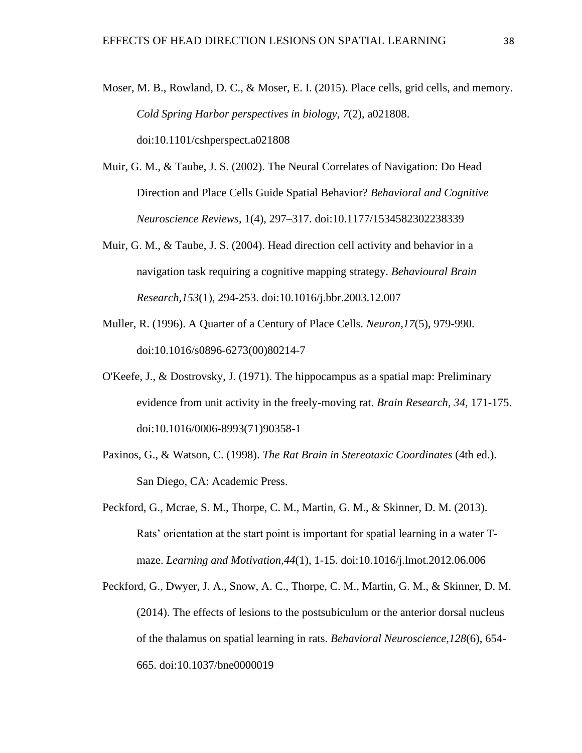Moser, M. B., Rowland, D. C., & Moser, E. I. (2015). Place cells, grid cells, and memory. *Cold Spring Harbor perspectives in biology*, *7*(2), a021808. doi:10.1101/cshperspect.a021808

Muir, G. M., & Taube, J. S. (2002). The Neural Correlates of Navigation: Do Head Direction and Place Cells Guide Spatial Behavior? *Behavioral and Cognitive Neuroscience Reviews*, 1(4), 297–317. doi:10.1177/1534582302238339

Muir, G. M., & Taube, J. S. (2004). Head direction cell activity and behavior in a navigation task requiring a cognitive mapping strategy. *Behavioural Brain Research,153*(1), 294-253. doi:10.1016/j.bbr.2003.12.007

Muller, R. (1996). A Quarter of a Century of Place Cells. *Neuron,17*(5), 979-990. doi:10.1016/s0896-6273(00)80214-7

O'Keefe, J., & Dostrovsky, J. (1971). The hippocampus as a spatial map: Preliminary evidence from unit activity in the freely-moving rat. *Brain Research, 34,* 171-175. doi:10.1016/0006-8993(71)90358-1

Paxinos, G., & Watson, C. (1998). *The Rat Brain in Stereotaxic Coordinates* (4th ed.). San Diego, CA: Academic Press.

Peckford, G., Mcrae, S. M., Thorpe, C. M., Martin, G. M., & Skinner, D. M. (2013). Rats' orientation at the start point is important for spatial learning in a water T-maze. *Learning and Motivation,44*(1), 1-15. doi:10.1016/j.lmot.2012.06.006

Peckford, G., Dwyer, J. A., Snow, A. C., Thorpe, C. M., Martin, G. M., & Skinner, D. M. (2014). The effects of lesions to the postsubiculum or the anterior dorsal nucleus of the thalamus on spatial learning in rats. *Behavioral Neuroscience,128*(6), 654-665. doi:10.1037/bne0000019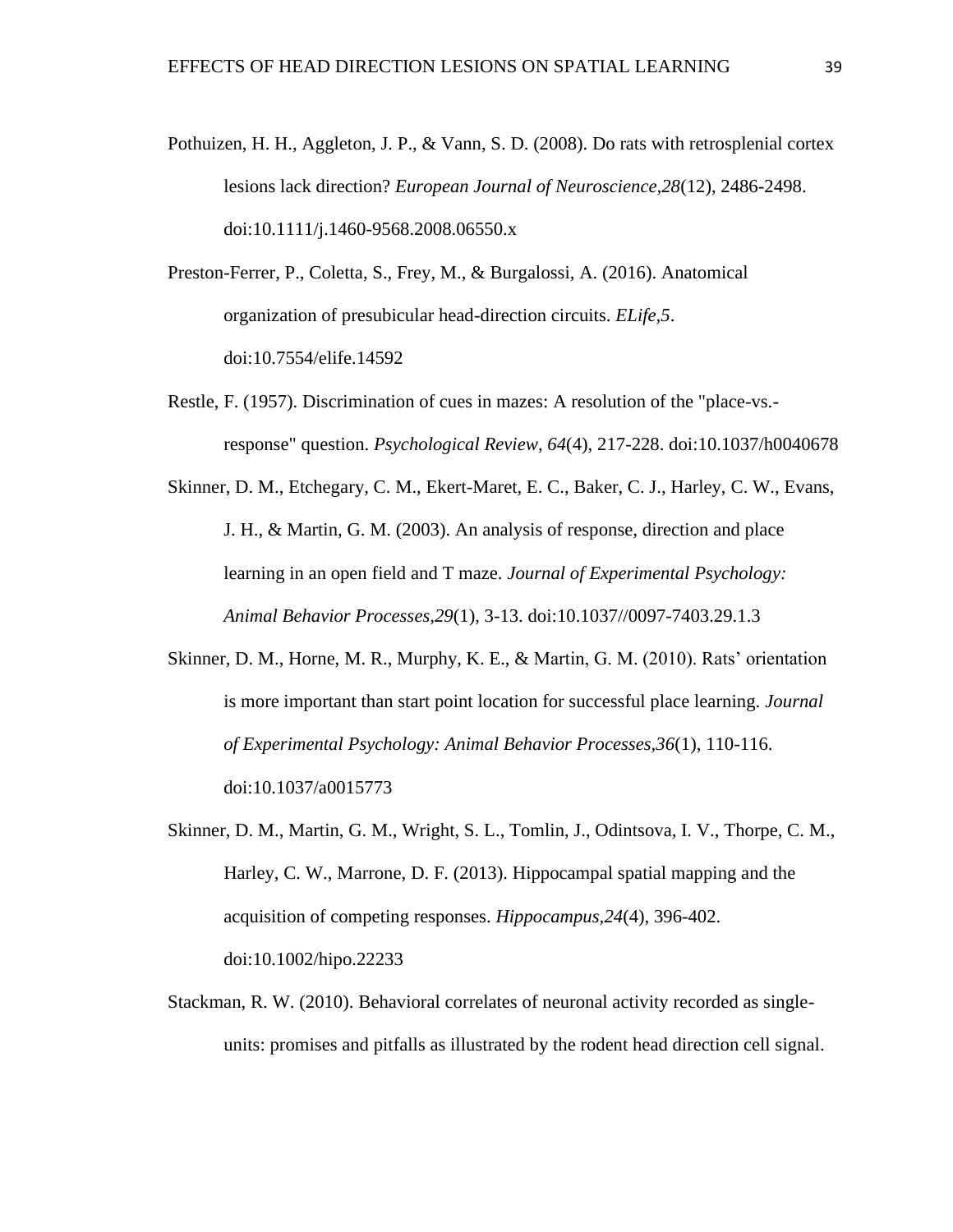Pothuizen, H. H., Aggleton, J. P., & Vann, S. D. (2008). Do rats with retrosplenial cortex lesions lack direction? *European Journal of Neuroscience,28*(12), 2486-2498. doi:10.1111/j.1460-9568.2008.06550.x

Preston-Ferrer, P., Coletta, S., Frey, M., & Burgalossi, A. (2016). Anatomical organization of presubicular head-direction circuits. *ELife,5*. doi:10.7554/elife.14592

Restle, F. (1957). Discrimination of cues in mazes: A resolution of the "place-vs.-response" question. *Psychological Review, 64*(4), 217-228. doi:10.1037/h0040678

Skinner, D. M., Etchegary, C. M., Ekert-Maret, E. C., Baker, C. J., Harley, C. W., Evans, J. H., & Martin, G. M. (2003). An analysis of response, direction and place learning in an open field and T maze. *Journal of Experimental Psychology: Animal Behavior Processes,29*(1), 3-13. doi:10.1037//0097-7403.29.1.3

Skinner, D. M., Horne, M. R., Murphy, K. E., & Martin, G. M. (2010). Rats' orientation is more important than start point location for successful place learning. *Journal of Experimental Psychology: Animal Behavior Processes,36*(1), 110-116. doi:10.1037/a0015773

Skinner, D. M., Martin, G. M., Wright, S. L., Tomlin, J., Odintsova, I. V., Thorpe, C. M., Harley, C. W., Marrone, D. F. (2013). Hippocampal spatial mapping and the acquisition of competing responses. *Hippocampus,24*(4), 396-402. doi:10.1002/hipo.22233

Stackman, R. W. (2010). Behavioral correlates of neuronal activity recorded as single-units: promises and pitfalls as illustrated by the rodent head direction cell signal.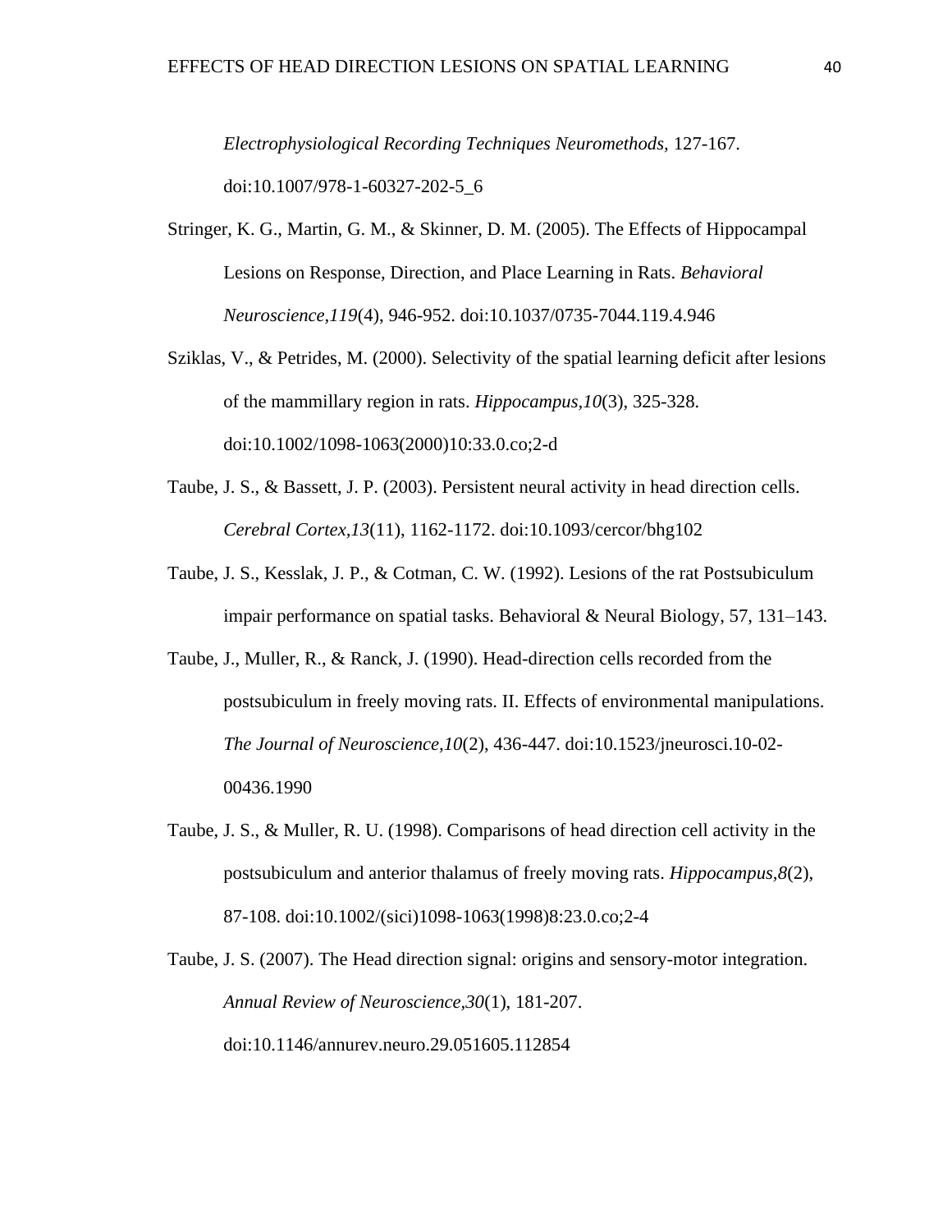*Electrophysiological Recording Techniques Neuromethods*, 127-167. doi:10.1007/978-1-60327-202-5_6

Stringer, K. G., Martin, G. M., & Skinner, D. M. (2005). The Effects of Hippocampal Lesions on Response, Direction, and Place Learning in Rats. *Behavioral Neuroscience,119*(4), 946-952. doi:10.1037/0735-7044.119.4.946

Sziklas, V., & Petrides, M. (2000). Selectivity of the spatial learning deficit after lesions of the mammillary region in rats. *Hippocampus,10*(3), 325-328. doi:10.1002/1098-1063(2000)10:33.0.co;2-d

Taube, J. S., & Bassett, J. P. (2003). Persistent neural activity in head direction cells. *Cerebral Cortex,13*(11), 1162-1172. doi:10.1093/cercor/bhg102

Taube, J. S., Kesslak, J. P., & Cotman, C. W. (1992). Lesions of the rat Postsubiculum impair performance on spatial tasks. Behavioral & Neural Biology, 57, 131–143.

Taube, J., Muller, R., & Ranck, J. (1990). Head-direction cells recorded from the postsubiculum in freely moving rats. II. Effects of environmental manipulations. *The Journal of Neuroscience,10*(2), 436-447. doi:10.1523/jneurosci.10-02-00436.1990

Taube, J. S., & Muller, R. U. (1998). Comparisons of head direction cell activity in the postsubiculum and anterior thalamus of freely moving rats. *Hippocampus,8*(2), 87-108. doi:10.1002/(sici)1098-1063(1998)8:23.0.co;2-4

Taube, J. S. (2007). The Head direction signal: origins and sensory-motor integration. *Annual Review of Neuroscience,30*(1), 181-207. doi:10.1146/annurev.neuro.29.051605.112854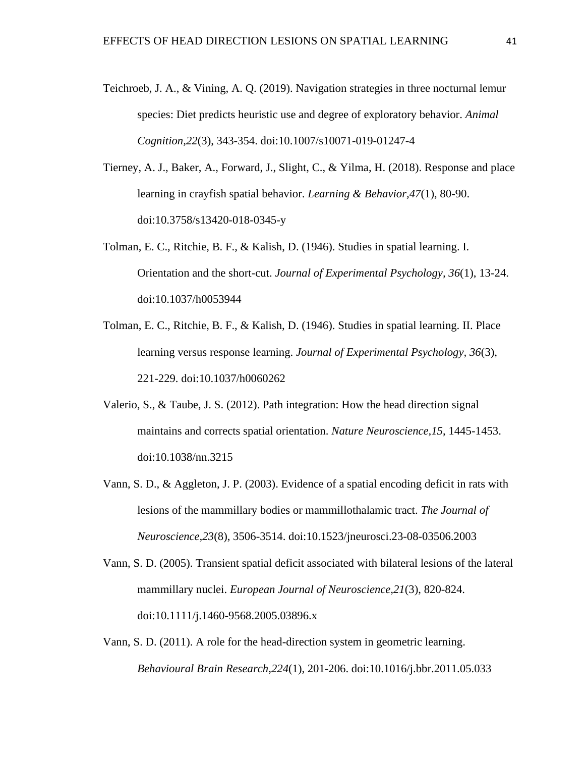Teichroeb, J. A., & Vining, A. Q. (2019). Navigation strategies in three nocturnal lemur species: Diet predicts heuristic use and degree of exploratory behavior. *Animal Cognition,22*(3), 343-354. doi:10.1007/s10071-019-01247-4

Tierney, A. J., Baker, A., Forward, J., Slight, C., & Yilma, H. (2018). Response and place learning in crayfish spatial behavior. *Learning & Behavior,47*(1), 80-90. doi:10.3758/s13420-018-0345-y

Tolman, E. C., Ritchie, B. F., & Kalish, D. (1946). Studies in spatial learning. I. Orientation and the short-cut. *Journal of Experimental Psychology, 36*(1), 13-24. doi:10.1037/h0053944

Tolman, E. C., Ritchie, B. F., & Kalish, D. (1946). Studies in spatial learning. II. Place learning versus response learning. *Journal of Experimental Psychology, 36*(3), 221-229. doi:10.1037/h0060262

Valerio, S., & Taube, J. S. (2012). Path integration: How the head direction signal maintains and corrects spatial orientation. *Nature Neuroscience,15*, 1445-1453. doi:10.1038/nn.3215

Vann, S. D., & Aggleton, J. P. (2003). Evidence of a spatial encoding deficit in rats with lesions of the mammillary bodies or mammillothalamic tract. *The Journal of Neuroscience,23*(8), 3506-3514. doi:10.1523/jneurosci.23-08-03506.2003

Vann, S. D. (2005). Transient spatial deficit associated with bilateral lesions of the lateral mammillary nuclei. *European Journal of Neuroscience,21*(3), 820-824. doi:10.1111/j.1460-9568.2005.03896.x

Vann, S. D. (2011). A role for the head-direction system in geometric learning. *Behavioural Brain Research,224*(1), 201-206. doi:10.1016/j.bbr.2011.05.033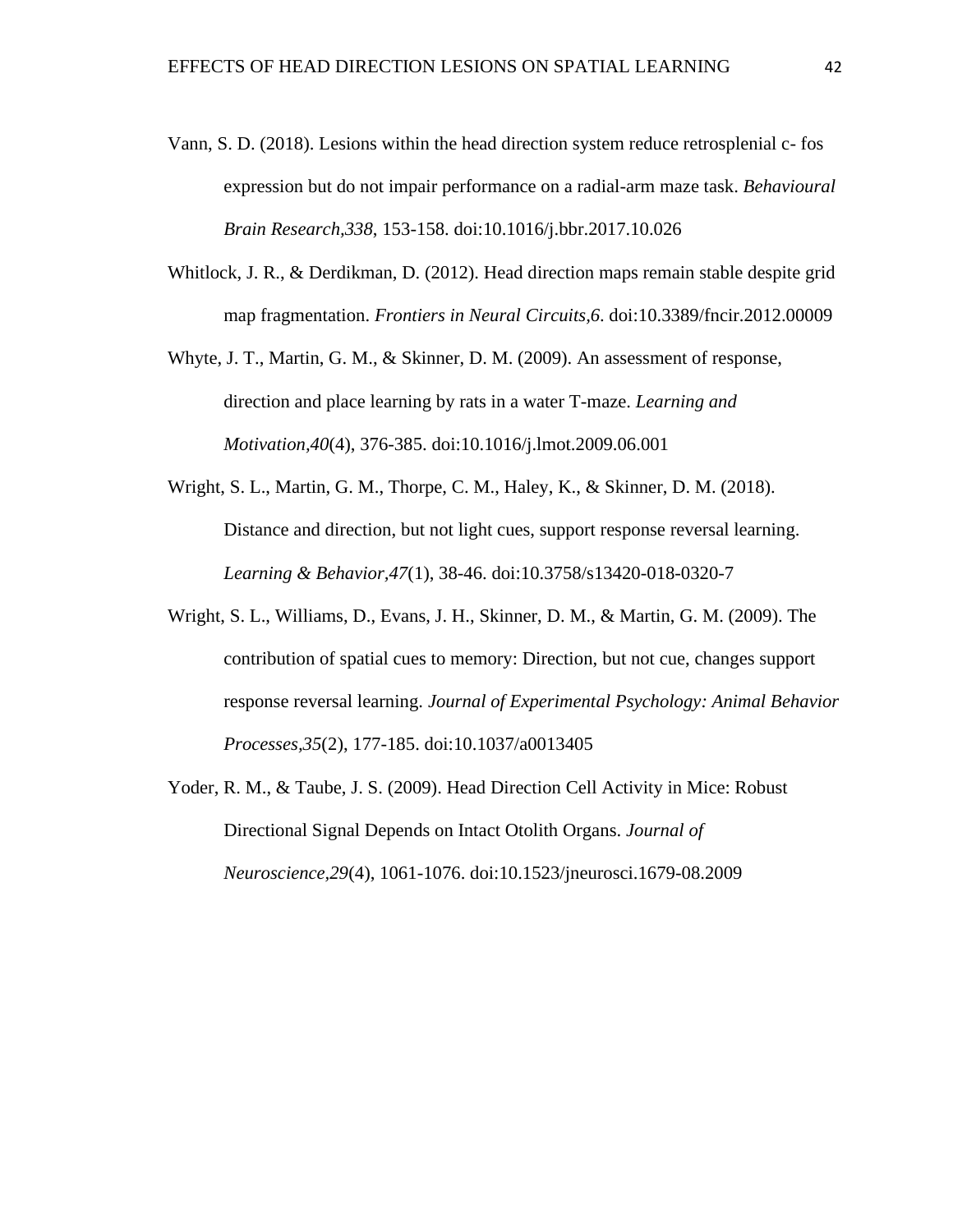Vann, S. D. (2018). Lesions within the head direction system reduce retrosplenial c- fos expression but do not impair performance on a radial-arm maze task. *Behavioural Brain Research,338*, 153-158. doi:10.1016/j.bbr.2017.10.026

Whitlock, J. R., & Derdikman, D. (2012). Head direction maps remain stable despite grid map fragmentation. *Frontiers in Neural Circuits,6*. doi:10.3389/fncir.2012.00009

Whyte, J. T., Martin, G. M., & Skinner, D. M. (2009). An assessment of response, direction and place learning by rats in a water T-maze. *Learning and Motivation,40*(4), 376-385. doi:10.1016/j.lmot.2009.06.001

Wright, S. L., Martin, G. M., Thorpe, C. M., Haley, K., & Skinner, D. M. (2018). Distance and direction, but not light cues, support response reversal learning. *Learning & Behavior,47*(1), 38-46. doi:10.3758/s13420-018-0320-7

Wright, S. L., Williams, D., Evans, J. H., Skinner, D. M., & Martin, G. M. (2009). The contribution of spatial cues to memory: Direction, but not cue, changes support response reversal learning. *Journal of Experimental Psychology: Animal Behavior Processes,35*(2), 177-185. doi:10.1037/a0013405

Yoder, R. M., & Taube, J. S. (2009). Head Direction Cell Activity in Mice: Robust Directional Signal Depends on Intact Otolith Organs. *Journal of Neuroscience,29*(4), 1061-1076. doi:10.1523/jneurosci.1679-08.2009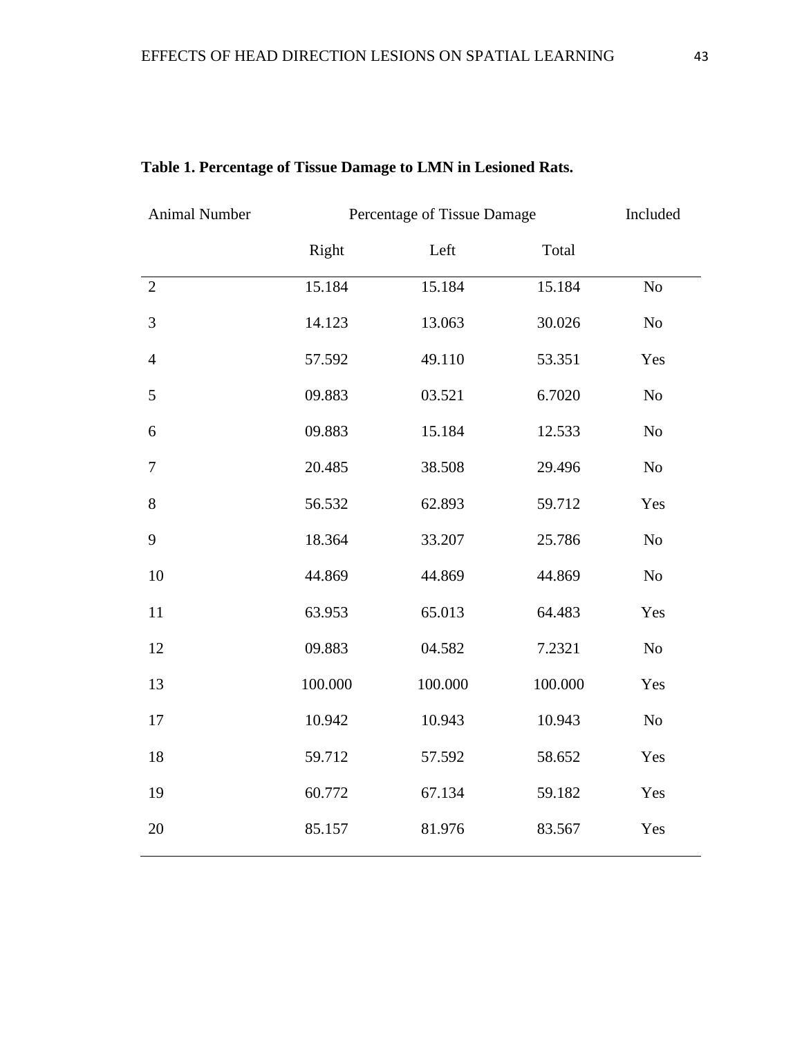**Table 1. Percentage of Tissue Damage to LMN in Lesioned Rats.**

| Animal Number | Percentage of Tissue Damage | | | Included |
|---|---|---|---|---|
| | Right | Left | Total | |
| 2 | 15.184 | 15.184 | 15.184 | No |
| 3 | 14.123 | 13.063 | 30.026 | No |
| 4 | 57.592 | 49.110 | 53.351 | Yes |
| 5 | 09.883 | 03.521 | 6.7020 | No |
| 6 | 09.883 | 15.184 | 12.533 | No |
| 7 | 20.485 | 38.508 | 29.496 | No |
| 8 | 56.532 | 62.893 | 59.712 | Yes |
| 9 | 18.364 | 33.207 | 25.786 | No |
| 10 | 44.869 | 44.869 | 44.869 | No |
| 11 | 63.953 | 65.013 | 64.483 | Yes |
| 12 | 09.883 | 04.582 | 7.2321 | No |
| 13 | 100.000 | 100.000 | 100.000 | Yes |
| 17 | 10.942 | 10.943 | 10.943 | No |
| 18 | 59.712 | 57.592 | 58.652 | Yes |
| 19 | 60.772 | 67.134 | 59.182 | Yes |
| 20 | 85.157 | 81.976 | 83.567 | Yes |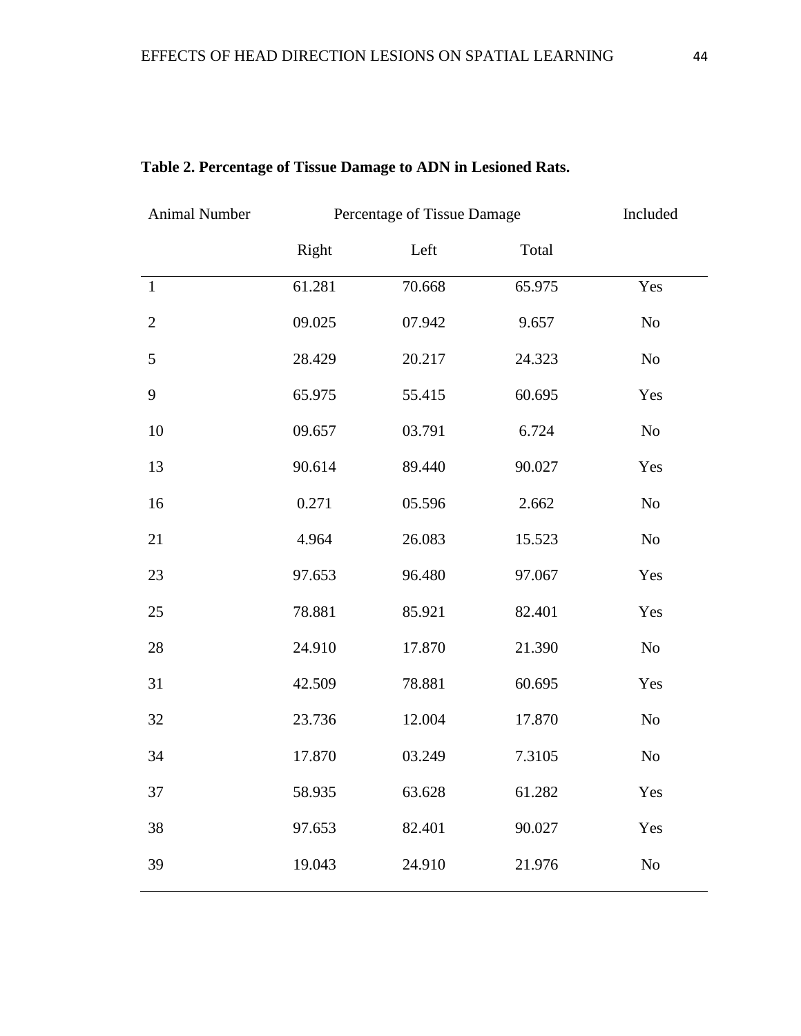**Table 2. Percentage of Tissue Damage to ADN in Lesioned Rats.**

| Animal Number | Percentage of Tissue Damage | | | Included |
|---|---|---|---|---|
| | Right | Left | Total | |
| 1 | 61.281 | 70.668 | 65.975 | Yes |
| 2 | 09.025 | 07.942 | 9.657 | No |
| 5 | 28.429 | 20.217 | 24.323 | No |
| 9 | 65.975 | 55.415 | 60.695 | Yes |
| 10 | 09.657 | 03.791 | 6.724 | No |
| 13 | 90.614 | 89.440 | 90.027 | Yes |
| 16 | 0.271 | 05.596 | 2.662 | No |
| 21 | 4.964 | 26.083 | 15.523 | No |
| 23 | 97.653 | 96.480 | 97.067 | Yes |
| 25 | 78.881 | 85.921 | 82.401 | Yes |
| 28 | 24.910 | 17.870 | 21.390 | No |
| 31 | 42.509 | 78.881 | 60.695 | Yes |
| 32 | 23.736 | 12.004 | 17.870 | No |
| 34 | 17.870 | 03.249 | 7.3105 | No |
| 37 | 58.935 | 63.628 | 61.282 | Yes |
| 38 | 97.653 | 82.401 | 90.027 | Yes |
| 39 | 19.043 | 24.910 | 21.976 | No |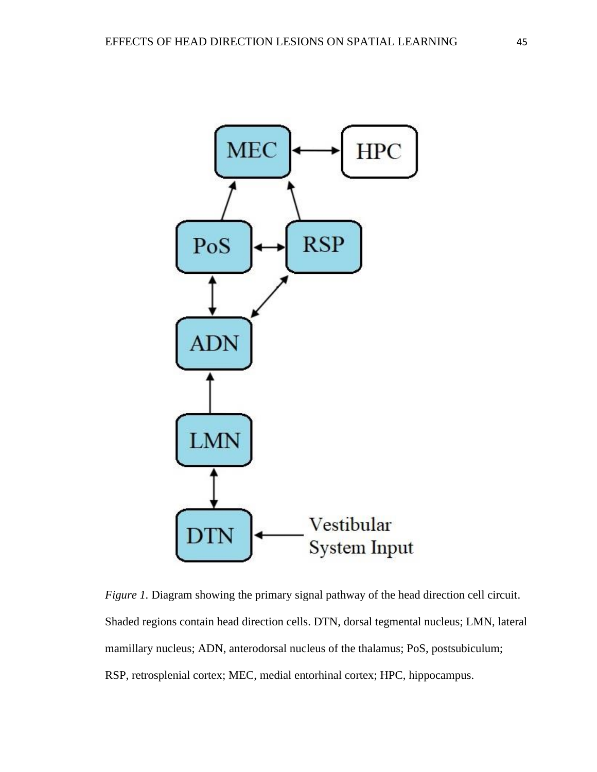*Figure 1.* Diagram showing the primary signal pathway of the head direction cell circuit. Shaded regions contain head direction cells. DTN, dorsal tegmental nucleus; LMN, lateral mamillary nucleus; ADN, anterodorsal nucleus of the thalamus; PoS, postsubiculum; RSP, retrosplenial cortex; MEC, medial entorhinal cortex; HPC, hippocampus.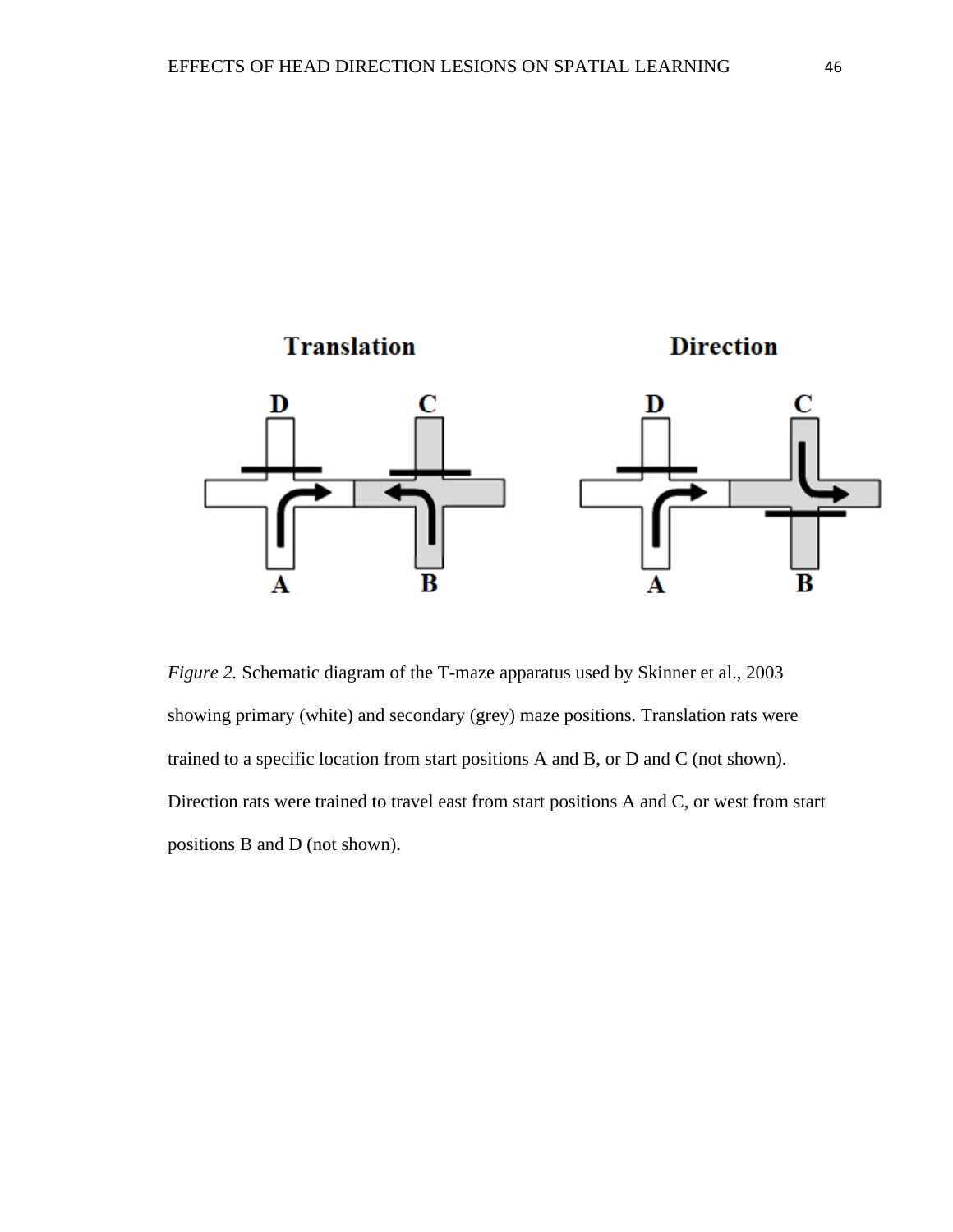*Figure 2.* Schematic diagram of the T-maze apparatus used by Skinner et al., 2003 showing primary (white) and secondary (grey) maze positions. Translation rats were trained to a specific location from start positions A and B, or D and C (not shown). Direction rats were trained to travel east from start positions A and C, or west from start positions B and D (not shown).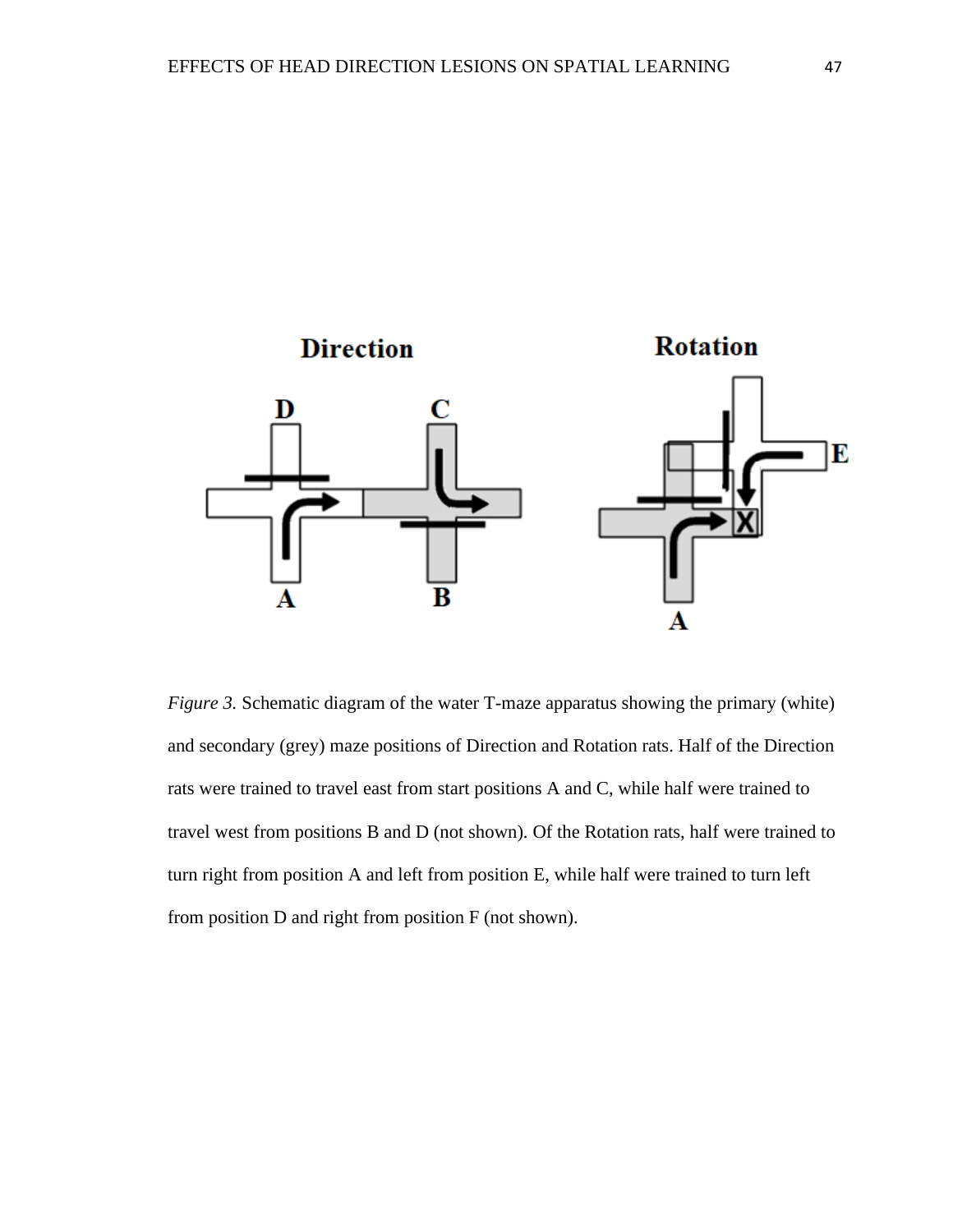*Figure 3.* Schematic diagram of the water T-maze apparatus showing the primary (white) and secondary (grey) maze positions of Direction and Rotation rats. Half of the Direction rats were trained to travel east from start positions A and C, while half were trained to travel west from positions B and D (not shown). Of the Rotation rats, half were trained to turn right from position A and left from position E, while half were trained to turn left from position D and right from position F (not shown).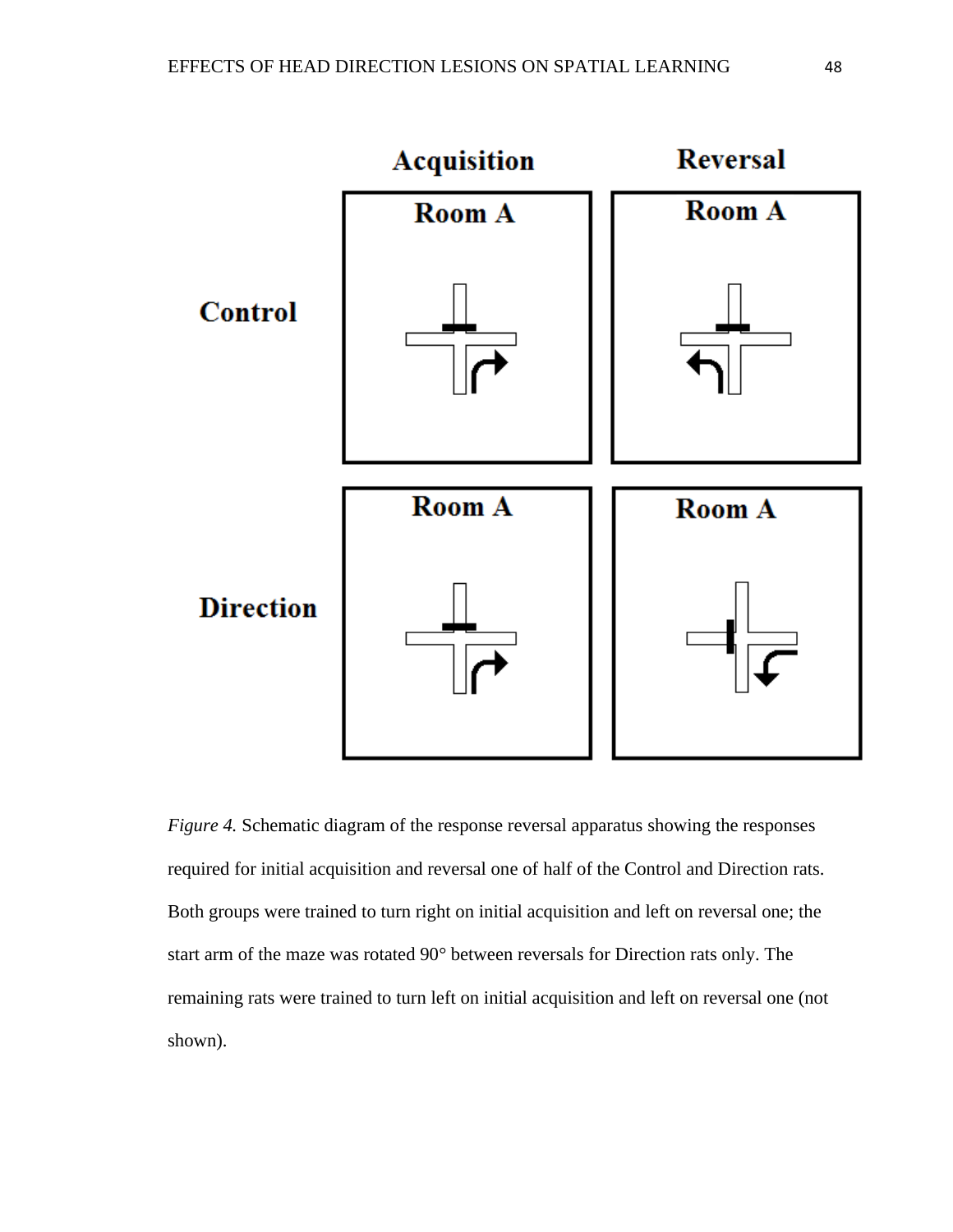*Figure 4.* Schematic diagram of the response reversal apparatus showing the responses required for initial acquisition and reversal one of half of the Control and Direction rats. Both groups were trained to turn right on initial acquisition and left on reversal one; the start arm of the maze was rotated 90° between reversals for Direction rats only. The remaining rats were trained to turn left on initial acquisition and left on reversal one (not shown).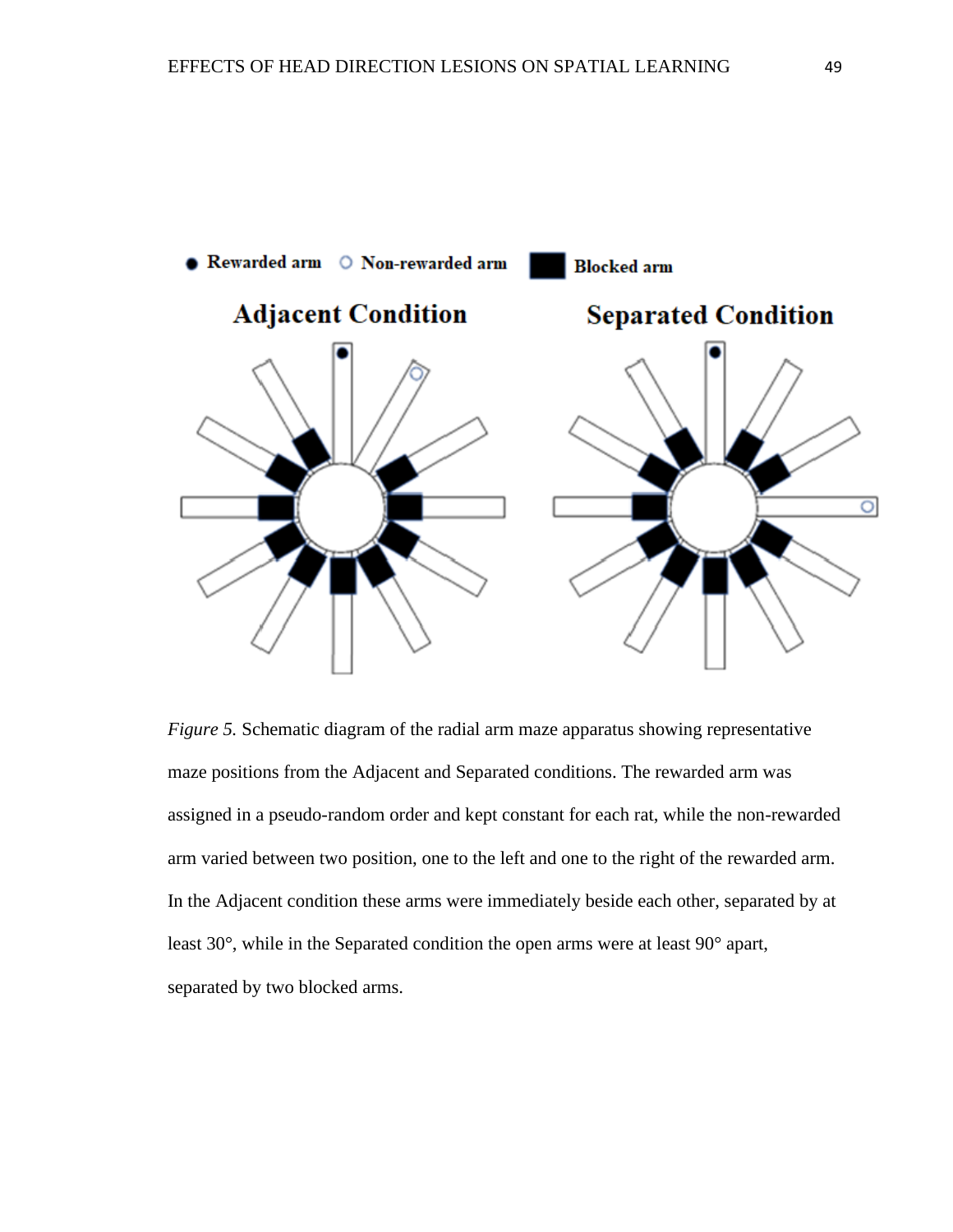Figure 5. Schematic diagram of the radial arm maze apparatus showing representative maze positions from the Adjacent and Separated conditions. The rewarded arm was assigned in a pseudo-random order and kept constant for each rat, while the non-rewarded arm varied between two position, one to the left and one to the right of the rewarded arm. In the Adjacent condition these arms were immediately beside each other, separated by at least 30°, while in the Separated condition the open arms were at least 90° apart, separated by two blocked arms.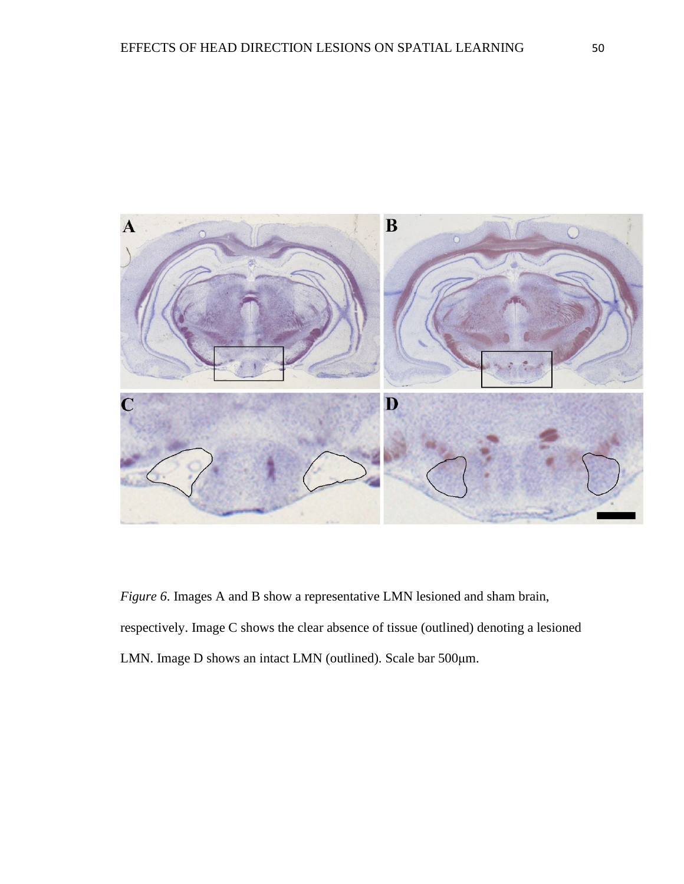*Figure 6*. Images A and B show a representative LMN lesioned and sham brain, respectively. Image C shows the clear absence of tissue (outlined) denoting a lesioned LMN. Image D shows an intact LMN (outlined). Scale bar 500μm.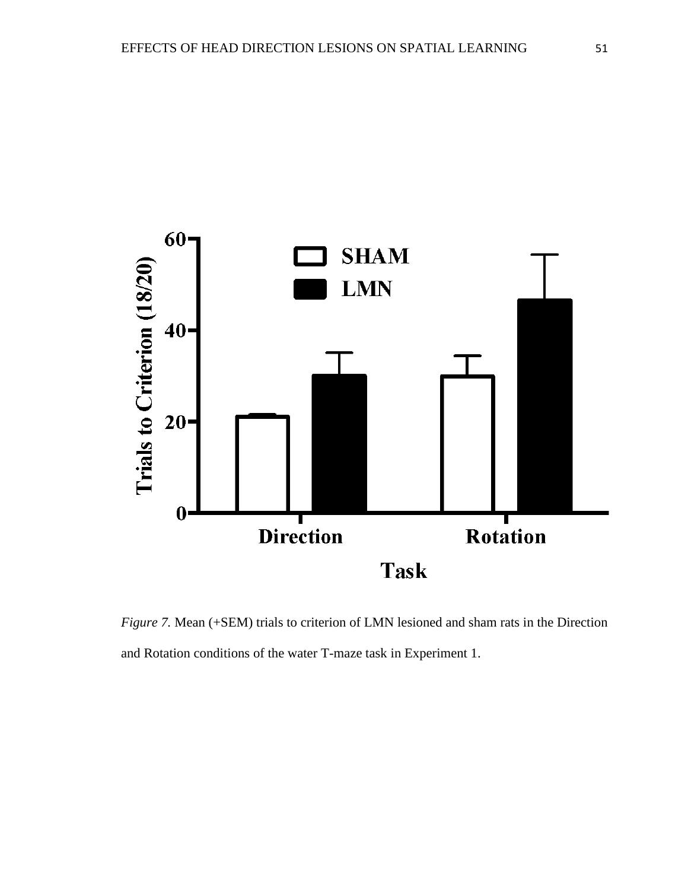*Figure 7.* Mean (+SEM) trials to criterion of LMN lesioned and sham rats in the Direction and Rotation conditions of the water T-maze task in Experiment 1.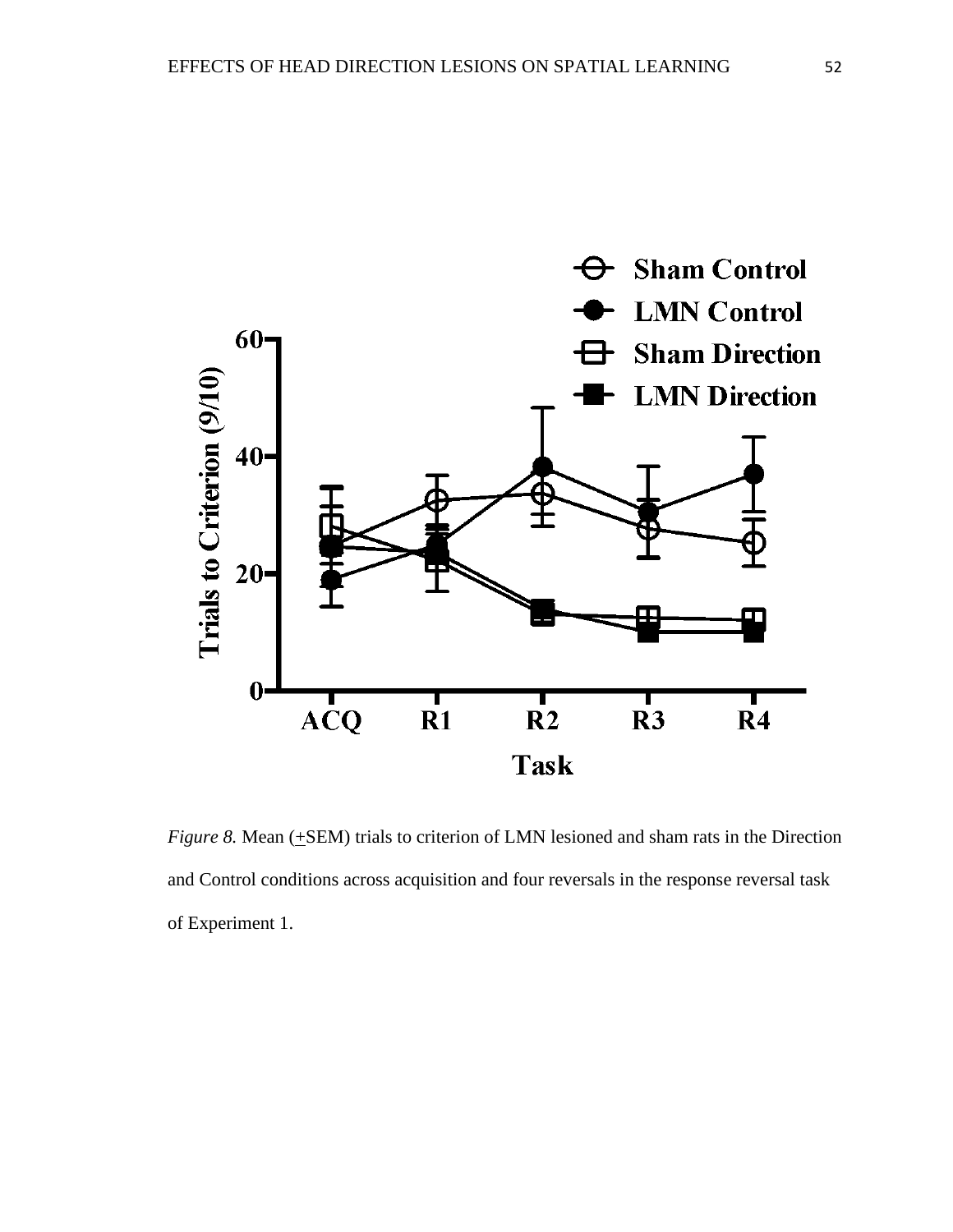*Figure 8.* Mean (+SEM) trials to criterion of LMN lesioned and sham rats in the Direction and Control conditions across acquisition and four reversals in the response reversal task of Experiment 1.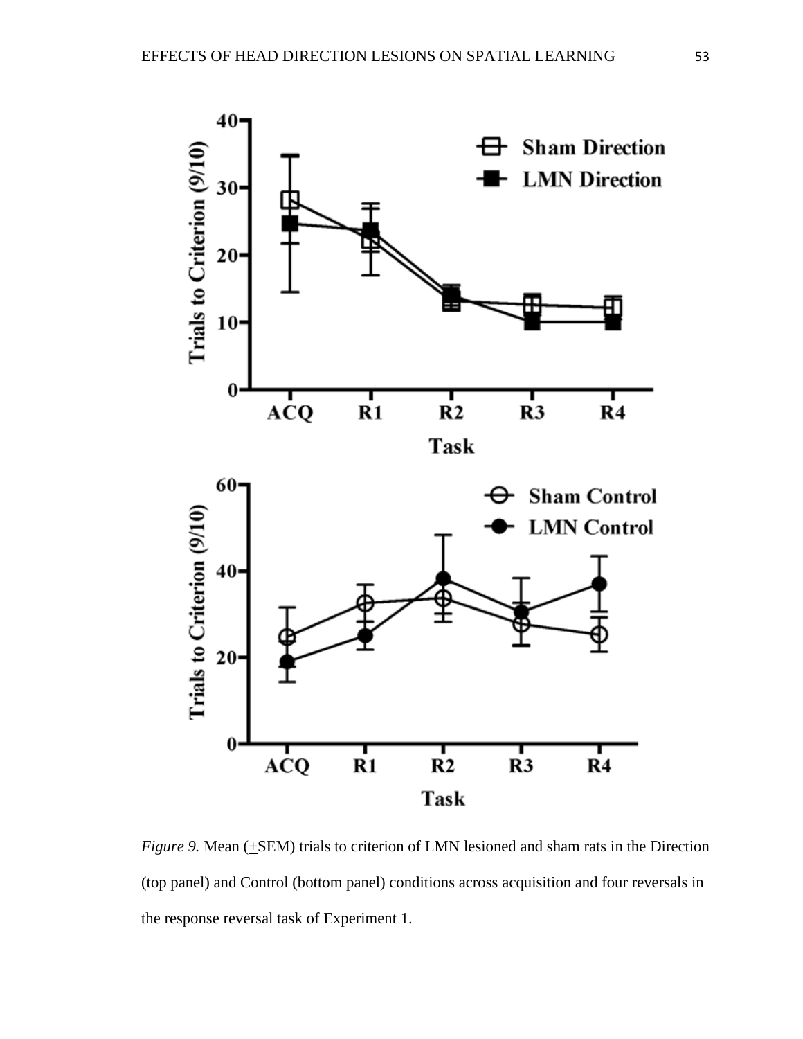*Figure 9.* Mean (+SEM) trials to criterion of LMN lesioned and sham rats in the Direction (top panel) and Control (bottom panel) conditions across acquisition and four reversals in the response reversal task of Experiment 1.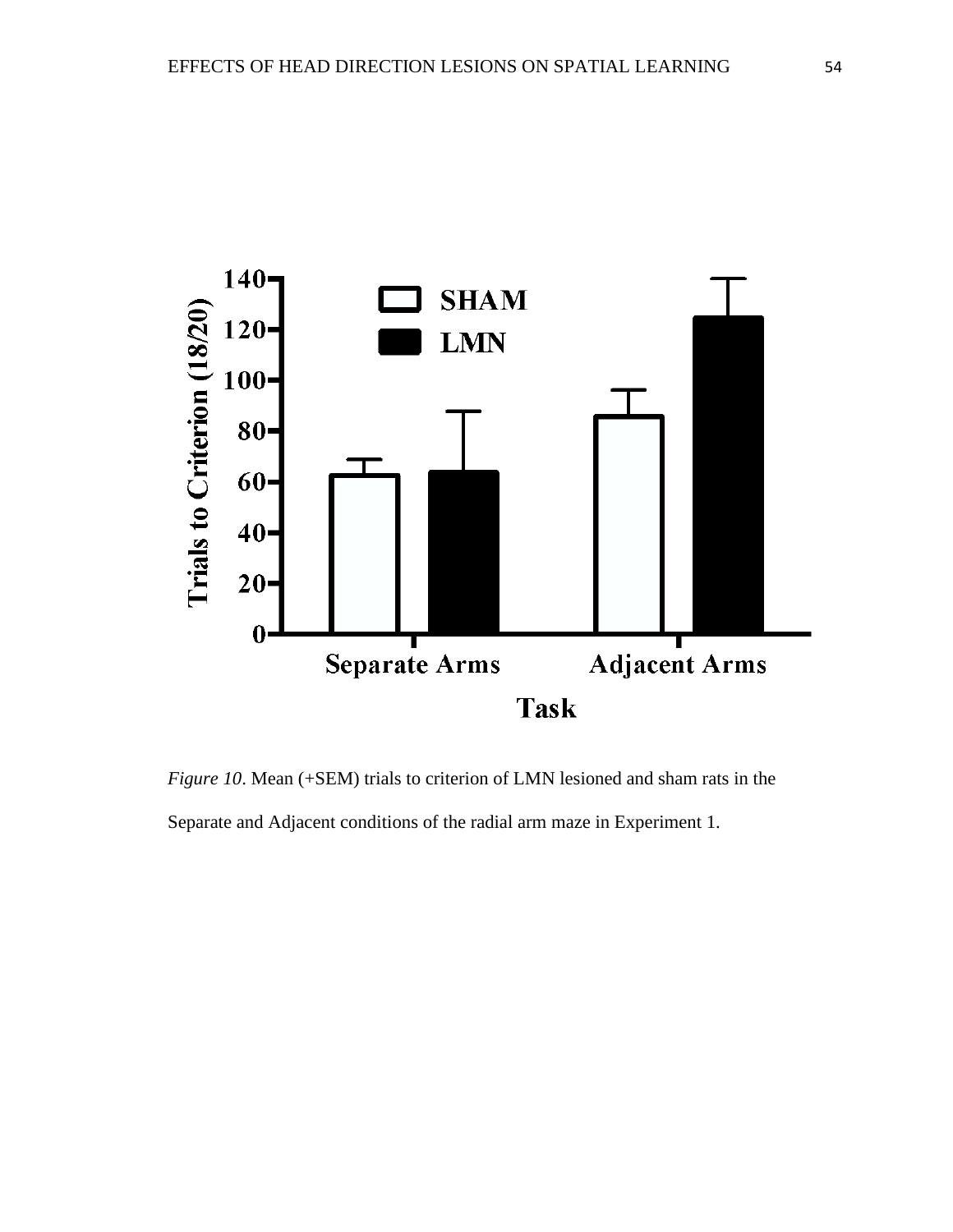*Figure 10*. Mean (+SEM) trials to criterion of LMN lesioned and sham rats in the Separate and Adjacent conditions of the radial arm maze in Experiment 1.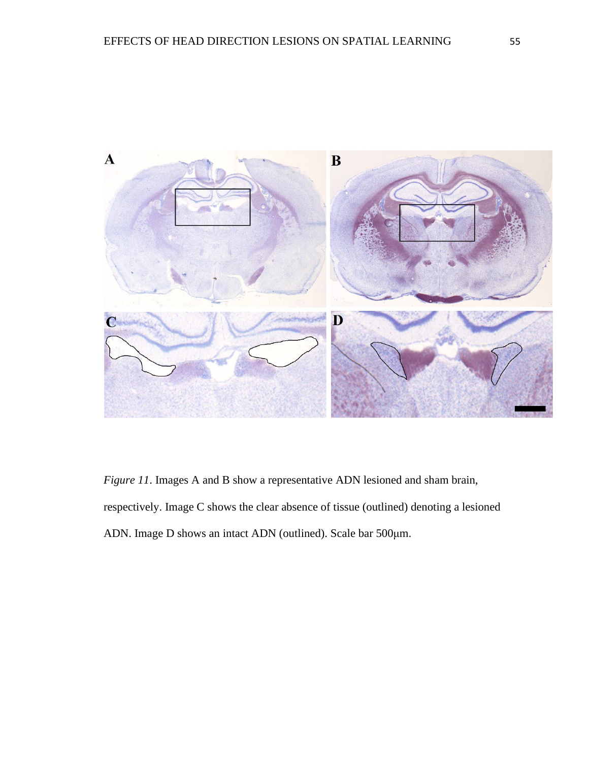*Figure 11*. Images A and B show a representative ADN lesioned and sham brain, respectively. Image C shows the clear absence of tissue (outlined) denoting a lesioned ADN. Image D shows an intact ADN (outlined). Scale bar 500μm.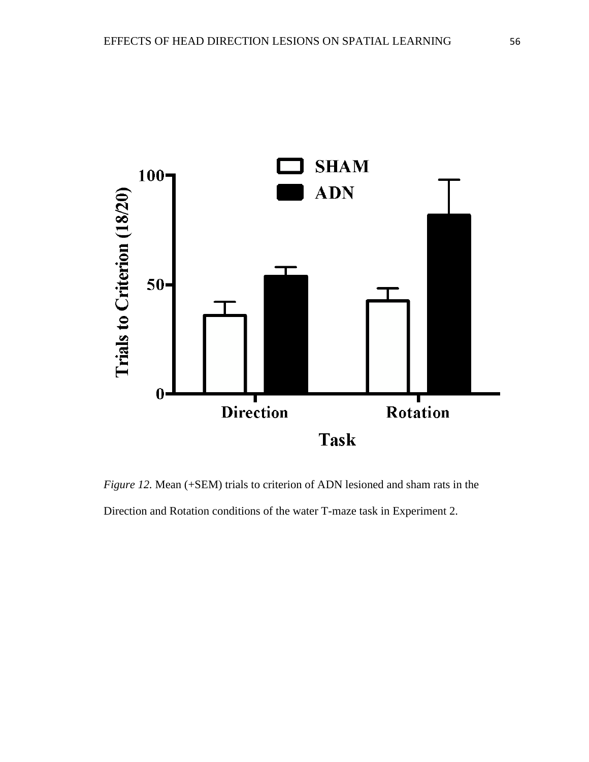*Figure 12.* Mean (+SEM) trials to criterion of ADN lesioned and sham rats in the Direction and Rotation conditions of the water T-maze task in Experiment 2.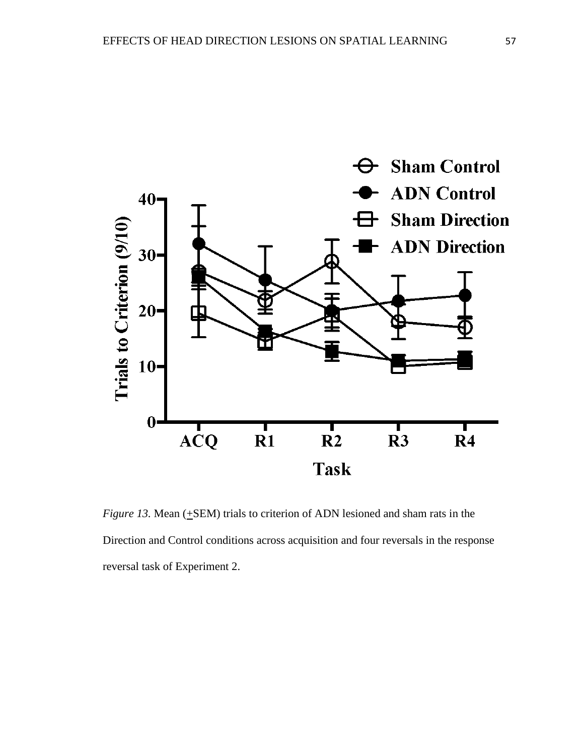*Figure 13.* Mean (±SEM) trials to criterion of ADN lesioned and sham rats in the Direction and Control conditions across acquisition and four reversals in the response reversal task of Experiment 2.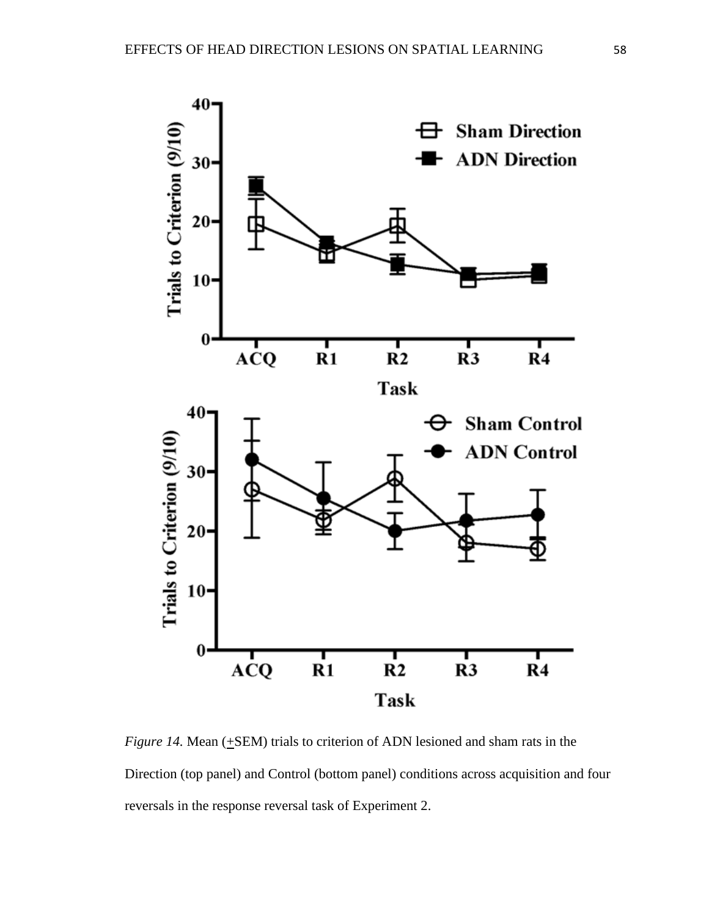*Figure 14.* Mean (+SEM) trials to criterion of ADN lesioned and sham rats in the Direction (top panel) and Control (bottom panel) conditions across acquisition and four reversals in the response reversal task of Experiment 2.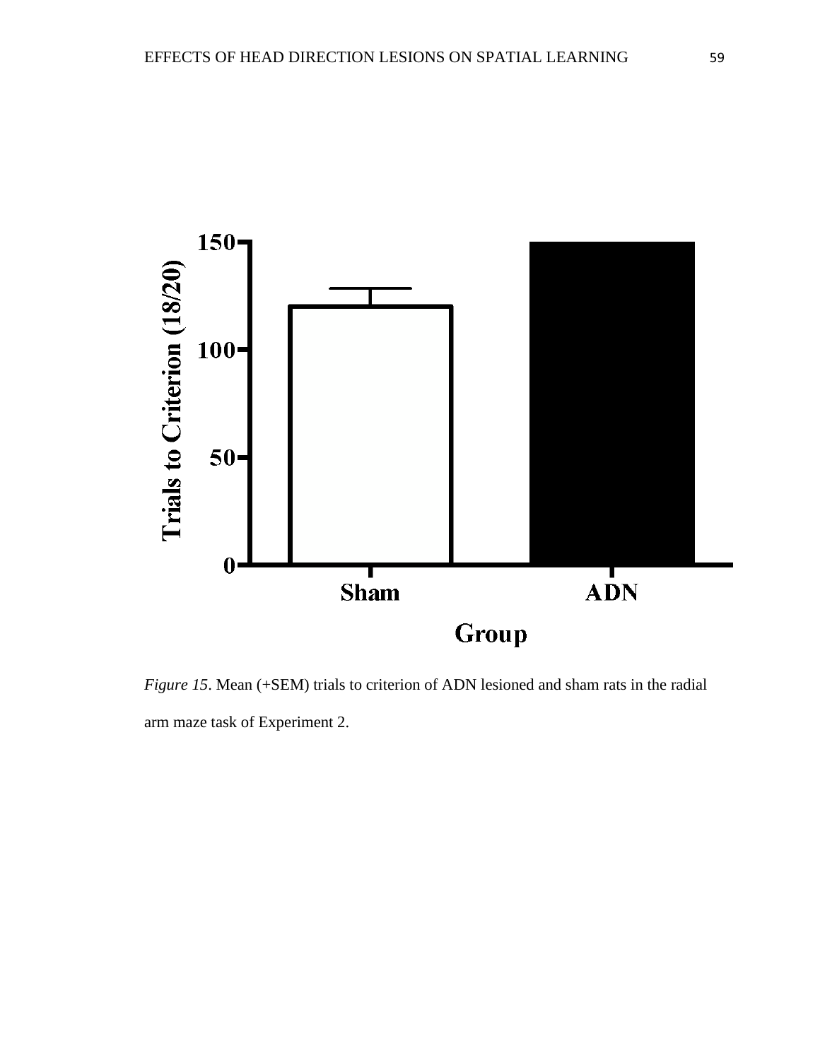150

100

50

0

Trials to Criterion (18/20)

Sham

ADN

Group

*Figure 15*. Mean (+SEM) trials to criterion of ADN lesioned and sham rats in the radial arm maze task of Experiment 2.